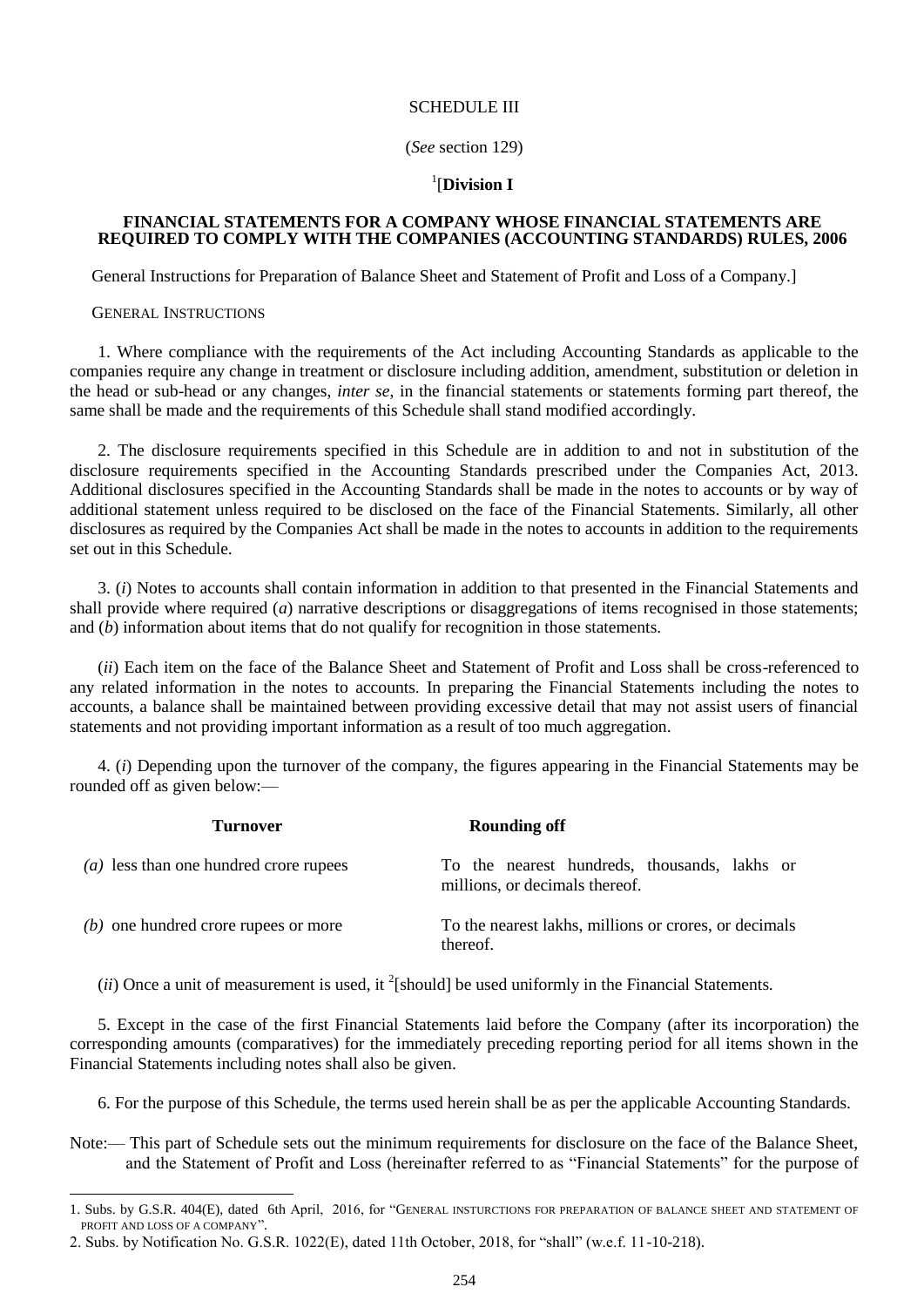# SCHEDULE III

(*See* section 129)

[1][**Division I**

## FINANCIAL STATEMENTS FOR A COMPANY WHOSE FINANCIAL STATEMENTS ARE REQUIRED TO COMPLY WITH THE COMPANIES (ACCOUNTING STANDARDS) RULES, 2006

General Instructions for Preparation of Balance Sheet and Statement of Profit and Loss of a Company.]

GENERAL INSTRUCTIONS

1. Where compliance with the requirements of the Act including Accounting Standards as applicable to the companies require any change in treatment or disclosure including addition, amendment, substitution or deletion in the head or sub-head or any changes, *inter se*, in the financial statements or statements forming part thereof, the same shall be made and the requirements of this Schedule shall stand modified accordingly.

2. The disclosure requirements specified in this Schedule are in addition to and not in substitution of the disclosure requirements specified in the Accounting Standards prescribed under the Companies Act, 2013. Additional disclosures specified in the Accounting Standards shall be made in the notes to accounts or by way of additional statement unless required to be disclosed on the face of the Financial Statements. Similarly, all other disclosures as required by the Companies Act shall be made in the notes to accounts in addition to the requirements set out in this Schedule.

3. (*i*) Notes to accounts shall contain information in addition to that presented in the Financial Statements and shall provide where required (*a*) narrative descriptions or disaggregations of items recognised in those statements; and (*b*) information about items that do not qualify for recognition in those statements.

(*ii*) Each item on the face of the Balance Sheet and Statement of Profit and Loss shall be cross-referenced to any related information in the notes to accounts. In preparing the Financial Statements including the notes to accounts, a balance shall be maintained between providing excessive detail that may not assist users of financial statements and not providing important information as a result of too much aggregation.

4. (*i*) Depending upon the turnover of the company, the figures appearing in the Financial Statements may be rounded off as given below:—

| Turnover | Rounding off |
|---|---|
| *(a)* less than one hundred crore rupees | To the nearest hundreds, thousands, lakhs or millions, or decimals thereof. |
| *(b)* one hundred crore rupees or more | To the nearest lakhs, millions or crores, or decimals thereof. |

(*ii*) Once a unit of measurement is used, it [2][should] be used uniformly in the Financial Statements.

5. Except in the case of the first Financial Statements laid before the Company (after its incorporation) the corresponding amounts (comparatives) for the immediately preceding reporting period for all items shown in the Financial Statements including notes shall also be given.

6. For the purpose of this Schedule, the terms used herein shall be as per the applicable Accounting Standards.

Note:— This part of Schedule sets out the minimum requirements for disclosure on the face of the Balance Sheet, and the Statement of Profit and Loss (hereinafter referred to as "Financial Statements" for the purpose of

---

1. Subs. by G.S.R. 404(E), dated 6th April, 2016, for "GENERAL INSTURCTIONS FOR PREPARATION OF BALANCE SHEET AND STATEMENT OF PROFIT AND LOSS OF A COMPANY".

2. Subs. by Notification No. G.S.R. 1022(E), dated 11th October, 2018, for "shall" (w.e.f. 11-10-218).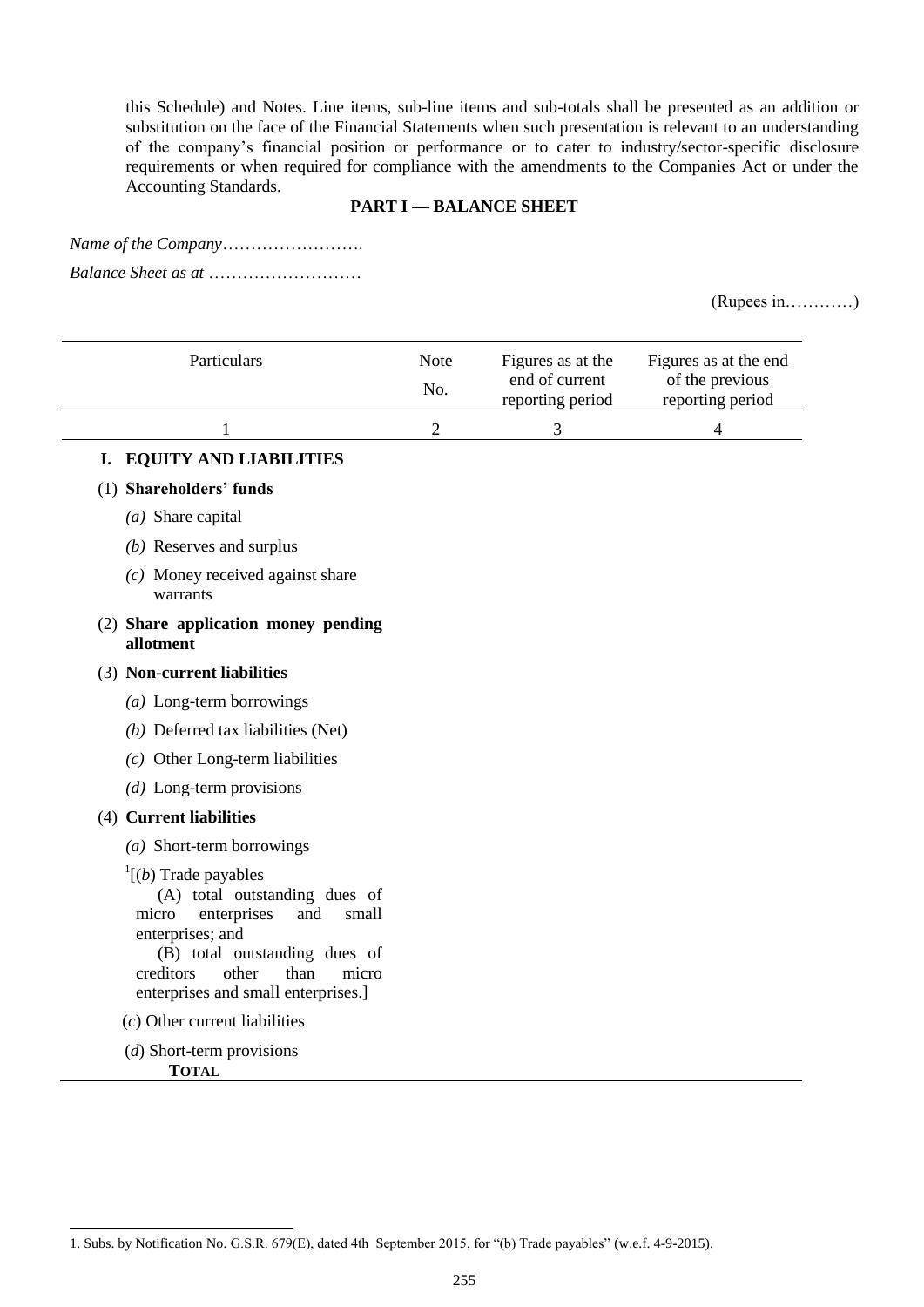this Schedule) and Notes. Line items, sub-line items and sub-totals shall be presented as an addition or substitution on the face of the Financial Statements when such presentation is relevant to an understanding of the company's financial position or performance or to cater to industry/sector-specific disclosure requirements or when required for compliance with the amendments to the Companies Act or under the Accounting Standards.

## PART I — BALANCE SHEET

*Name of the Company*…………………….

*Balance Sheet as at* ………………………

(Rupees in…………)

| Particulars | Note No. | Figures as at the end of current reporting period | Figures as at the end of the previous reporting period |
|---|---|---|---|
| 1 | 2 | 3 | 4 |
| **I. EQUITY AND LIABILITIES** | | | |
| (1) **Shareholders' funds** | | | |
| *(a)* Share capital | | | |
| *(b)* Reserves and surplus | | | |
| *(c)* Money received against share warrants | | | |
| (2) **Share application money pending allotment** | | | |
| (3) **Non-current liabilities** | | | |
| *(a)* Long-term borrowings | | | |
| *(b)* Deferred tax liabilities (Net) | | | |
| *(c)* Other Long-term liabilities | | | |
| *(d)* Long-term provisions | | | |
| (4) **Current liabilities** | | | |
| *(a)* Short-term borrowings | | | |
| [1][(*b*) Trade payables (A) total outstanding dues of micro enterprises and small enterprises; and (B) total outstanding dues of creditors other than micro enterprises and small enterprises.] | | | |
| (*c*) Other current liabilities | | | |
| (*d*) Short-term provisions | | | |
| **TOTAL** | | | |

1. Subs. by Notification No. G.S.R. 679(E), dated 4th September 2015, for "(b) Trade payables" (w.e.f. 4-9-2015).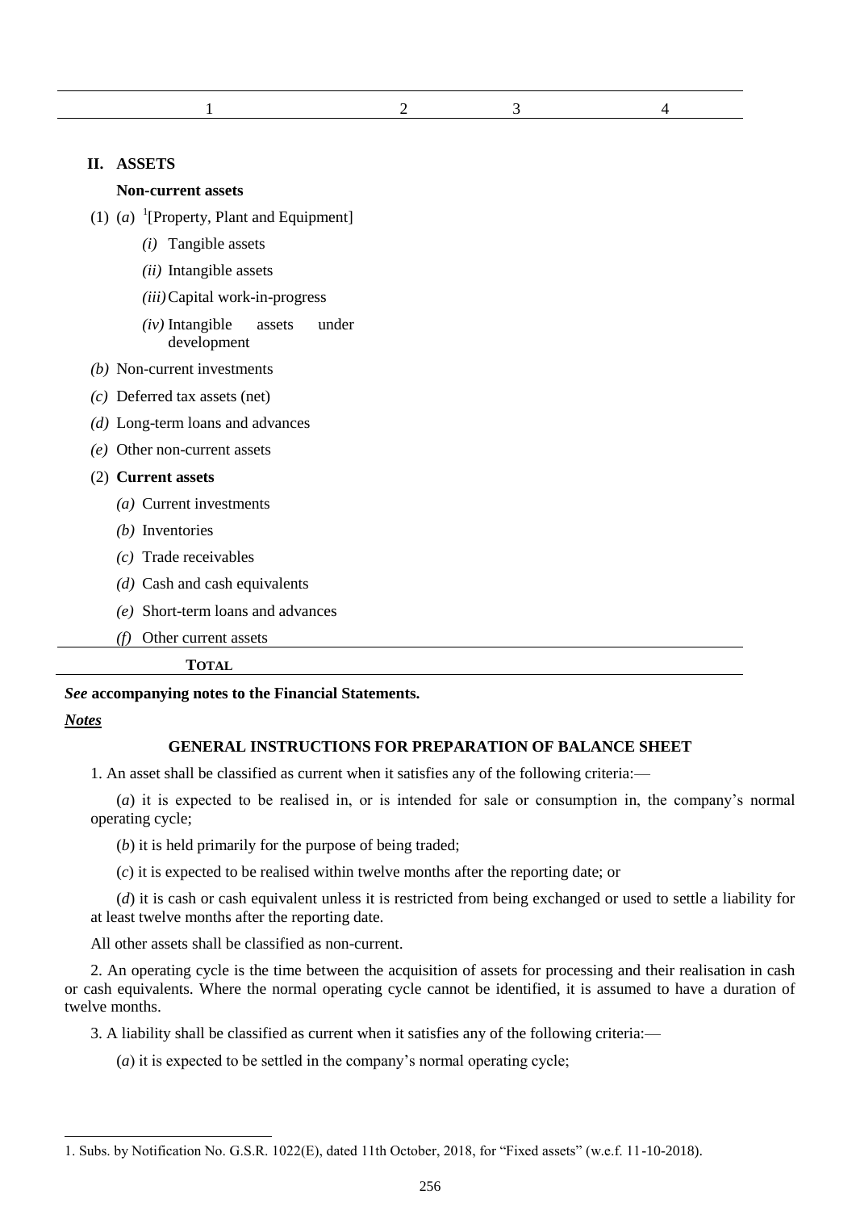| 1 | 2 | 3 | 4 |
|---|---|---|---|
| **II. ASSETS** | | | |
| **Non-current assets** | | | |
| (1) (*a*) [1][Property, Plant and Equipment] | | | |
| (*i*) Tangible assets | | | |
| (*ii*) Intangible assets | | | |
| (*iii*) Capital work-in-progress | | | |
| (*iv*) Intangible assets under development | | | |
| (*b*) Non-current investments | | | |
| (*c*) Deferred tax assets (net) | | | |
| (*d*) Long-term loans and advances | | | |
| (*e*) Other non-current assets | | | |
| (2) **Current assets** | | | |
| (*a*) Current investments | | | |
| (*b*) Inventories | | | |
| (*c*) Trade receivables | | | |
| (*d*) Cash and cash equivalents | | | |
| (*e*) Short-term loans and advances | | | |
| (*f*) Other current assets | | | |
| **TOTAL** | | | |

***See* accompanying notes to the Financial Statements.**

***Notes***

**GENERAL INSTRUCTIONS FOR PREPARATION OF BALANCE SHEET**

1. An asset shall be classified as current when it satisfies any of the following criteria:—

(*a*) it is expected to be realised in, or is intended for sale or consumption in, the company's normal operating cycle;

(*b*) it is held primarily for the purpose of being traded;

(*c*) it is expected to be realised within twelve months after the reporting date; or

(*d*) it is cash or cash equivalent unless it is restricted from being exchanged or used to settle a liability for at least twelve months after the reporting date.

All other assets shall be classified as non-current.

2. An operating cycle is the time between the acquisition of assets for processing and their realisation in cash or cash equivalents. Where the normal operating cycle cannot be identified, it is assumed to have a duration of twelve months.

3. A liability shall be classified as current when it satisfies any of the following criteria:—

(*a*) it is expected to be settled in the company's normal operating cycle;

---

1. Subs. by Notification No. G.S.R. 1022(E), dated 11th October, 2018, for "Fixed assets" (w.e.f. 11-10-2018).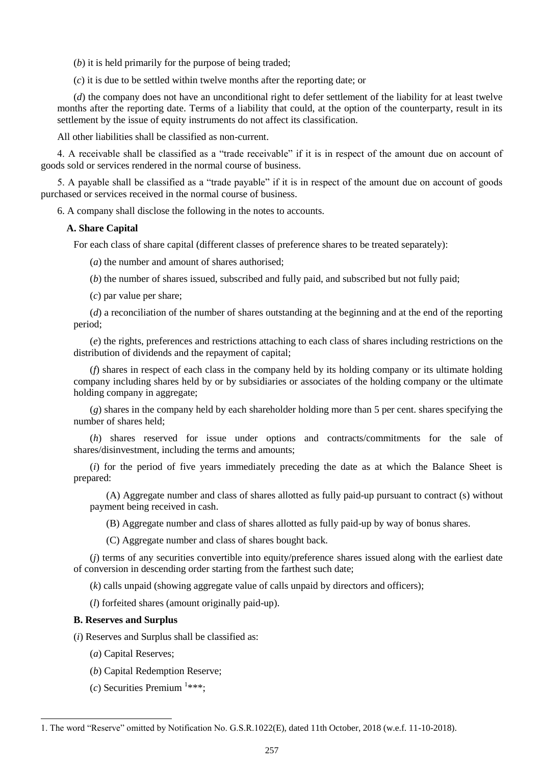(*b*) it is held primarily for the purpose of being traded;

(*c*) it is due to be settled within twelve months after the reporting date; or

(*d*) the company does not have an unconditional right to defer settlement of the liability for at least twelve months after the reporting date. Terms of a liability that could, at the option of the counterparty, result in its settlement by the issue of equity instruments do not affect its classification.

All other liabilities shall be classified as non-current.

4. A receivable shall be classified as a "trade receivable" if it is in respect of the amount due on account of goods sold or services rendered in the normal course of business.

5. A payable shall be classified as a "trade payable" if it is in respect of the amount due on account of goods purchased or services received in the normal course of business.

6. A company shall disclose the following in the notes to accounts.

**A. Share Capital**

For each class of share capital (different classes of preference shares to be treated separately):

(*a*) the number and amount of shares authorised;

(*b*) the number of shares issued, subscribed and fully paid, and subscribed but not fully paid;

(*c*) par value per share;

(*d*) a reconciliation of the number of shares outstanding at the beginning and at the end of the reporting period;

(*e*) the rights, preferences and restrictions attaching to each class of shares including restrictions on the distribution of dividends and the repayment of capital;

(*f*) shares in respect of each class in the company held by its holding company or its ultimate holding company including shares held by or by subsidiaries or associates of the holding company or the ultimate holding company in aggregate;

(*g*) shares in the company held by each shareholder holding more than 5 per cent. shares specifying the number of shares held;

(*h*) shares reserved for issue under options and contracts/commitments for the sale of shares/disinvestment, including the terms and amounts;

(*i*) for the period of five years immediately preceding the date as at which the Balance Sheet is prepared:

(A) Aggregate number and class of shares allotted as fully paid-up pursuant to contract (s) without payment being received in cash.

(B) Aggregate number and class of shares allotted as fully paid-up by way of bonus shares.

(C) Aggregate number and class of shares bought back.

(*j*) terms of any securities convertible into equity/preference shares issued along with the earliest date of conversion in descending order starting from the farthest such date;

(*k*) calls unpaid (showing aggregate value of calls unpaid by directors and officers);

(*l*) forfeited shares (amount originally paid-up).

**B. Reserves and Surplus**

(*i*) Reserves and Surplus shall be classified as:

(*a*) Capital Reserves;

(*b*) Capital Redemption Reserve;

(*c*) Securities Premium [1]***;

---

1. The word "Reserve" omitted by Notification No. G.S.R.1022(E), dated 11th October, 2018 (w.e.f. 11-10-2018).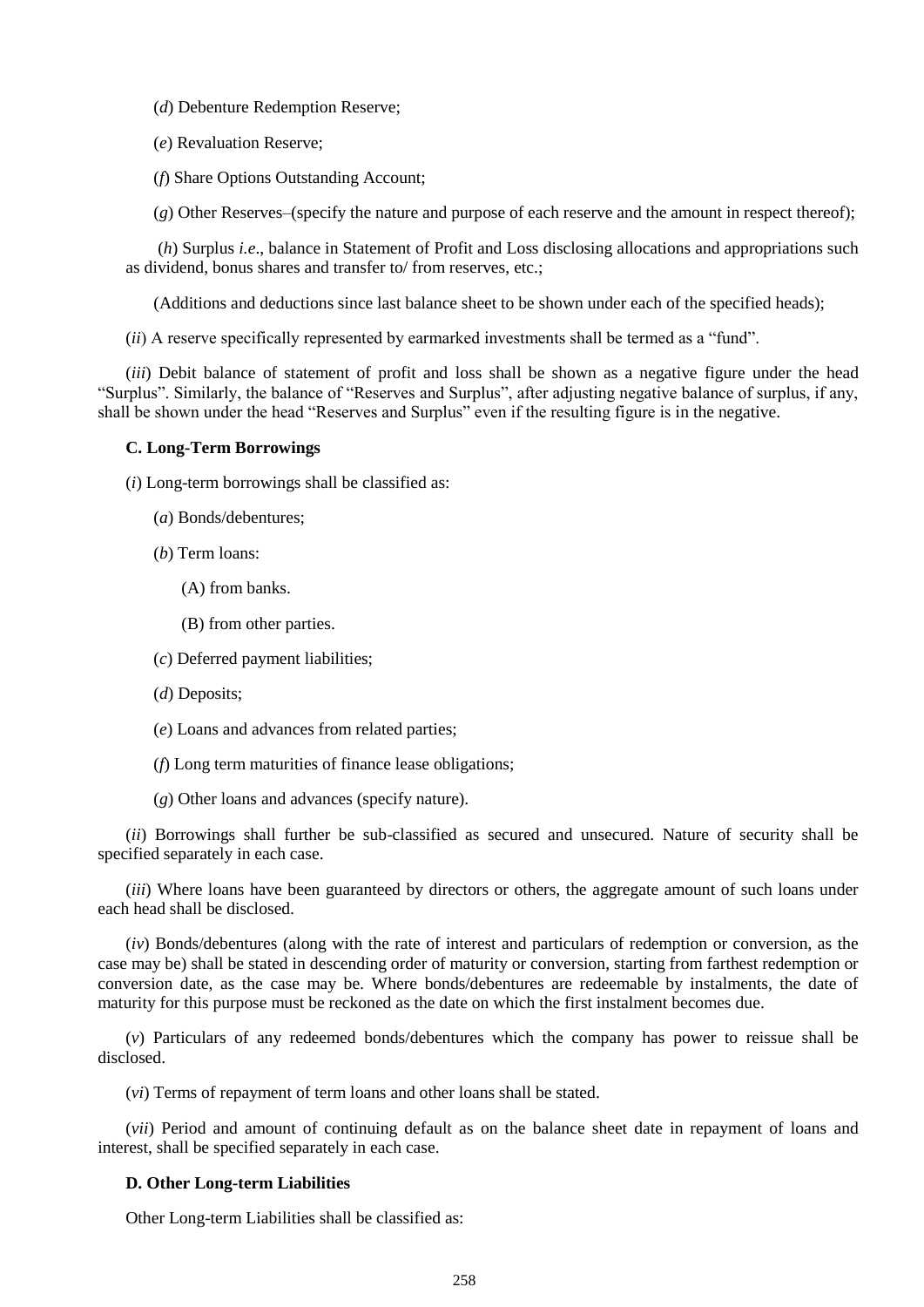(*d*) Debenture Redemption Reserve;

(*e*) Revaluation Reserve;

(*f*) Share Options Outstanding Account;

(*g*) Other Reserves–(specify the nature and purpose of each reserve and the amount in respect thereof);

(*h*) Surplus *i.e*., balance in Statement of Profit and Loss disclosing allocations and appropriations such as dividend, bonus shares and transfer to/ from reserves, etc.;

(Additions and deductions since last balance sheet to be shown under each of the specified heads);

(*ii*) A reserve specifically represented by earmarked investments shall be termed as a "fund".

(*iii*) Debit balance of statement of profit and loss shall be shown as a negative figure under the head "Surplus". Similarly, the balance of "Reserves and Surplus", after adjusting negative balance of surplus, if any, shall be shown under the head "Reserves and Surplus" even if the resulting figure is in the negative.

**C. Long-Term Borrowings**

(*i*) Long-term borrowings shall be classified as:

(*a*) Bonds/debentures;

(*b*) Term loans:

(A) from banks.

(B) from other parties.

(*c*) Deferred payment liabilities;

(*d*) Deposits;

(*e*) Loans and advances from related parties;

(*f*) Long term maturities of finance lease obligations;

(*g*) Other loans and advances (specify nature).

(*ii*) Borrowings shall further be sub-classified as secured and unsecured. Nature of security shall be specified separately in each case.

(*iii*) Where loans have been guaranteed by directors or others, the aggregate amount of such loans under each head shall be disclosed.

(*iv*) Bonds/debentures (along with the rate of interest and particulars of redemption or conversion, as the case may be) shall be stated in descending order of maturity or conversion, starting from farthest redemption or conversion date, as the case may be. Where bonds/debentures are redeemable by instalments, the date of maturity for this purpose must be reckoned as the date on which the first instalment becomes due.

(*v*) Particulars of any redeemed bonds/debentures which the company has power to reissue shall be disclosed.

(*vi*) Terms of repayment of term loans and other loans shall be stated.

(*vii*) Period and amount of continuing default as on the balance sheet date in repayment of loans and interest, shall be specified separately in each case.

**D. Other Long-term Liabilities**

Other Long-term Liabilities shall be classified as: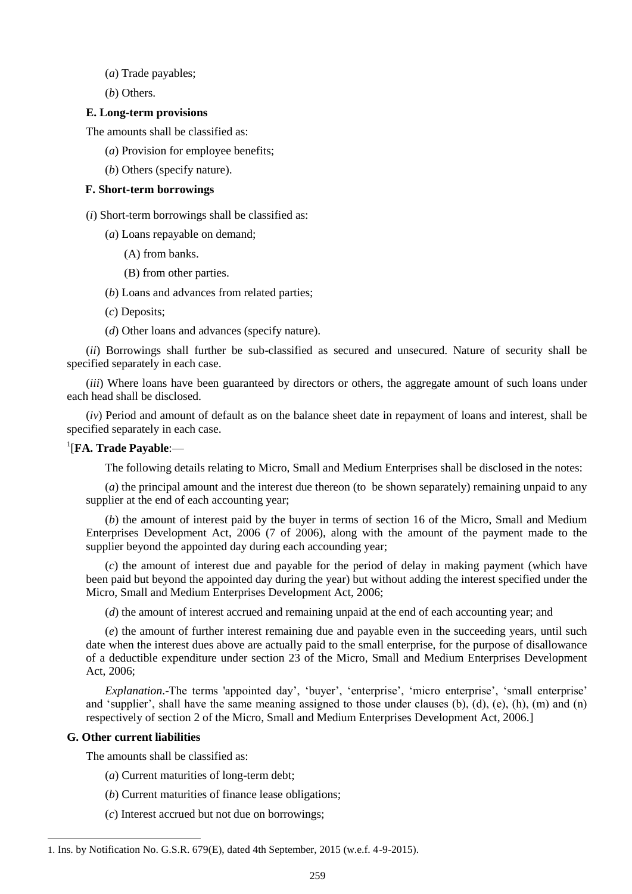(*a*) Trade payables;

(*b*) Others.

**E. Long-term provisions**

The amounts shall be classified as:

(*a*) Provision for employee benefits;

(*b*) Others (specify nature).

**F. Short-term borrowings**

(*i*) Short-term borrowings shall be classified as:

(*a*) Loans repayable on demand;

(A) from banks.

(B) from other parties.

(*b*) Loans and advances from related parties;

(*c*) Deposits;

(*d*) Other loans and advances (specify nature).

(*ii*) Borrowings shall further be sub-classified as secured and unsecured. Nature of security shall be specified separately in each case.

(*iii*) Where loans have been guaranteed by directors or others, the aggregate amount of such loans under each head shall be disclosed.

(*iv*) Period and amount of default as on the balance sheet date in repayment of loans and interest, shall be specified separately in each case.

[1][**FA. Trade Payable**:—

The following details relating to Micro, Small and Medium Enterprises shall be disclosed in the notes:

(*a*) the principal amount and the interest due thereon (to be shown separately) remaining unpaid to any supplier at the end of each accounting year;

(*b*) the amount of interest paid by the buyer in terms of section 16 of the Micro, Small and Medium Enterprises Development Act, 2006 (7 of 2006), along with the amount of the payment made to the supplier beyond the appointed day during each accounding year;

(*c*) the amount of interest due and payable for the period of delay in making payment (which have been paid but beyond the appointed day during the year) but without adding the interest specified under the Micro, Small and Medium Enterprises Development Act, 2006;

(*d*) the amount of interest accrued and remaining unpaid at the end of each accounting year; and

(*e*) the amount of further interest remaining due and payable even in the succeeding years, until such date when the interest dues above are actually paid to the small enterprise, for the purpose of disallowance of a deductible expenditure under section 23 of the Micro, Small and Medium Enterprises Development Act, 2006;

*Explanation*.-The terms 'appointed day', 'buyer', 'enterprise', 'micro enterprise', 'small enterprise' and 'supplier', shall have the same meaning assigned to those under clauses (b), (d), (e), (h), (m) and (n) respectively of section 2 of the Micro, Small and Medium Enterprises Development Act, 2006.]

**G. Other current liabilities**

The amounts shall be classified as:

(*a*) Current maturities of long-term debt;

(*b*) Current maturities of finance lease obligations;

(*c*) Interest accrued but not due on borrowings;

---

1. Ins. by Notification No. G.S.R. 679(E), dated 4th September, 2015 (w.e.f. 4-9-2015).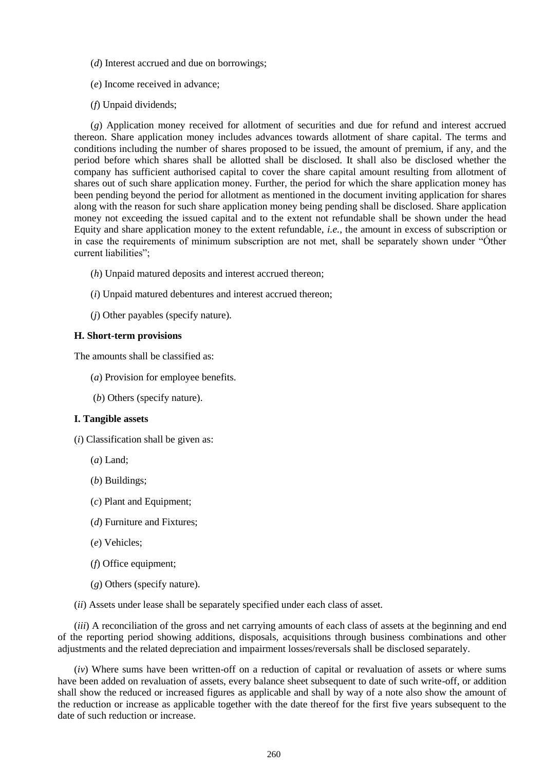(*d*) Interest accrued and due on borrowings;

(*e*) Income received in advance;

(*f*) Unpaid dividends;

(*g*) Application money received for allotment of securities and due for refund and interest accrued thereon. Share application money includes advances towards allotment of share capital. The terms and conditions including the number of shares proposed to be issued, the amount of premium, if any, and the period before which shares shall be allotted shall be disclosed. It shall also be disclosed whether the company has sufficient authorised capital to cover the share capital amount resulting from allotment of shares out of such share application money. Further, the period for which the share application money has been pending beyond the period for allotment as mentioned in the document inviting application for shares along with the reason for such share application money being pending shall be disclosed. Share application money not exceeding the issued capital and to the extent not refundable shall be shown under the head Equity and share application money to the extent refundable, *i.e.*, the amount in excess of subscription or in case the requirements of minimum subscription are not met, shall be separately shown under "Óther current liabilities";

(*h*) Unpaid matured deposits and interest accrued thereon;

(*i*) Unpaid matured debentures and interest accrued thereon;

(*j*) Other payables (specify nature).

**H. Short-term provisions**

The amounts shall be classified as:

(*a*) Provision for employee benefits.

(*b*) Others (specify nature).

**I. Tangible assets**

(*i*) Classification shall be given as:

(*a*) Land;

(*b*) Buildings;

(*c*) Plant and Equipment;

(*d*) Furniture and Fixtures;

(*e*) Vehicles;

(*f*) Office equipment;

(*g*) Others (specify nature).

(*ii*) Assets under lease shall be separately specified under each class of asset.

(*iii*) A reconciliation of the gross and net carrying amounts of each class of assets at the beginning and end of the reporting period showing additions, disposals, acquisitions through business combinations and other adjustments and the related depreciation and impairment losses/reversals shall be disclosed separately.

(*iv*) Where sums have been written-off on a reduction of capital or revaluation of assets or where sums have been added on revaluation of assets, every balance sheet subsequent to date of such write-off, or addition shall show the reduced or increased figures as applicable and shall by way of a note also show the amount of the reduction or increase as applicable together with the date thereof for the first five years subsequent to the date of such reduction or increase.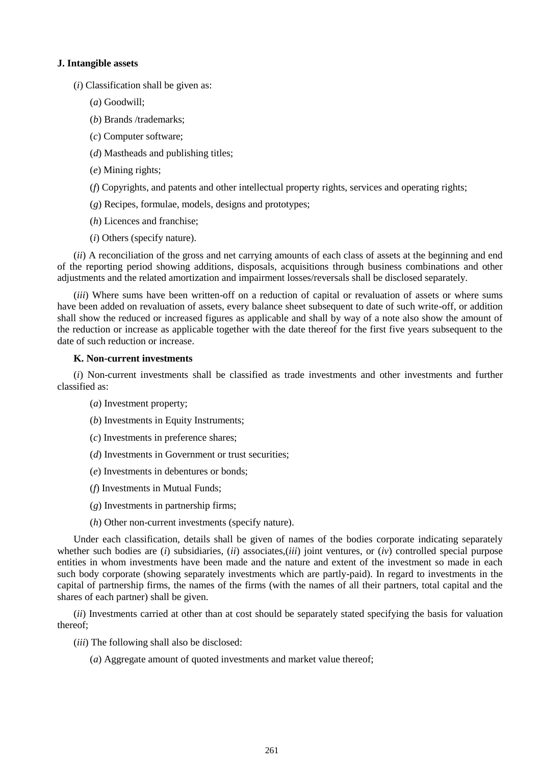**J. Intangible assets**

(*i*) Classification shall be given as:

(*a*) Goodwill;

(*b*) Brands /trademarks;

(*c*) Computer software;

(*d*) Mastheads and publishing titles;

(*e*) Mining rights;

(*f*) Copyrights, and patents and other intellectual property rights, services and operating rights;

(*g*) Recipes, formulae, models, designs and prototypes;

(*h*) Licences and franchise;

(*i*) Others (specify nature).

(*ii*) A reconciliation of the gross and net carrying amounts of each class of assets at the beginning and end of the reporting period showing additions, disposals, acquisitions through business combinations and other adjustments and the related amortization and impairment losses/reversals shall be disclosed separately.

(*iii*) Where sums have been written-off on a reduction of capital or revaluation of assets or where sums have been added on revaluation of assets, every balance sheet subsequent to date of such write-off, or addition shall show the reduced or increased figures as applicable and shall by way of a note also show the amount of the reduction or increase as applicable together with the date thereof for the first five years subsequent to the date of such reduction or increase.

**K. Non-current investments**

(*i*) Non-current investments shall be classified as trade investments and other investments and further classified as:

(*a*) Investment property;

(*b*) Investments in Equity Instruments;

(*c*) Investments in preference shares;

(*d*) Investments in Government or trust securities;

(*e*) Investments in debentures or bonds;

(*f*) Investments in Mutual Funds;

(*g*) Investments in partnership firms;

(*h*) Other non-current investments (specify nature).

Under each classification, details shall be given of names of the bodies corporate indicating separately whether such bodies are (*i*) subsidiaries, (*ii*) associates,(*iii*) joint ventures, or (*iv*) controlled special purpose entities in whom investments have been made and the nature and extent of the investment so made in each such body corporate (showing separately investments which are partly-paid). In regard to investments in the capital of partnership firms, the names of the firms (with the names of all their partners, total capital and the shares of each partner) shall be given.

(*ii*) Investments carried at other than at cost should be separately stated specifying the basis for valuation thereof;

(*iii*) The following shall also be disclosed:

(*a*) Aggregate amount of quoted investments and market value thereof;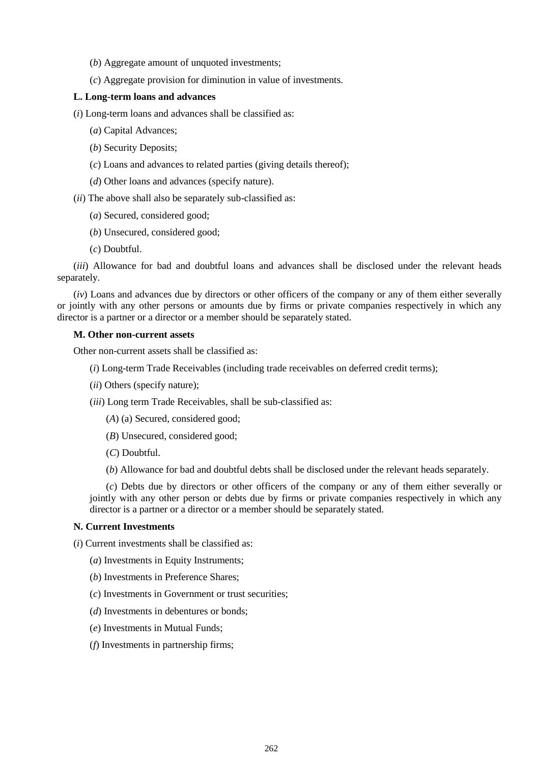(*b*) Aggregate amount of unquoted investments;

(*c*) Aggregate provision for diminution in value of investments.

**L. Long-term loans and advances**

(*i*) Long-term loans and advances shall be classified as:

(*a*) Capital Advances;

(*b*) Security Deposits;

(*c*) Loans and advances to related parties (giving details thereof);

(*d*) Other loans and advances (specify nature).

(*ii*) The above shall also be separately sub-classified as:

(*a*) Secured, considered good;

(*b*) Unsecured, considered good;

(*c*) Doubtful.

(*iii*) Allowance for bad and doubtful loans and advances shall be disclosed under the relevant heads separately.

(*iv*) Loans and advances due by directors or other officers of the company or any of them either severally or jointly with any other persons or amounts due by firms or private companies respectively in which any director is a partner or a director or a member should be separately stated.

**M. Other non-current assets**

Other non-current assets shall be classified as:

(*i*) Long-term Trade Receivables (including trade receivables on deferred credit terms);

(*ii*) Others (specify nature);

(*iii*) Long term Trade Receivables, shall be sub-classified as:

(*A*) (a) Secured, considered good;

(*B*) Unsecured, considered good;

(*C*) Doubtful.

(*b*) Allowance for bad and doubtful debts shall be disclosed under the relevant heads separately.

(*c*) Debts due by directors or other officers of the company or any of them either severally or jointly with any other person or debts due by firms or private companies respectively in which any director is a partner or a director or a member should be separately stated.

**N. Current Investments**

(*i*) Current investments shall be classified as:

(*a*) Investments in Equity Instruments;

(*b*) Investments in Preference Shares;

(*c*) Investments in Government or trust securities;

(*d*) Investments in debentures or bonds;

(*e*) Investments in Mutual Funds;

(*f*) Investments in partnership firms;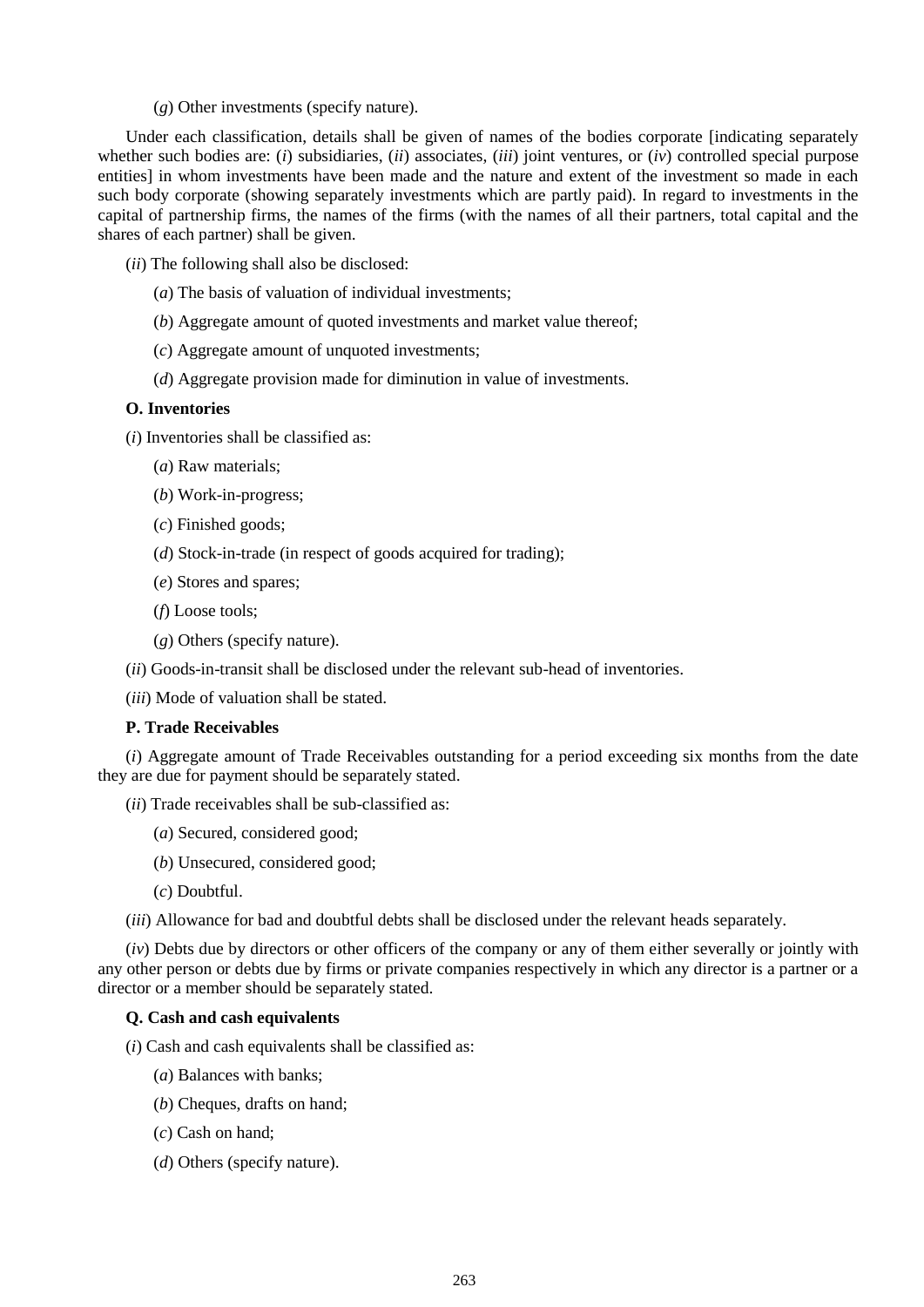(*g*) Other investments (specify nature).

Under each classification, details shall be given of names of the bodies corporate [indicating separately whether such bodies are: (*i*) subsidiaries, (*ii*) associates, (*iii*) joint ventures, or (*iv*) controlled special purpose entities] in whom investments have been made and the nature and extent of the investment so made in each such body corporate (showing separately investments which are partly paid). In regard to investments in the capital of partnership firms, the names of the firms (with the names of all their partners, total capital and the shares of each partner) shall be given.

(*ii*) The following shall also be disclosed:

(*a*) The basis of valuation of individual investments;

(*b*) Aggregate amount of quoted investments and market value thereof;

(*c*) Aggregate amount of unquoted investments;

(*d*) Aggregate provision made for diminution in value of investments.

**O. Inventories**

(*i*) Inventories shall be classified as:

(*a*) Raw materials;

(*b*) Work-in-progress;

(*c*) Finished goods;

(*d*) Stock-in-trade (in respect of goods acquired for trading);

(*e*) Stores and spares;

(*f*) Loose tools;

(*g*) Others (specify nature).

(*ii*) Goods-in-transit shall be disclosed under the relevant sub-head of inventories.

(*iii*) Mode of valuation shall be stated.

**P. Trade Receivables**

(*i*) Aggregate amount of Trade Receivables outstanding for a period exceeding six months from the date they are due for payment should be separately stated.

(*ii*) Trade receivables shall be sub-classified as:

(*a*) Secured, considered good;

(*b*) Unsecured, considered good;

(*c*) Doubtful.

(*iii*) Allowance for bad and doubtful debts shall be disclosed under the relevant heads separately.

(*iv*) Debts due by directors or other officers of the company or any of them either severally or jointly with any other person or debts due by firms or private companies respectively in which any director is a partner or a director or a member should be separately stated.

**Q. Cash and cash equivalents**

(*i*) Cash and cash equivalents shall be classified as:

(*a*) Balances with banks;

(*b*) Cheques, drafts on hand;

(*c*) Cash on hand;

(*d*) Others (specify nature).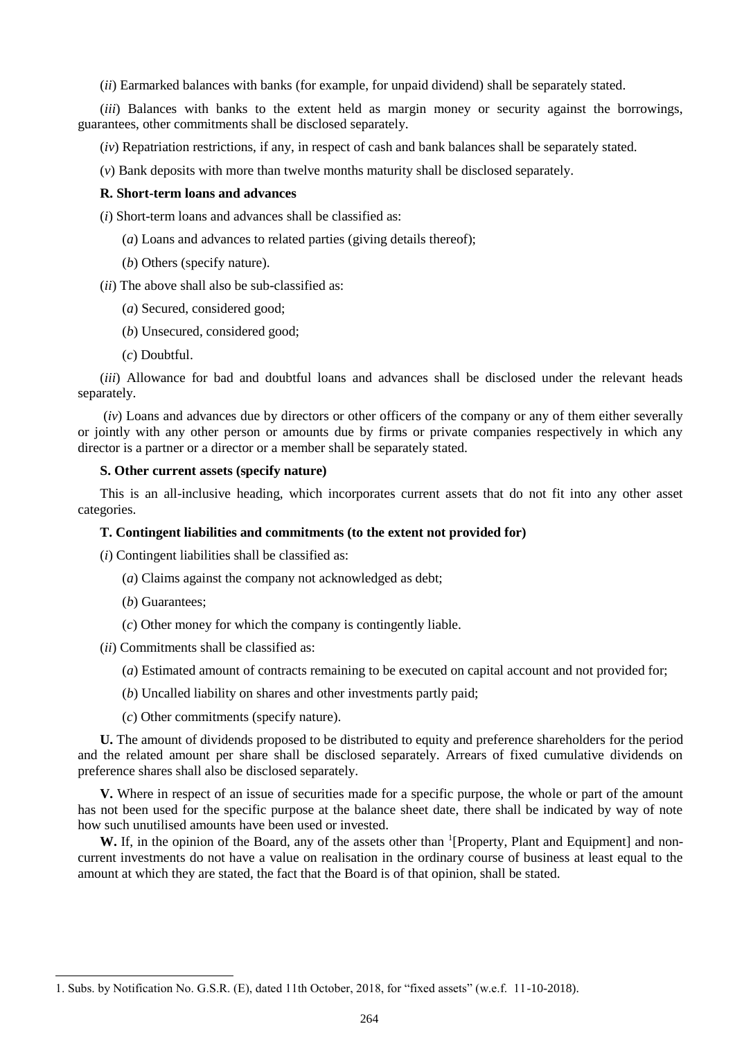(*ii*) Earmarked balances with banks (for example, for unpaid dividend) shall be separately stated.

(*iii*) Balances with banks to the extent held as margin money or security against the borrowings, guarantees, other commitments shall be disclosed separately.

(*iv*) Repatriation restrictions, if any, in respect of cash and bank balances shall be separately stated.

(*v*) Bank deposits with more than twelve months maturity shall be disclosed separately.

**R. Short-term loans and advances**

(*i*) Short-term loans and advances shall be classified as:

(*a*) Loans and advances to related parties (giving details thereof);

(*b*) Others (specify nature).

(*ii*) The above shall also be sub-classified as:

(*a*) Secured, considered good;

(*b*) Unsecured, considered good;

(*c*) Doubtful.

(*iii*) Allowance for bad and doubtful loans and advances shall be disclosed under the relevant heads separately.

(*iv*) Loans and advances due by directors or other officers of the company or any of them either severally or jointly with any other person or amounts due by firms or private companies respectively in which any director is a partner or a director or a member shall be separately stated.

**S. Other current assets (specify nature)**

This is an all-inclusive heading, which incorporates current assets that do not fit into any other asset categories.

**T. Contingent liabilities and commitments (to the extent not provided for)**

(*i*) Contingent liabilities shall be classified as:

(*a*) Claims against the company not acknowledged as debt;

(*b*) Guarantees;

(*c*) Other money for which the company is contingently liable.

(*ii*) Commitments shall be classified as:

(*a*) Estimated amount of contracts remaining to be executed on capital account and not provided for;

(*b*) Uncalled liability on shares and other investments partly paid;

(*c*) Other commitments (specify nature).

**U.** The amount of dividends proposed to be distributed to equity and preference shareholders for the period and the related amount per share shall be disclosed separately. Arrears of fixed cumulative dividends on preference shares shall also be disclosed separately.

**V.** Where in respect of an issue of securities made for a specific purpose, the whole or part of the amount has not been used for the specific purpose at the balance sheet date, there shall be indicated by way of note how such unutilised amounts have been used or invested.

**W.** If, in the opinion of the Board, any of the assets other than [1][Property, Plant and Equipment] and non-current investments do not have a value on realisation in the ordinary course of business at least equal to the amount at which they are stated, the fact that the Board is of that opinion, shall be stated.

---

1. Subs. by Notification No. G.S.R. (E), dated 11th October, 2018, for "fixed assets" (w.e.f. 11-10-2018).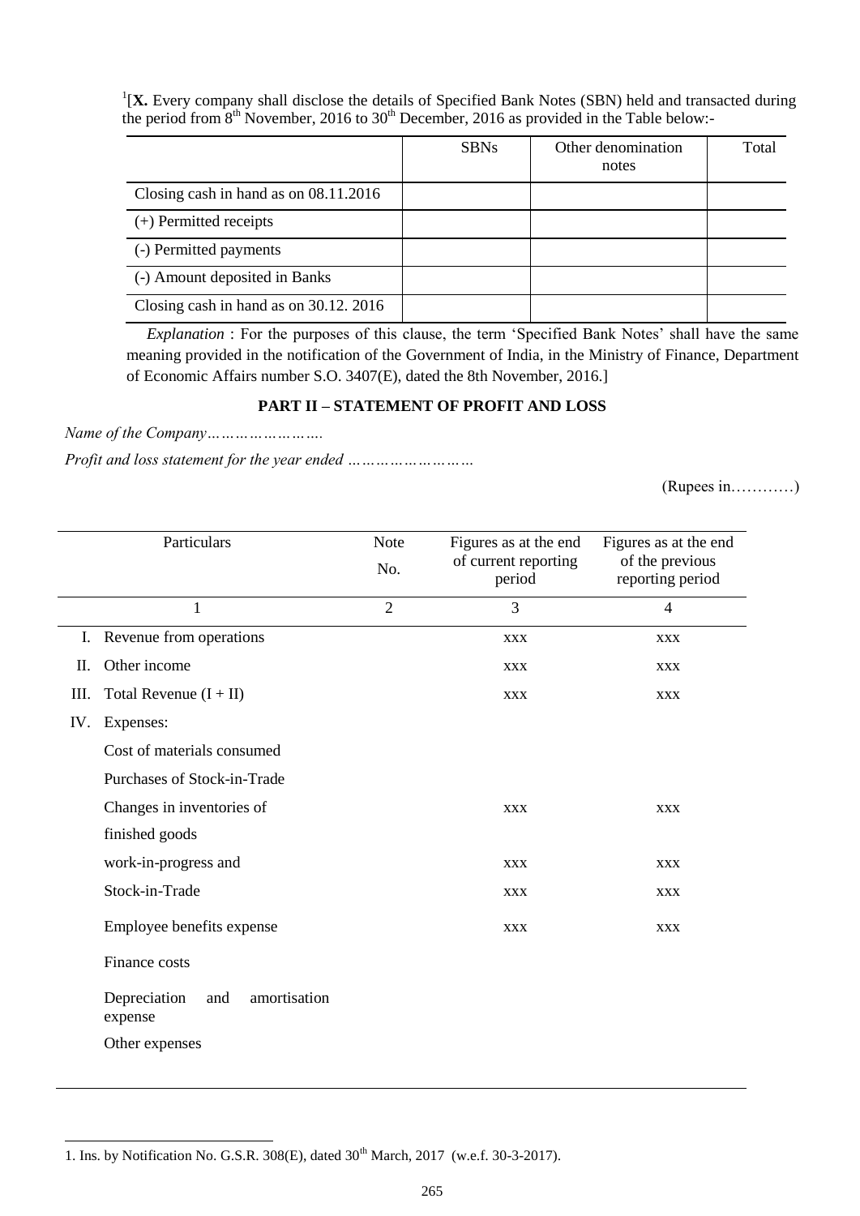[1][**X.** Every company shall disclose the details of Specified Bank Notes (SBN) held and transacted during the period from 8th November, 2016 to 30th December, 2016 as provided in the Table below:-

| | SBNs | Other denomination notes | Total |
|---|---|---|---|
| Closing cash in hand as on 08.11.2016 | | | |
| (+) Permitted receipts | | | |
| (-) Permitted payments | | | |
| (-) Amount deposited in Banks | | | |
| Closing cash in hand as on 30.12. 2016 | | | |

*Explanation* : For the purposes of this clause, the term 'Specified Bank Notes' shall have the same meaning provided in the notification of the Government of India, in the Ministry of Finance, Department of Economic Affairs number S.O. 3407(E), dated the 8th November, 2016.]

## PART II – STATEMENT OF PROFIT AND LOSS

*Name of the Company…………………….*

*Profit and loss statement for the year ended ………………………*

(Rupees in…………)

| Particulars | Note No. | Figures as at the end of current reporting period | Figures as at the end of the previous reporting period |
|---|---|---|---|
| 1 | 2 | 3 | 4 |
| I. Revenue from operations | | xxx | xxx |
| II. Other income | | xxx | xxx |
| III. Total Revenue (I + II) | | xxx | xxx |
| IV. Expenses: | | | |
| Cost of materials consumed | | | |
| Purchases of Stock-in-Trade | | | |
| Changes in inventories of | | xxx | xxx |
| finished goods | | | |
| work-in-progress and | | xxx | xxx |
| Stock-in-Trade | | xxx | xxx |
| Employee benefits expense | | xxx | xxx |
| Finance costs | | | |
| Depreciation and amortisation expense | | | |
| Other expenses | | | |

1. Ins. by Notification No. G.S.R. 308(E), dated 30th March, 2017 (w.e.f. 30-3-2017).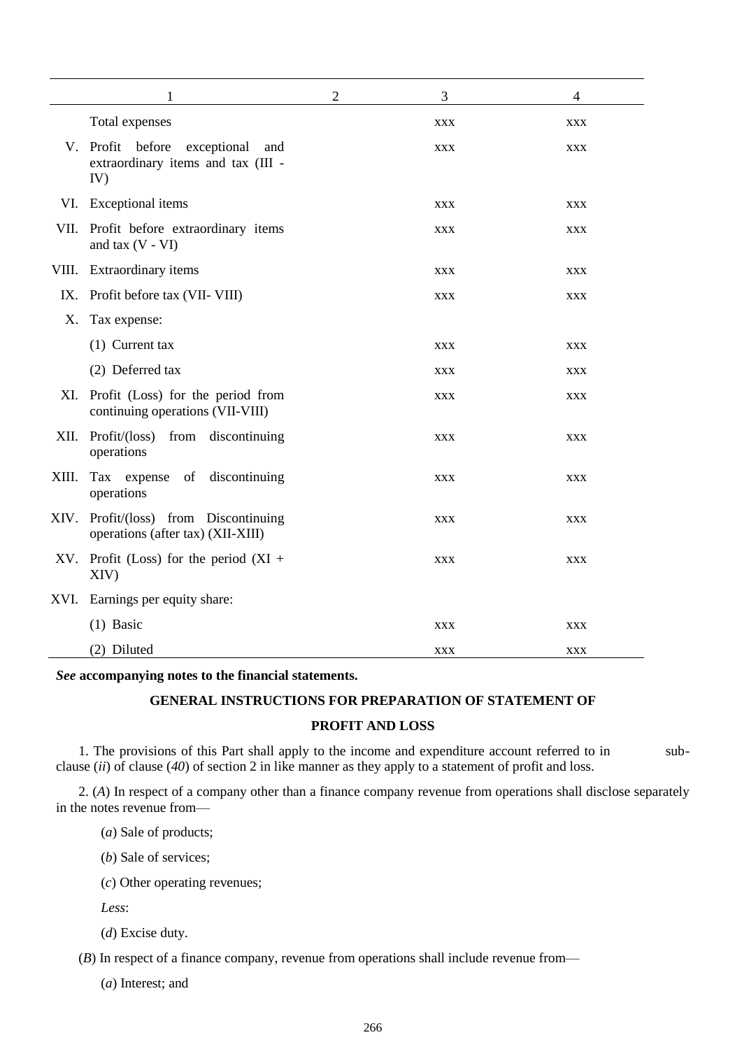| | 1 | 2 | 3 | 4 |
|---|---|---|---|---|
| | Total expenses | | xxx | xxx |
| V. | Profit before exceptional and extraordinary items and tax (III - IV) | | xxx | xxx |
| VI. | Exceptional items | | xxx | xxx |
| VII. | Profit before extraordinary items and tax (V - VI) | | xxx | xxx |
| VIII. | Extraordinary items | | xxx | xxx |
| IX. | Profit before tax (VII- VIII) | | xxx | xxx |
| X. | Tax expense: | | | |
| | (1) Current tax | | xxx | xxx |
| | (2) Deferred tax | | xxx | xxx |
| XI. | Profit (Loss) for the period from continuing operations (VII-VIII) | | xxx | xxx |
| XII. | Profit/(loss) from discontinuing operations | | xxx | xxx |
| XIII. | Tax expense of discontinuing operations | | xxx | xxx |
| XIV. | Profit/(loss) from Discontinuing operations (after tax) (XII-XIII) | | xxx | xxx |
| XV. | Profit (Loss) for the period (XI + XIV) | | xxx | xxx |
| XVI. | Earnings per equity share: | | | |
| | (1) Basic | | xxx | xxx |
| | (2) Diluted | | xxx | xxx |

***See* accompanying notes to the financial statements.**

**GENERAL INSTRUCTIONS FOR PREPARATION OF STATEMENT OF PROFIT AND LOSS**

1. The provisions of this Part shall apply to the income and expenditure account referred to in sub-clause (*ii*) of clause (*40*) of section 2 in like manner as they apply to a statement of profit and loss.

2. (*A*) In respect of a company other than a finance company revenue from operations shall disclose separately in the notes revenue from—

(*a*) Sale of products;

(*b*) Sale of services;

(*c*) Other operating revenues;

*Less*:

(*d*) Excise duty.

(*B*) In respect of a finance company, revenue from operations shall include revenue from—

(*a*) Interest; and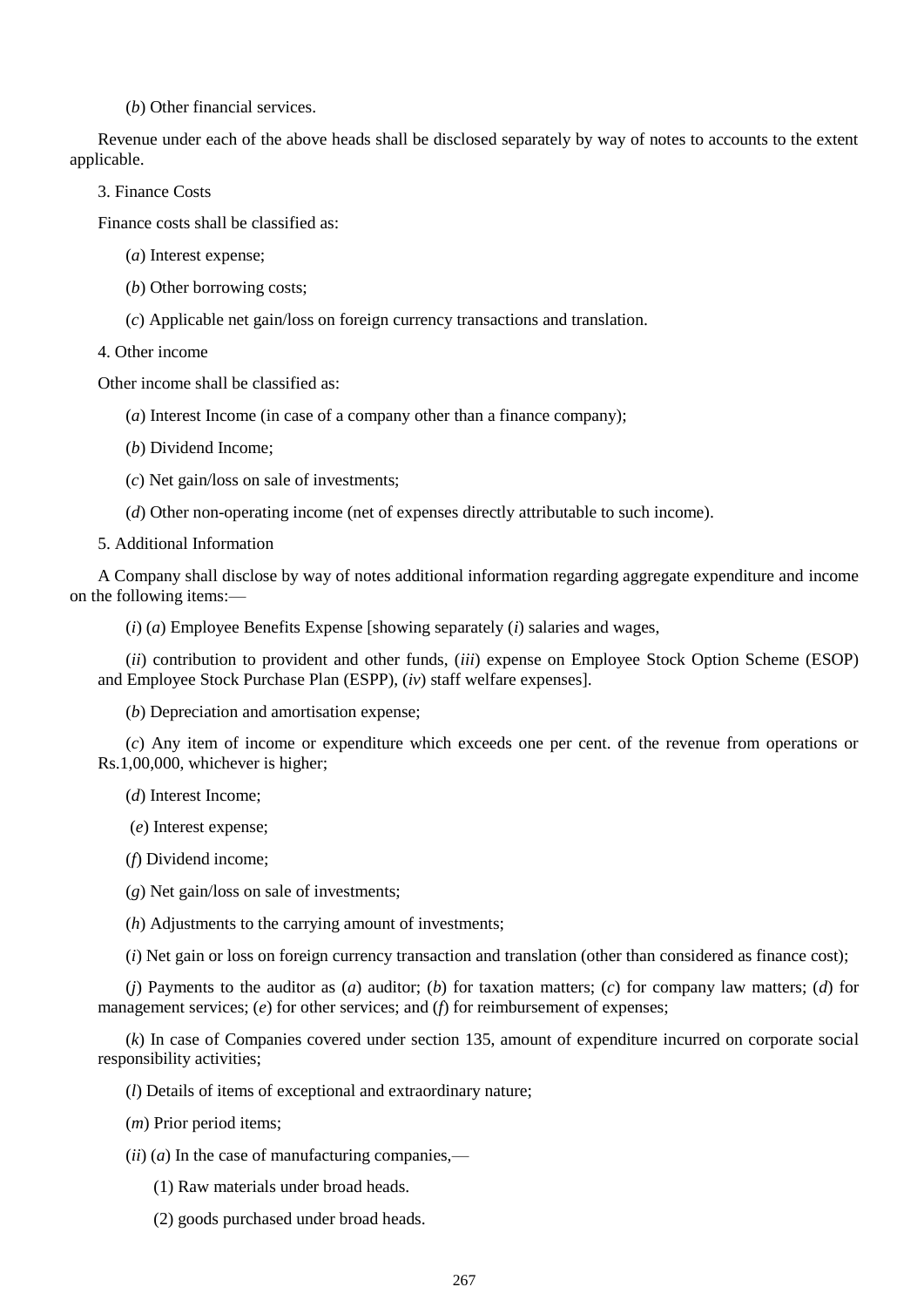(*b*) Other financial services.

Revenue under each of the above heads shall be disclosed separately by way of notes to accounts to the extent applicable.

3. Finance Costs

Finance costs shall be classified as:

(*a*) Interest expense;

(*b*) Other borrowing costs;

(*c*) Applicable net gain/loss on foreign currency transactions and translation.

4. Other income

Other income shall be classified as:

(*a*) Interest Income (in case of a company other than a finance company);

(*b*) Dividend Income;

(*c*) Net gain/loss on sale of investments;

(*d*) Other non-operating income (net of expenses directly attributable to such income).

5. Additional Information

A Company shall disclose by way of notes additional information regarding aggregate expenditure and income on the following items:—

(*i*) (*a*) Employee Benefits Expense [showing separately (*i*) salaries and wages,

(*ii*) contribution to provident and other funds, (*iii*) expense on Employee Stock Option Scheme (ESOP) and Employee Stock Purchase Plan (ESPP), (*iv*) staff welfare expenses].

(*b*) Depreciation and amortisation expense;

(*c*) Any item of income or expenditure which exceeds one per cent. of the revenue from operations or Rs.1,00,000, whichever is higher;

(*d*) Interest Income;

(*e*) Interest expense;

(*f*) Dividend income;

(*g*) Net gain/loss on sale of investments;

(*h*) Adjustments to the carrying amount of investments;

(*i*) Net gain or loss on foreign currency transaction and translation (other than considered as finance cost);

(*j*) Payments to the auditor as (*a*) auditor; (*b*) for taxation matters; (*c*) for company law matters; (*d*) for management services; (*e*) for other services; and (*f*) for reimbursement of expenses;

(*k*) In case of Companies covered under section 135, amount of expenditure incurred on corporate social responsibility activities;

(*l*) Details of items of exceptional and extraordinary nature;

(*m*) Prior period items;

(*ii*) (*a*) In the case of manufacturing companies,—

(1) Raw materials under broad heads.

(2) goods purchased under broad heads.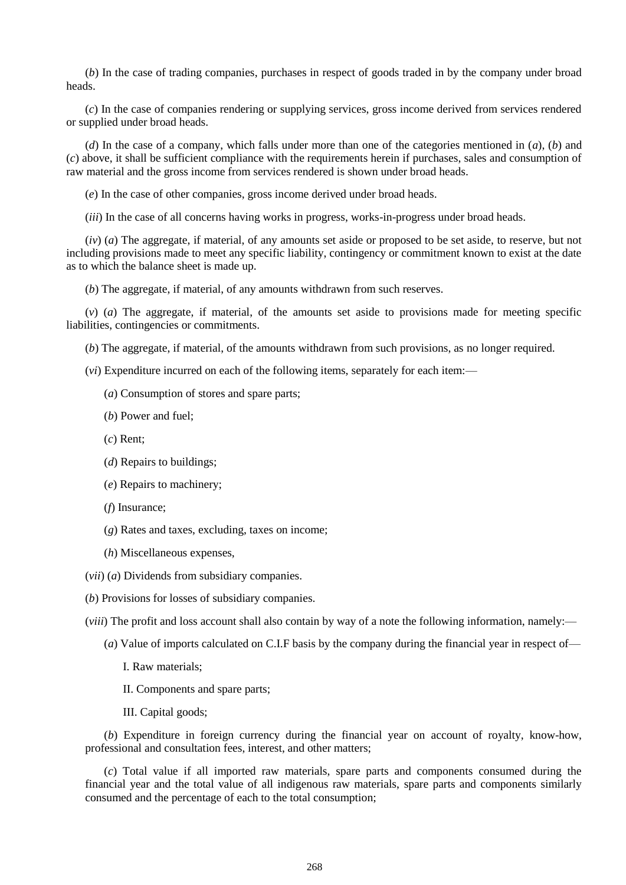(*b*) In the case of trading companies, purchases in respect of goods traded in by the company under broad heads.

(*c*) In the case of companies rendering or supplying services, gross income derived from services rendered or supplied under broad heads.

(*d*) In the case of a company, which falls under more than one of the categories mentioned in (*a*), (*b*) and (*c*) above, it shall be sufficient compliance with the requirements herein if purchases, sales and consumption of raw material and the gross income from services rendered is shown under broad heads.

(*e*) In the case of other companies, gross income derived under broad heads.

(*iii*) In the case of all concerns having works in progress, works-in-progress under broad heads.

(*iv*) (*a*) The aggregate, if material, of any amounts set aside or proposed to be set aside, to reserve, but not including provisions made to meet any specific liability, contingency or commitment known to exist at the date as to which the balance sheet is made up.

(*b*) The aggregate, if material, of any amounts withdrawn from such reserves.

(*v*) (*a*) The aggregate, if material, of the amounts set aside to provisions made for meeting specific liabilities, contingencies or commitments.

(*b*) The aggregate, if material, of the amounts withdrawn from such provisions, as no longer required.

(*vi*) Expenditure incurred on each of the following items, separately for each item:—

(*a*) Consumption of stores and spare parts;

(*b*) Power and fuel;

(*c*) Rent;

(*d*) Repairs to buildings;

(*e*) Repairs to machinery;

(*f*) Insurance;

(*g*) Rates and taxes, excluding, taxes on income;

(*h*) Miscellaneous expenses,

(*vii*) (*a*) Dividends from subsidiary companies.

(*b*) Provisions for losses of subsidiary companies.

(*viii*) The profit and loss account shall also contain by way of a note the following information, namely:—

(*a*) Value of imports calculated on C.I.F basis by the company during the financial year in respect of—

I. Raw materials;

II. Components and spare parts;

III. Capital goods;

(*b*) Expenditure in foreign currency during the financial year on account of royalty, know-how, professional and consultation fees, interest, and other matters;

(*c*) Total value if all imported raw materials, spare parts and components consumed during the financial year and the total value of all indigenous raw materials, spare parts and components similarly consumed and the percentage of each to the total consumption;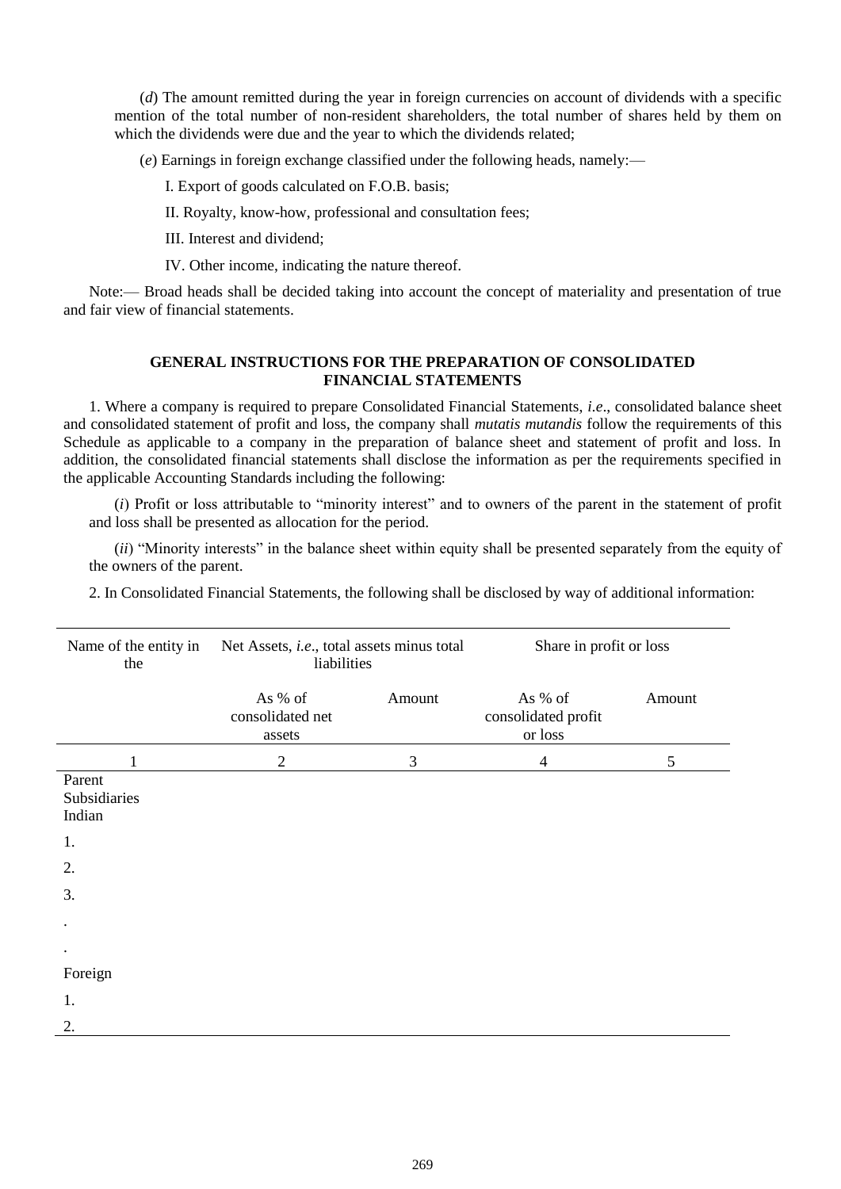(*d*) The amount remitted during the year in foreign currencies on account of dividends with a specific mention of the total number of non-resident shareholders, the total number of shares held by them on which the dividends were due and the year to which the dividends related;

(*e*) Earnings in foreign exchange classified under the following heads, namely:—

I. Export of goods calculated on F.O.B. basis;

II. Royalty, know-how, professional and consultation fees;

III. Interest and dividend;

IV. Other income, indicating the nature thereof.

Note:— Broad heads shall be decided taking into account the concept of materiality and presentation of true and fair view of financial statements.

## GENERAL INSTRUCTIONS FOR THE PREPARATION OF CONSOLIDATED FINANCIAL STATEMENTS

1. Where a company is required to prepare Consolidated Financial Statements, *i.e*., consolidated balance sheet and consolidated statement of profit and loss, the company shall *mutatis mutandis* follow the requirements of this Schedule as applicable to a company in the preparation of balance sheet and statement of profit and loss. In addition, the consolidated financial statements shall disclose the information as per the requirements specified in the applicable Accounting Standards including the following:

(*i*) Profit or loss attributable to "minority interest" and to owners of the parent in the statement of profit and loss shall be presented as allocation for the period.

(*ii*) "Minority interests" in the balance sheet within equity shall be presented separately from the equity of the owners of the parent.

2. In Consolidated Financial Statements, the following shall be disclosed by way of additional information:

| Name of the entity in the | Net Assets, *i.e*., total assets minus total liabilities | | Share in profit or loss | |
|---|---|---|---|---|
| | As % of consolidated net assets | Amount | As % of consolidated profit or loss | Amount |
| 1 | 2 | 3 | 4 | 5 |
| Parent | | | | |
| Subsidiaries | | | | |
| Indian | | | | |
| 1. | | | | |
| 2. | | | | |
| 3. | | | | |
| . | | | | |
| . | | | | |
| Foreign | | | | |
| 1. | | | | |
| 2. | | | | |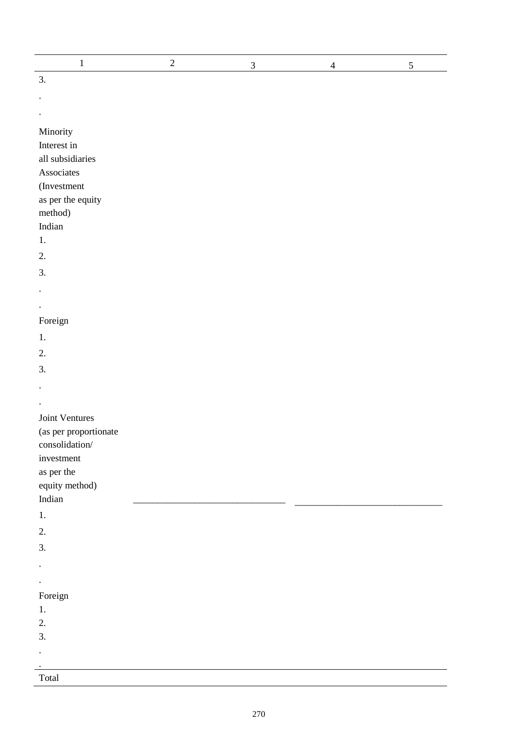| 1 | 2 | 3 | 4 | 5 |
|---|---|---|---|---|
| 3. | | | | |
| . | | | | |
| . | | | | |
| Minority Interest in all subsidiaries | | | | |
| Associates (Investment as per the equity method) | | | | |
| Indian | | | | |
| 1. | | | | |
| 2. | | | | |
| 3. | | | | |
| . | | | | |
| . | | | | |
| Foreign | | | | |
| 1. | | | | |
| 2. | | | | |
| 3. | | | | |
| . | | | | |
| . | | | | |
| Joint Ventures (as per proportionate consolidation/ investment as per the equity method) | | | | |
| Indian | | | | |
| 1. | | | | |
| 2. | | | | |
| 3. | | | | |
| . | | | | |
| . | | | | |
| Foreign | | | | |
| 1. | | | | |
| 2. | | | | |
| 3. | | | | |
| . | | | | |
| . | | | | |
| Total | | | | |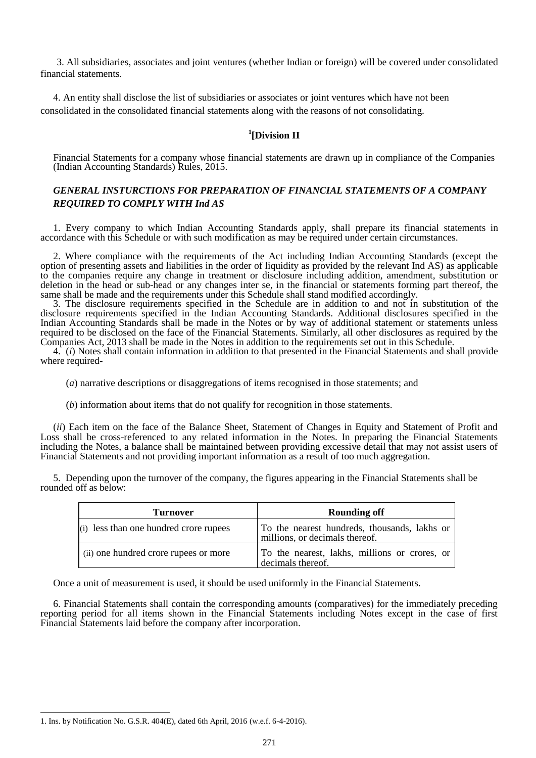3. All subsidiaries, associates and joint ventures (whether Indian or foreign) will be covered under consolidated financial statements.

4. An entity shall disclose the list of subsidiaries or associates or joint ventures which have not been consolidated in the consolidated financial statements along with the reasons of not consolidating.

## [1][Division II

Financial Statements for a company whose financial statements are drawn up in compliance of the Companies (Indian Accounting Standards) Rules, 2015.

### *GENERAL INSTURCTIONS FOR PREPARATION OF FINANCIAL STATEMENTS OF A COMPANY REQUIRED TO COMPLY WITH Ind AS*

1. Every company to which Indian Accounting Standards apply, shall prepare its financial statements in accordance with this Schedule or with such modification as may be required under certain circumstances.

2. Where compliance with the requirements of the Act including Indian Accounting Standards (except the option of presenting assets and liabilities in the order of liquidity as provided by the relevant Ind AS) as applicable to the companies require any change in treatment or disclosure including addition, amendment, substitution or deletion in the head or sub-head or any changes inter se, in the financial or statements forming part thereof, the same shall be made and the requirements under this Schedule shall stand modified accordingly.

3. The disclosure requirements specified in the Schedule are in addition to and not in substitution of the disclosure requirements specified in the Indian Accounting Standards. Additional disclosures specified in the Indian Accounting Standards shall be made in the Notes or by way of additional statement or statements unless required to be disclosed on the face of the Financial Statements. Similarly, all other disclosures as required by the Companies Act, 2013 shall be made in the Notes in addition to the requirements set out in this Schedule.

4. (*i*) Notes shall contain information in addition to that presented in the Financial Statements and shall provide where required-

(*a*) narrative descriptions or disaggregations of items recognised in those statements; and

(*b*) information about items that do not qualify for recognition in those statements.

(*ii*) Each item on the face of the Balance Sheet, Statement of Changes in Equity and Statement of Profit and Loss shall be cross-referenced to any related information in the Notes. In preparing the Financial Statements including the Notes, a balance shall be maintained between providing excessive detail that may not assist users of Financial Statements and not providing important information as a result of too much aggregation.

5. Depending upon the turnover of the company, the figures appearing in the Financial Statements shall be rounded off as below:

| Turnover | Rounding off |
|---|---|
| (i) less than one hundred crore rupees | To the nearest hundreds, thousands, lakhs or millions, or decimals thereof. |
| (ii) one hundred crore rupees or more | To the nearest, lakhs, millions or crores, or decimals thereof. |

Once a unit of measurement is used, it should be used uniformly in the Financial Statements.

6. Financial Statements shall contain the corresponding amounts (comparatives) for the immediately preceding reporting period for all items shown in the Financial Statements including Notes except in the case of first Financial Statements laid before the company after incorporation.

---

1. Ins. by Notification No. G.S.R. 404(E), dated 6th April, 2016 (w.e.f. 6-4-2016).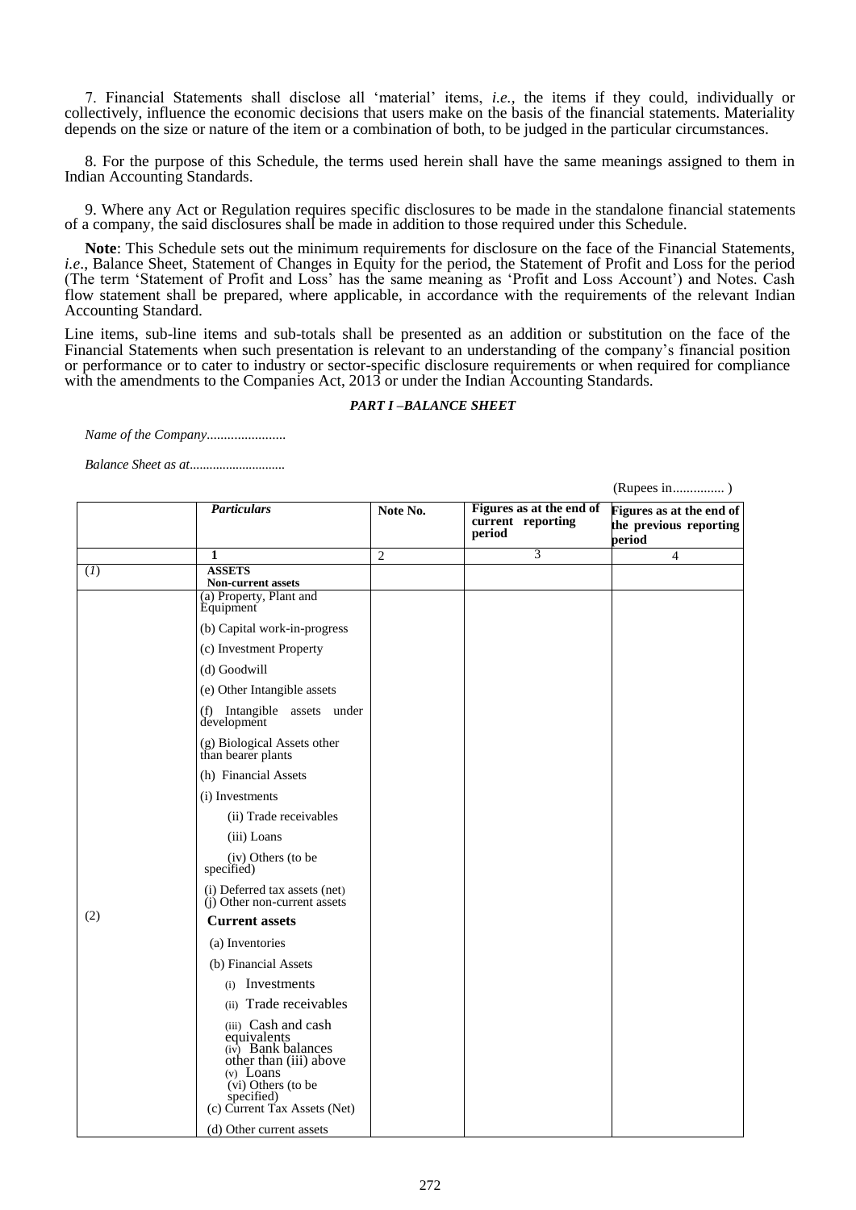7. Financial Statements shall disclose all 'material' items, *i.e.*, the items if they could, individually or collectively, influence the economic decisions that users make on the basis of the financial statements. Materiality depends on the size or nature of the item or a combination of both, to be judged in the particular circumstances.

8. For the purpose of this Schedule, the terms used herein shall have the same meanings assigned to them in Indian Accounting Standards.

9. Where any Act or Regulation requires specific disclosures to be made in the standalone financial statements of a company, the said disclosures shall be made in addition to those required under this Schedule.

**Note**: This Schedule sets out the minimum requirements for disclosure on the face of the Financial Statements, *i.e*., Balance Sheet, Statement of Changes in Equity for the period, the Statement of Profit and Loss for the period (The term 'Statement of Profit and Loss' has the same meaning as 'Profit and Loss Account') and Notes. Cash flow statement shall be prepared, where applicable, in accordance with the requirements of the relevant Indian Accounting Standard.

Line items, sub-line items and sub-totals shall be presented as an addition or substitution on the face of the Financial Statements when such presentation is relevant to an understanding of the company's financial position or performance or to cater to industry or sector-specific disclosure requirements or when required for compliance with the amendments to the Companies Act, 2013 or under the Indian Accounting Standards.

***PART I –BALANCE SHEET***

*Name of the Company.......................*

*Balance Sheet as at............................*

(Rupees in............... )

| | *Particulars* | Note No. | Figures as at the end of current reporting period | Figures as at the end of the previous reporting period |
|---|---|---|---|---|
| | **1** | 2 | 3 | 4 |
| (*1*) | **ASSETS**<br>**Non-current assets** | | | |
| | (a) Property, Plant and Equipment | | | |
| | (b) Capital work-in-progress | | | |
| | (c) Investment Property | | | |
| | (d) Goodwill | | | |
| | (e) Other Intangible assets | | | |
| | (f) Intangible assets under development | | | |
| | (g) Biological Assets other than bearer plants | | | |
| | (h) Financial Assets | | | |
| | (i) Investments | | | |
| | (ii) Trade receivables | | | |
| | (iii) Loans | | | |
| | (iv) Others (to be specified) | | | |
| | (i) Deferred tax assets (net) | | | |
| | (j) Other non-current assets | | | |
| (2) | **Current assets** | | | |
| | (a) Inventories | | | |
| | (b) Financial Assets | | | |
| | (i) Investments | | | |
| | (ii) Trade receivables | | | |
| | (iii) Cash and cash equivalents | | | |
| | (iv) Bank balances other than (iii) above | | | |
| | (v) Loans | | | |
| | (vi) Others (to be specified) | | | |
| | (c) Current Tax Assets (Net) | | | |
| | (d) Other current assets | | | |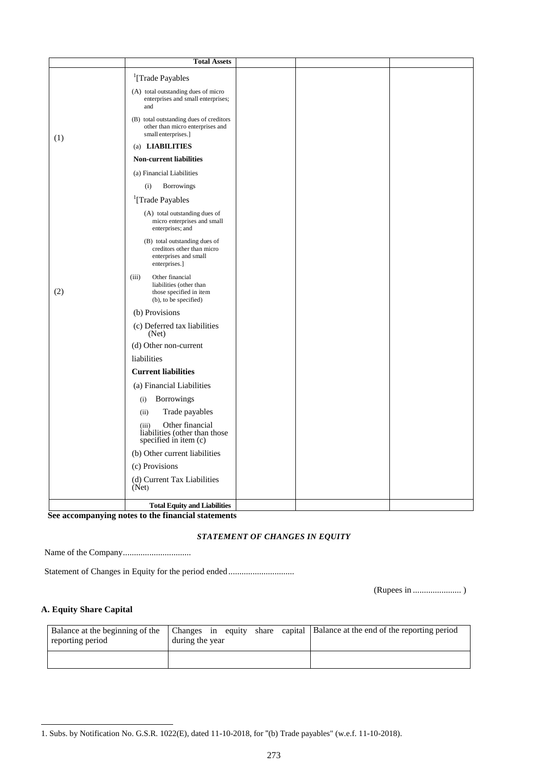| | Total Assets | | | |
|---|---|---|---|---|
| (1) | [1][Trade Payables<br>(A) total outstanding dues of micro enterprises and small enterprises; and<br>(B) total outstanding dues of creditors other than micro enterprises and small enterprises.]<br>(a) **LIABILITIES** | | | |
| (2) | **Non-current liabilities**<br>(a) Financial Liabilities<br>(i) Borrowings<br>[1][Trade Payables<br>(A) total outstanding dues of micro enterprises and small enterprises; and<br>(B) total outstanding dues of creditors other than micro enterprises and small enterprises.]<br>(iii) Other financial liabilities (other than those specified in item (b), to be specified)<br>(b) Provisions<br>(c) Deferred tax liabilities (Net)<br>(d) Other non-current liabilities<br>**Current liabilities**<br>(a) Financial Liabilities<br>(i) Borrowings<br>(ii) Trade payables<br>(iii) Other financial liabilities (other than those specified in item (c)<br>(b) Other current liabilities<br>(c) Provisions<br>(d) Current Tax Liabilities (Net) | | | |
| | **Total Equity and Liabilities** | | | |

**See accompanying notes to the financial statements**

***STATEMENT OF CHANGES IN EQUITY***

Name of the Company...............................

Statement of Changes in Equity for the period ended..............................

(Rupees in ...................... )

**A. Equity Share Capital**

| Balance at the beginning of the reporting period | Changes in equity share capital during the year | Balance at the end of the reporting period |
|---|---|---|
| | | |

1. Subs. by Notification No. G.S.R. 1022(E), dated 11-10-2018, for "(b) Trade payables" (w.e.f. 11-10-2018).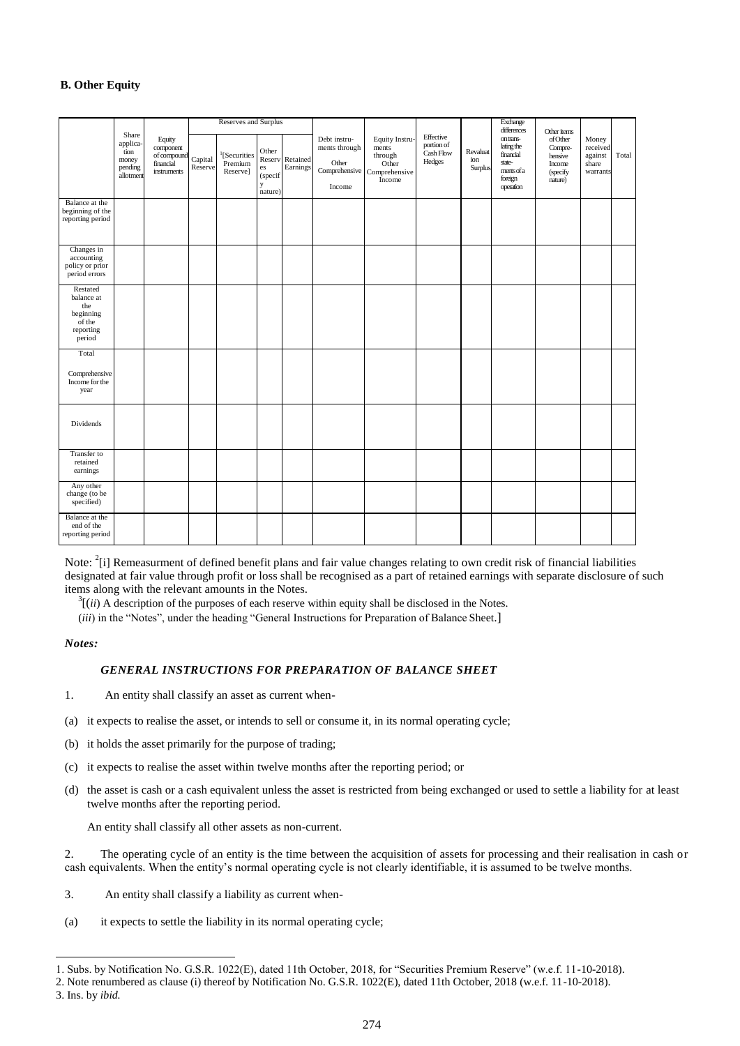**B. Other Equity**

| | Share application money pending allotment | Equity component of compound financial instruments | Reserves and Surplus | | | | Debt instruments through Other Comprehensive Income | Equity Instruments through Other Comprehensive Income | Effective portion of Cash Flow Hedges | Revaluation Surplus | Exchange differences on translating the financial statements of a foreign operation | Other items of Other Comprehensive Income (specify nature) | Money received against share warrants | Total |
|---|---|---|---|---|---|---|---|---|---|---|---|---|---|---|
| | | | Capital Reserve | [1][Securities Premium Reserve] | Other Reserves (specify nature) | Retained Earnings | | | | | | | | |
| Balance at the beginning of the reporting period | | | | | | | | | | | | | | |
| Changes in accounting policy or prior period errors | | | | | | | | | | | | | | |
| Restated balance at the beginning of the reporting period | | | | | | | | | | | | | | |
| Total Comprehensive Income for the year | | | | | | | | | | | | | | |
| Dividends | | | | | | | | | | | | | | |
| Transfer to retained earnings | | | | | | | | | | | | | | |
| Any other change (to be specified) | | | | | | | | | | | | | | |
| Balance at the end of the reporting period | | | | | | | | | | | | | | |

Note: [2][i] Remeasurment of defined benefit plans and fair value changes relating to own credit risk of financial liabilities designated at fair value through profit or loss shall be recognised as a part of retained earnings with separate disclosure of such items along with the relevant amounts in the Notes.

[3][(*ii*) A description of the purposes of each reserve within equity shall be disclosed in the Notes.

(*iii*) in the "Notes", under the heading "General Instructions for Preparation of Balance Sheet.]

***Notes:***

***GENERAL INSTRUCTIONS FOR PREPARATION OF BALANCE SHEET***

1. An entity shall classify an asset as current when-

(a) it expects to realise the asset, or intends to sell or consume it, in its normal operating cycle;

(b) it holds the asset primarily for the purpose of trading;

(c) it expects to realise the asset within twelve months after the reporting period; or

(d) the asset is cash or a cash equivalent unless the asset is restricted from being exchanged or used to settle a liability for at least twelve months after the reporting period.

An entity shall classify all other assets as non-current.

2. The operating cycle of an entity is the time between the acquisition of assets for processing and their realisation in cash or cash equivalents. When the entity's normal operating cycle is not clearly identifiable, it is assumed to be twelve months.

3. An entity shall classify a liability as current when-

(a) it expects to settle the liability in its normal operating cycle;

---

1. Subs. by Notification No. G.S.R. 1022(E), dated 11th October, 2018, for "Securities Premium Reserve" (w.e.f. 11-10-2018).
2. Note renumbered as clause (i) thereof by Notification No. G.S.R. 1022(E), dated 11th October, 2018 (w.e.f. 11-10-2018).
3. Ins. by *ibid.*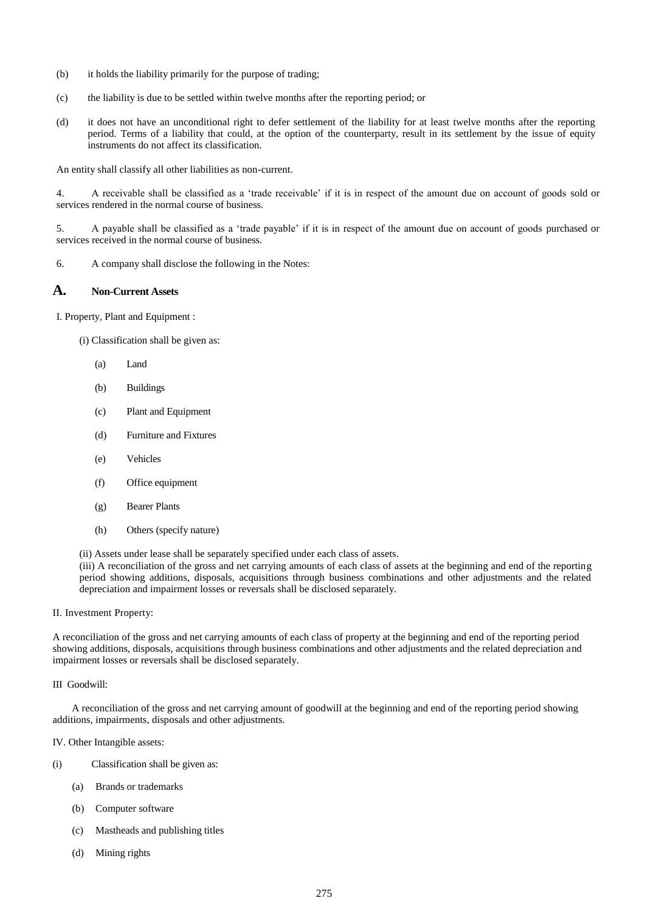(b) it holds the liability primarily for the purpose of trading;

(c) the liability is due to be settled within twelve months after the reporting period; or

(d) it does not have an unconditional right to defer settlement of the liability for at least twelve months after the reporting period. Terms of a liability that could, at the option of the counterparty, result in its settlement by the issue of equity instruments do not affect its classification.

An entity shall classify all other liabilities as non-current.

4. A receivable shall be classified as a 'trade receivable' if it is in respect of the amount due on account of goods sold or services rendered in the normal course of business.

5. A payable shall be classified as a 'trade payable' if it is in respect of the amount due on account of goods purchased or services received in the normal course of business.

6. A company shall disclose the following in the Notes:

## A. Non-Current Assets

I. Property, Plant and Equipment :

(i) Classification shall be given as:

(a) Land

(b) Buildings

(c) Plant and Equipment

(d) Furniture and Fixtures

(e) Vehicles

(f) Office equipment

(g) Bearer Plants

(h) Others (specify nature)

(ii) Assets under lease shall be separately specified under each class of assets.

(iii) A reconciliation of the gross and net carrying amounts of each class of assets at the beginning and end of the reporting period showing additions, disposals, acquisitions through business combinations and other adjustments and the related depreciation and impairment losses or reversals shall be disclosed separately.

II. Investment Property:

A reconciliation of the gross and net carrying amounts of each class of property at the beginning and end of the reporting period showing additions, disposals, acquisitions through business combinations and other adjustments and the related depreciation and impairment losses or reversals shall be disclosed separately.

III Goodwill:

A reconciliation of the gross and net carrying amount of goodwill at the beginning and end of the reporting period showing additions, impairments, disposals and other adjustments.

IV. Other Intangible assets:

(i) Classification shall be given as:

(a) Brands or trademarks

(b) Computer software

(c) Mastheads and publishing titles

(d) Mining rights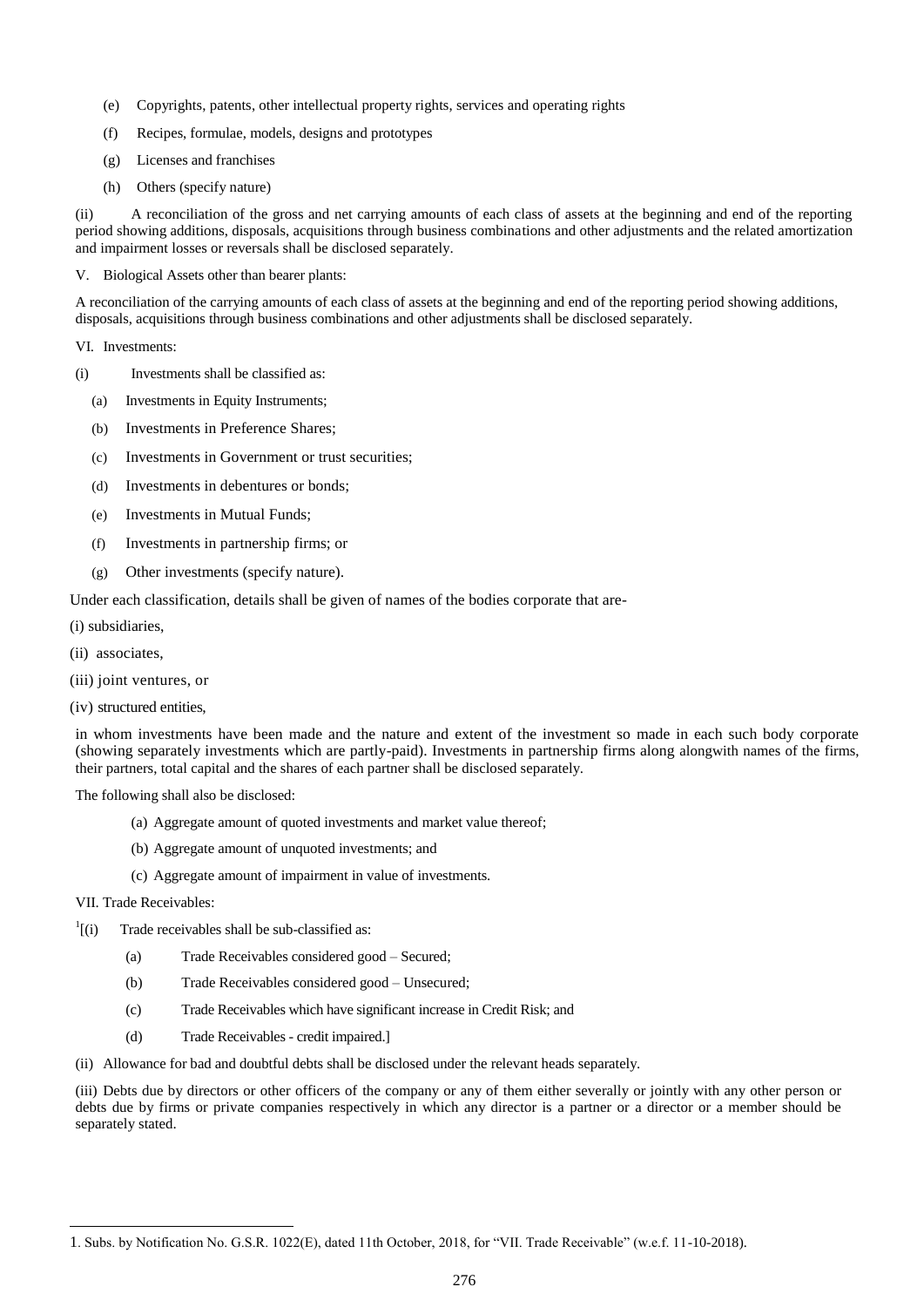(e) Copyrights, patents, other intellectual property rights, services and operating rights

(f) Recipes, formulae, models, designs and prototypes

(g) Licenses and franchises

(h) Others (specify nature)

(ii) A reconciliation of the gross and net carrying amounts of each class of assets at the beginning and end of the reporting period showing additions, disposals, acquisitions through business combinations and other adjustments and the related amortization and impairment losses or reversals shall be disclosed separately.

V. Biological Assets other than bearer plants:

A reconciliation of the carrying amounts of each class of assets at the beginning and end of the reporting period showing additions, disposals, acquisitions through business combinations and other adjustments shall be disclosed separately.

VI. Investments:

(i) Investments shall be classified as:

(a) Investments in Equity Instruments;

(b) Investments in Preference Shares;

(c) Investments in Government or trust securities;

(d) Investments in debentures or bonds;

(e) Investments in Mutual Funds;

(f) Investments in partnership firms; or

(g) Other investments (specify nature).

Under each classification, details shall be given of names of the bodies corporate that are-

(i) subsidiaries,

(ii) associates,

(iii) joint ventures, or

(iv) structured entities,

in whom investments have been made and the nature and extent of the investment so made in each such body corporate (showing separately investments which are partly-paid). Investments in partnership firms along alongwith names of the firms, their partners, total capital and the shares of each partner shall be disclosed separately.

The following shall also be disclosed:

(a) Aggregate amount of quoted investments and market value thereof;

(b) Aggregate amount of unquoted investments; and

(c) Aggregate amount of impairment in value of investments.

VII. Trade Receivables:

[1][(i) Trade receivables shall be sub-classified as:

(a) Trade Receivables considered good – Secured;

(b) Trade Receivables considered good – Unsecured;

(c) Trade Receivables which have significant increase in Credit Risk; and

(d) Trade Receivables - credit impaired.]

(ii) Allowance for bad and doubtful debts shall be disclosed under the relevant heads separately.

(iii) Debts due by directors or other officers of the company or any of them either severally or jointly with any other person or debts due by firms or private companies respectively in which any director is a partner or a director or a member should be separately stated.

---

1. Subs. by Notification No. G.S.R. 1022(E), dated 11th October, 2018, for "VII. Trade Receivable" (w.e.f. 11-10-2018).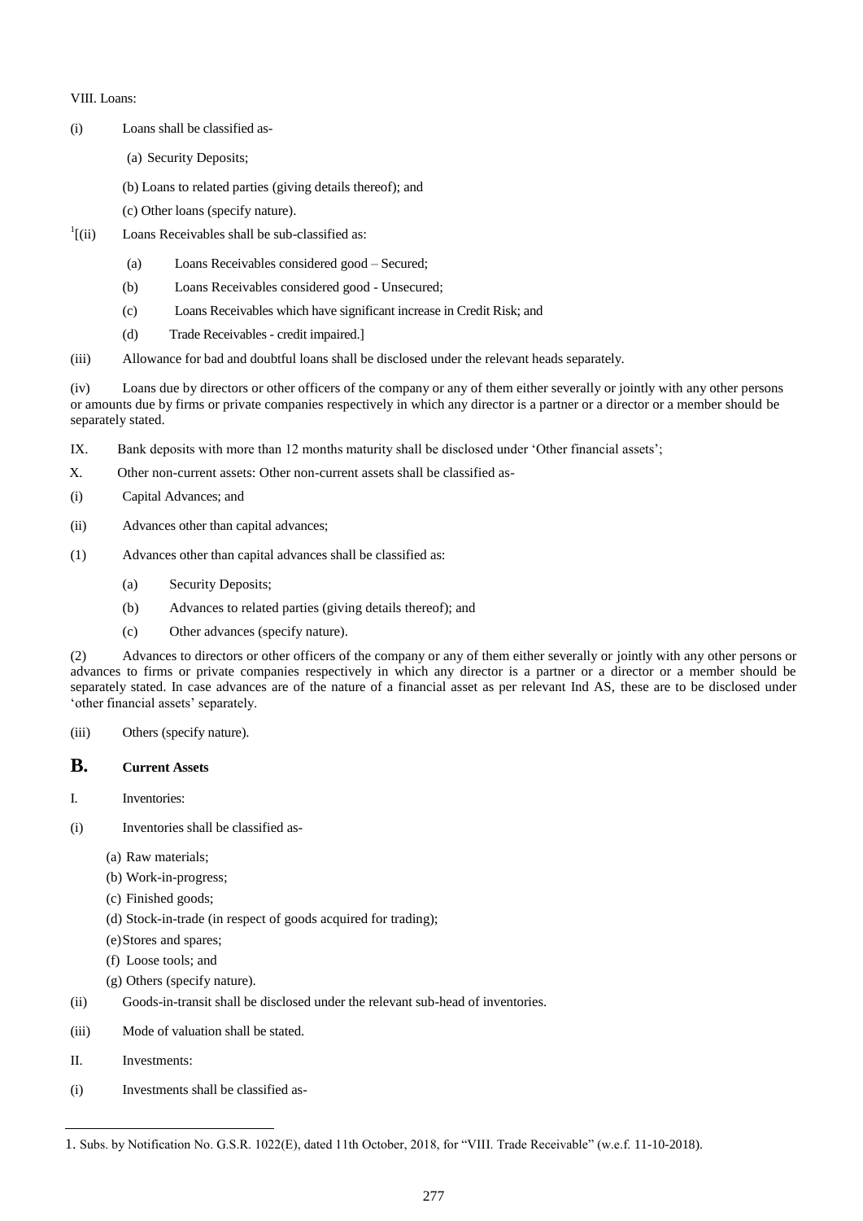VIII. Loans:

(i) Loans shall be classified as-

(a) Security Deposits;

(b) Loans to related parties (giving details thereof); and

(c) Other loans (specify nature).

[1][(ii) Loans Receivables shall be sub-classified as:

(a) Loans Receivables considered good – Secured;

(b) Loans Receivables considered good - Unsecured;

(c) Loans Receivables which have significant increase in Credit Risk; and

(d) Trade Receivables - credit impaired.]

(iii) Allowance for bad and doubtful loans shall be disclosed under the relevant heads separately.

(iv) Loans due by directors or other officers of the company or any of them either severally or jointly with any other persons or amounts due by firms or private companies respectively in which any director is a partner or a director or a member should be separately stated.

IX. Bank deposits with more than 12 months maturity shall be disclosed under 'Other financial assets';

X. Other non-current assets: Other non-current assets shall be classified as-

(i) Capital Advances; and

(ii) Advances other than capital advances;

(1) Advances other than capital advances shall be classified as:

(a) Security Deposits;

(b) Advances to related parties (giving details thereof); and

(c) Other advances (specify nature).

(2) Advances to directors or other officers of the company or any of them either severally or jointly with any other persons or advances to firms or private companies respectively in which any director is a partner or a director or a member should be separately stated. In case advances are of the nature of a financial asset as per relevant Ind AS, these are to be disclosed under 'other financial assets' separately.

(iii) Others (specify nature).

## B. Current Assets

I. Inventories:

(i) Inventories shall be classified as-

(a) Raw materials;

(b) Work-in-progress;

(c) Finished goods;

(d) Stock-in-trade (in respect of goods acquired for trading);

(e) Stores and spares;

(f) Loose tools; and

(g) Others (specify nature).

(ii) Goods-in-transit shall be disclosed under the relevant sub-head of inventories.

(iii) Mode of valuation shall be stated.

II. Investments:

(i) Investments shall be classified as-

---

1. Subs. by Notification No. G.S.R. 1022(E), dated 11th October, 2018, for "VIII. Trade Receivable" (w.e.f. 11-10-2018).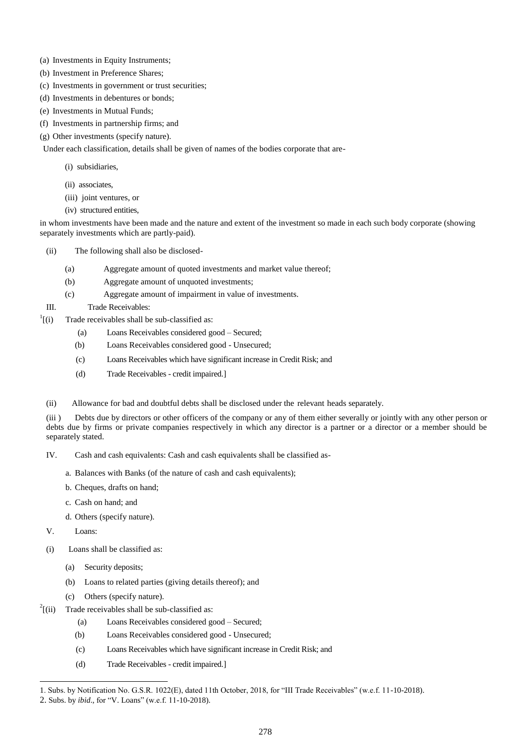(a) Investments in Equity Instruments;

(b) Investment in Preference Shares;

(c) Investments in government or trust securities;

(d) Investments in debentures or bonds;

(e) Investments in Mutual Funds;

(f) Investments in partnership firms; and

(g) Other investments (specify nature).

Under each classification, details shall be given of names of the bodies corporate that are-

(i) subsidiaries,

(ii) associates,

(iii) joint ventures, or

(iv) structured entities,

in whom investments have been made and the nature and extent of the investment so made in each such body corporate (showing separately investments which are partly-paid).

(ii) The following shall also be disclosed-

(a) Aggregate amount of quoted investments and market value thereof;

(b) Aggregate amount of unquoted investments;

(c) Aggregate amount of impairment in value of investments.

III. Trade Receivables:

[1][(i) Trade receivables shall be sub-classified as:

(a) Loans Receivables considered good – Secured;

(b) Loans Receivables considered good - Unsecured;

(c) Loans Receivables which have significant increase in Credit Risk; and

(d) Trade Receivables - credit impaired.]

(ii) Allowance for bad and doubtful debts shall be disclosed under the relevant heads separately.

(iii ) Debts due by directors or other officers of the company or any of them either severally or jointly with any other person or debts due by firms or private companies respectively in which any director is a partner or a director or a member should be separately stated.

IV. Cash and cash equivalents: Cash and cash equivalents shall be classified as-

a. Balances with Banks (of the nature of cash and cash equivalents);

b. Cheques, drafts on hand;

c. Cash on hand; and

d. Others (specify nature).

V. Loans:

(i) Loans shall be classified as:

(a) Security deposits;

(b) Loans to related parties (giving details thereof); and

(c) Others (specify nature).

[2][(ii) Trade receivables shall be sub-classified as:

(a) Loans Receivables considered good – Secured;

(b) Loans Receivables considered good - Unsecured;

(c) Loans Receivables which have significant increase in Credit Risk; and

(d) Trade Receivables - credit impaired.]

---

1. Subs. by Notification No. G.S.R. 1022(E), dated 11th October, 2018, for "III Trade Receivables" (w.e.f. 11-10-2018).

2. Subs. by *ibid*., for "V. Loans" (w.e.f. 11-10-2018).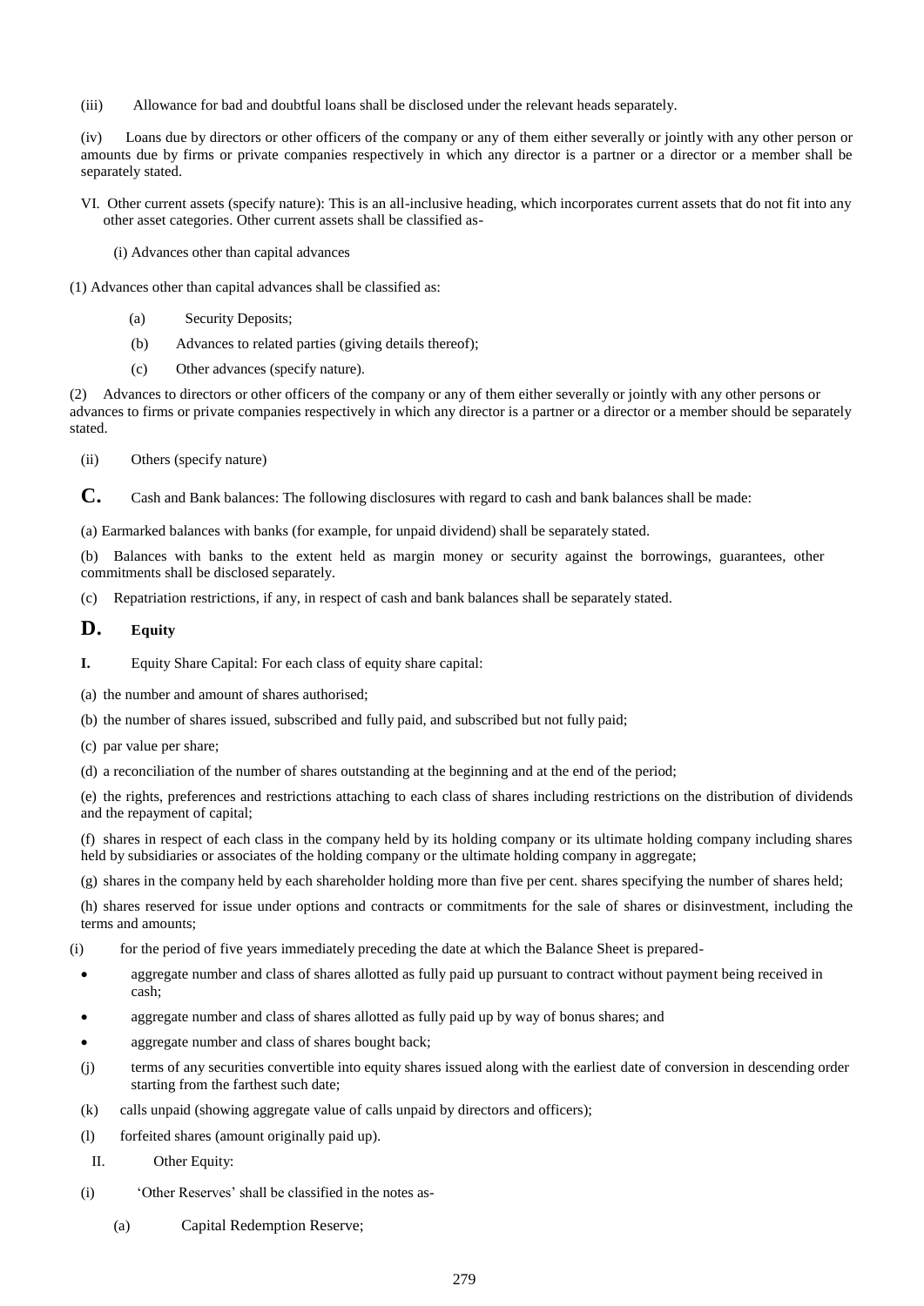(iii) Allowance for bad and doubtful loans shall be disclosed under the relevant heads separately.

(iv) Loans due by directors or other officers of the company or any of them either severally or jointly with any other person or amounts due by firms or private companies respectively in which any director is a partner or a director or a member shall be separately stated.

VI. Other current assets (specify nature): This is an all-inclusive heading, which incorporates current assets that do not fit into any other asset categories. Other current assets shall be classified as-

(i) Advances other than capital advances

(1) Advances other than capital advances shall be classified as:

(a) Security Deposits;

(b) Advances to related parties (giving details thereof);

(c) Other advances (specify nature).

(2) Advances to directors or other officers of the company or any of them either severally or jointly with any other persons or advances to firms or private companies respectively in which any director is a partner or a director or a member should be separately stated.

(ii) Others (specify nature)

## C. Cash and Bank balances: The following disclosures with regard to cash and bank balances shall be made:

(a) Earmarked balances with banks (for example, for unpaid dividend) shall be separately stated.

(b) Balances with banks to the extent held as margin money or security against the borrowings, guarantees, other commitments shall be disclosed separately.

(c) Repatriation restrictions, if any, in respect of cash and bank balances shall be separately stated.

## D. Equity

**I.** Equity Share Capital: For each class of equity share capital:

(a) the number and amount of shares authorised;

(b) the number of shares issued, subscribed and fully paid, and subscribed but not fully paid;

(c) par value per share;

(d) a reconciliation of the number of shares outstanding at the beginning and at the end of the period;

(e) the rights, preferences and restrictions attaching to each class of shares including restrictions on the distribution of dividends and the repayment of capital;

(f) shares in respect of each class in the company held by its holding company or its ultimate holding company including shares held by subsidiaries or associates of the holding company or the ultimate holding company in aggregate;

(g) shares in the company held by each shareholder holding more than five per cent. shares specifying the number of shares held;

(h) shares reserved for issue under options and contracts or commitments for the sale of shares or disinvestment, including the terms and amounts;

(i) for the period of five years immediately preceding the date at which the Balance Sheet is prepared-

- aggregate number and class of shares allotted as fully paid up pursuant to contract without payment being received in cash;
- aggregate number and class of shares allotted as fully paid up by way of bonus shares; and
- aggregate number and class of shares bought back;

(j) terms of any securities convertible into equity shares issued along with the earliest date of conversion in descending order starting from the farthest such date;

(k) calls unpaid (showing aggregate value of calls unpaid by directors and officers);

(l) forfeited shares (amount originally paid up).

II. Other Equity:

(i) 'Other Reserves' shall be classified in the notes as-

(a) Capital Redemption Reserve;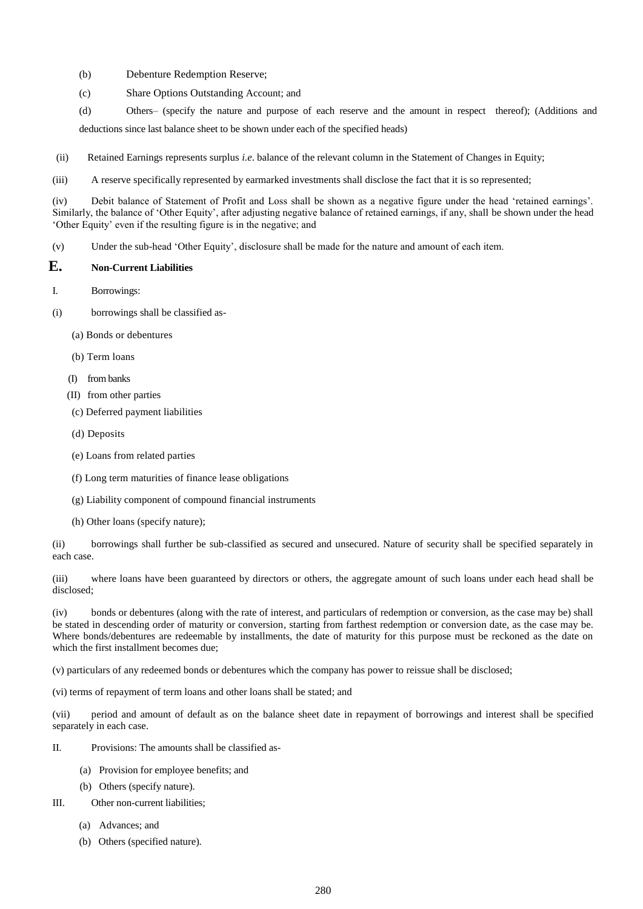(b) Debenture Redemption Reserve;

(c) Share Options Outstanding Account; and

(d) Others– (specify the nature and purpose of each reserve and the amount in respect thereof); (Additions and deductions since last balance sheet to be shown under each of the specified heads)

(ii) Retained Earnings represents surplus *i.e*. balance of the relevant column in the Statement of Changes in Equity;

(iii) A reserve specifically represented by earmarked investments shall disclose the fact that it is so represented;

(iv) Debit balance of Statement of Profit and Loss shall be shown as a negative figure under the head 'retained earnings'. Similarly, the balance of 'Other Equity', after adjusting negative balance of retained earnings, if any, shall be shown under the head 'Other Equity' even if the resulting figure is in the negative; and

(v) Under the sub-head 'Other Equity', disclosure shall be made for the nature and amount of each item.

## E. Non-Current Liabilities

I. Borrowings:

(i) borrowings shall be classified as-

(a) Bonds or debentures

(b) Term loans

(I) from banks

(II) from other parties

(c) Deferred payment liabilities

(d) Deposits

(e) Loans from related parties

(f) Long term maturities of finance lease obligations

(g) Liability component of compound financial instruments

(h) Other loans (specify nature);

(ii) borrowings shall further be sub-classified as secured and unsecured. Nature of security shall be specified separately in each case.

(iii) where loans have been guaranteed by directors or others, the aggregate amount of such loans under each head shall be disclosed;

(iv) bonds or debentures (along with the rate of interest, and particulars of redemption or conversion, as the case may be) shall be stated in descending order of maturity or conversion, starting from farthest redemption or conversion date, as the case may be. Where bonds/debentures are redeemable by installments, the date of maturity for this purpose must be reckoned as the date on which the first installment becomes due;

(v) particulars of any redeemed bonds or debentures which the company has power to reissue shall be disclosed;

(vi) terms of repayment of term loans and other loans shall be stated; and

(vii) period and amount of default as on the balance sheet date in repayment of borrowings and interest shall be specified separately in each case.

II. Provisions: The amounts shall be classified as-

(a) Provision for employee benefits; and

(b) Others (specify nature).

III. Other non-current liabilities;

(a) Advances; and

(b) Others (specified nature).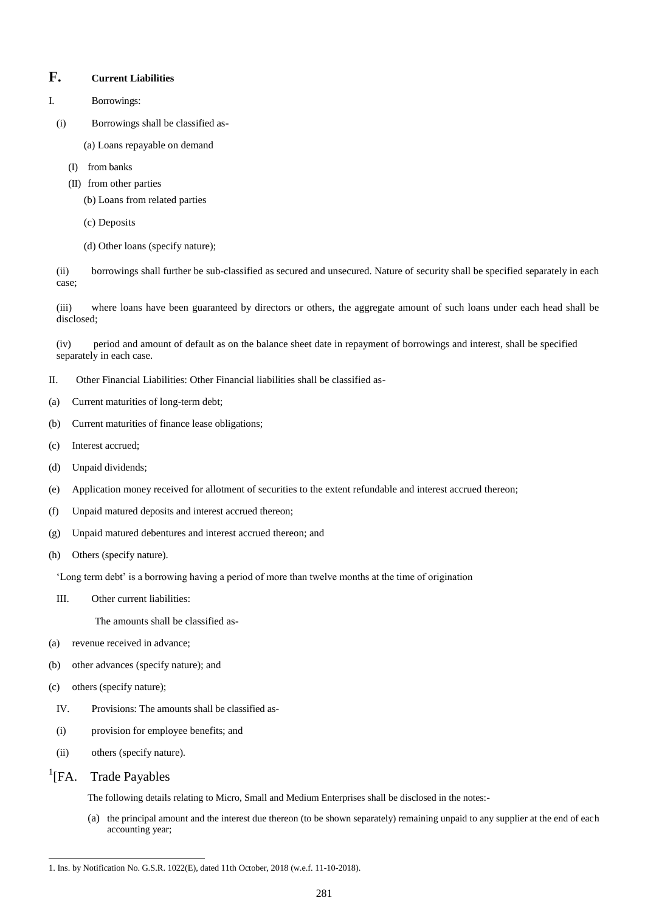## F. Current Liabilities

I. Borrowings:

(i) Borrowings shall be classified as-

(a) Loans repayable on demand

(I) from banks

(II) from other parties

(b) Loans from related parties

(c) Deposits

(d) Other loans (specify nature);

(ii) borrowings shall further be sub-classified as secured and unsecured. Nature of security shall be specified separately in each case;

(iii) where loans have been guaranteed by directors or others, the aggregate amount of such loans under each head shall be disclosed;

(iv) period and amount of default as on the balance sheet date in repayment of borrowings and interest, shall be specified separately in each case.

II. Other Financial Liabilities: Other Financial liabilities shall be classified as-

(a) Current maturities of long-term debt;

(b) Current maturities of finance lease obligations;

(c) Interest accrued;

(d) Unpaid dividends;

(e) Application money received for allotment of securities to the extent refundable and interest accrued thereon;

(f) Unpaid matured deposits and interest accrued thereon;

(g) Unpaid matured debentures and interest accrued thereon; and

(h) Others (specify nature).

'Long term debt' is a borrowing having a period of more than twelve months at the time of origination

III. Other current liabilities:

The amounts shall be classified as-

(a) revenue received in advance;

(b) other advances (specify nature); and

(c) others (specify nature);

IV. Provisions: The amounts shall be classified as-

(i) provision for employee benefits; and

(ii) others (specify nature).

## [1][FA. Trade Payables

The following details relating to Micro, Small and Medium Enterprises shall be disclosed in the notes:-

(a) the principal amount and the interest due thereon (to be shown separately) remaining unpaid to any supplier at the end of each accounting year;

---

1. Ins. by Notification No. G.S.R. 1022(E), dated 11th October, 2018 (w.e.f. 11-10-2018).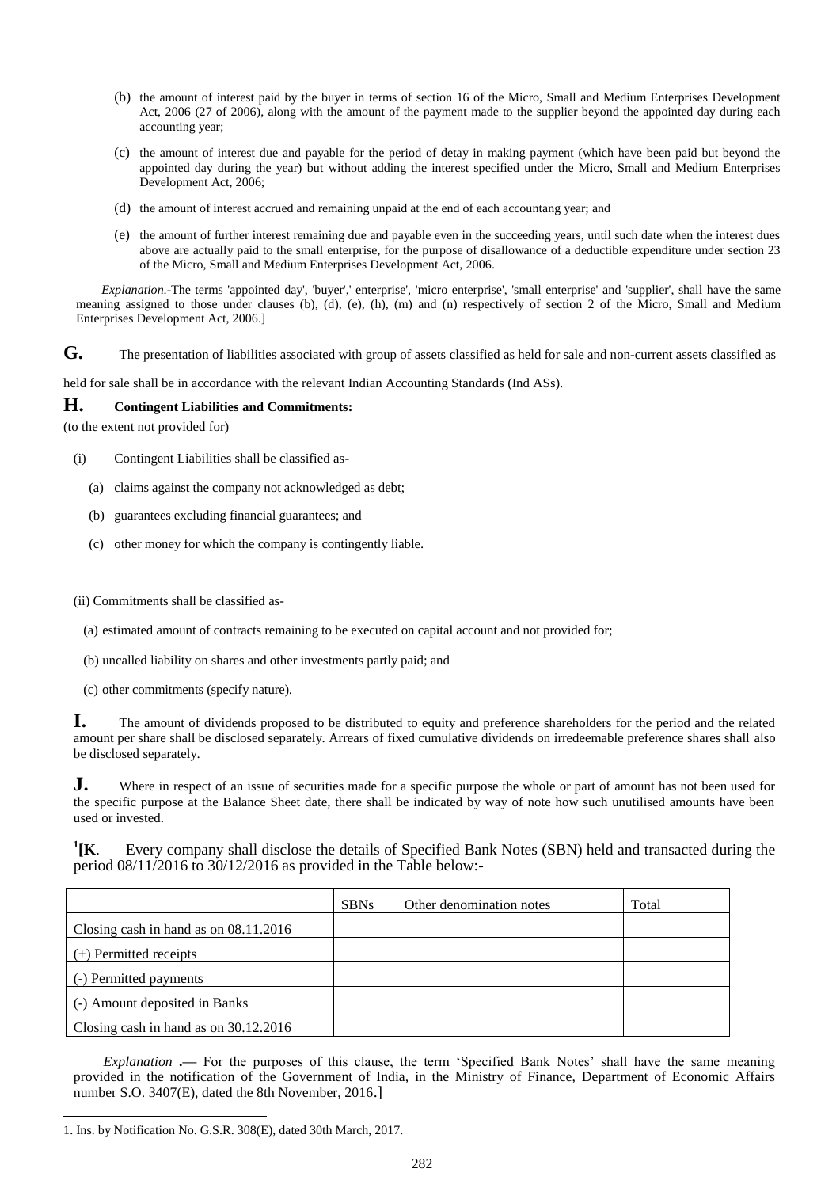(b) the amount of interest paid by the buyer in terms of section 16 of the Micro, Small and Medium Enterprises Development Act, 2006 (27 of 2006), along with the amount of the payment made to the supplier beyond the appointed day during each accounting year;

(c) the amount of interest due and payable for the period of detay in making payment (which have been paid but beyond the appointed day during the year) but without adding the interest specified under the Micro, Small and Medium Enterprises Development Act, 2006;

(d) the amount of interest accrued and remaining unpaid at the end of each accountang year; and

(e) the amount of further interest remaining due and payable even in the succeeding years, until such date when the interest dues above are actually paid to the small enterprise, for the purpose of disallowance of a deductible expenditure under section 23 of the Micro, Small and Medium Enterprises Development Act, 2006.

*Explanation*.-The terms 'appointed day', 'buyer',' enterprise', 'micro enterprise', 'small enterprise' and 'supplier', shall have the same meaning assigned to those under clauses (b), (d), (e), (h), (m) and (n) respectively of section 2 of the Micro, Small and Medium Enterprises Development Act, 2006.]

**G.** The presentation of liabilities associated with group of assets classified as held for sale and non-current assets classified as held for sale shall be in accordance with the relevant Indian Accounting Standards (Ind ASs).

**H. Contingent Liabilities and Commitments:**

(to the extent not provided for)

(i) Contingent Liabilities shall be classified as-

(a) claims against the company not acknowledged as debt;

(b) guarantees excluding financial guarantees; and

(c) other money for which the company is contingently liable.

(ii) Commitments shall be classified as-

(a) estimated amount of contracts remaining to be executed on capital account and not provided for;

(b) uncalled liability on shares and other investments partly paid; and

(c) other commitments (specify nature).

**I.** The amount of dividends proposed to be distributed to equity and preference shareholders for the period and the related amount per share shall be disclosed separately. Arrears of fixed cumulative dividends on irredeemable preference shares shall also be disclosed separately.

**J.** Where in respect of an issue of securities made for a specific purpose the whole or part of amount has not been used for the specific purpose at the Balance Sheet date, there shall be indicated by way of note how such unutilised amounts have been used or invested.

[1][**K**. Every company shall disclose the details of Specified Bank Notes (SBN) held and transacted during the period 08/11/2016 to 30/12/2016 as provided in the Table below:-

| | SBNs | Other denomination notes | Total |
|---|---|---|---|
| Closing cash in hand as on 08.11.2016 | | | |
| (+) Permitted receipts | | | |
| (-) Permitted payments | | | |
| (-) Amount deposited in Banks | | | |
| Closing cash in hand as on 30.12.2016 | | | |

*Explanation* .— For the purposes of this clause, the term 'Specified Bank Notes' shall have the same meaning provided in the notification of the Government of India, in the Ministry of Finance, Department of Economic Affairs number S.O. 3407(E), dated the 8th November, 2016.]

1. Ins. by Notification No. G.S.R. 308(E), dated 30th March, 2017.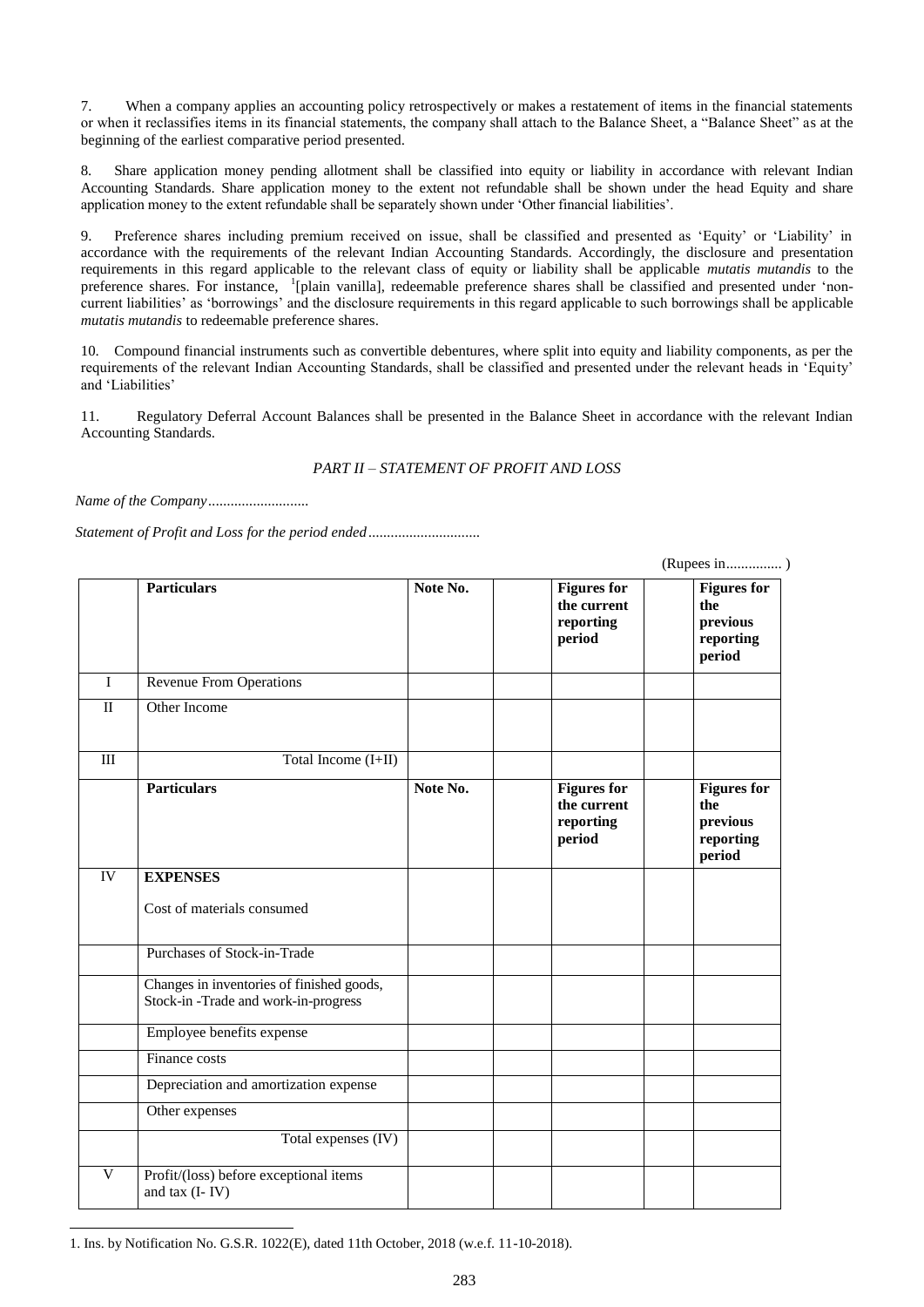7. When a company applies an accounting policy retrospectively or makes a restatement of items in the financial statements or when it reclassifies items in its financial statements, the company shall attach to the Balance Sheet, a "Balance Sheet" as at the beginning of the earliest comparative period presented.

8. Share application money pending allotment shall be classified into equity or liability in accordance with relevant Indian Accounting Standards. Share application money to the extent not refundable shall be shown under the head Equity and share application money to the extent refundable shall be separately shown under 'Other financial liabilities'.

9. Preference shares including premium received on issue, shall be classified and presented as 'Equity' or 'Liability' in accordance with the requirements of the relevant Indian Accounting Standards. Accordingly, the disclosure and presentation requirements in this regard applicable to the relevant class of equity or liability shall be applicable *mutatis mutandis* to the preference shares. For instance, [1][plain vanilla], redeemable preference shares shall be classified and presented under 'non-current liabilities' as 'borrowings' and the disclosure requirements in this regard applicable to such borrowings shall be applicable *mutatis mutandis* to redeemable preference shares.

10. Compound financial instruments such as convertible debentures, where split into equity and liability components, as per the requirements of the relevant Indian Accounting Standards, shall be classified and presented under the relevant heads in 'Equity' and 'Liabilities'

11. Regulatory Deferral Account Balances shall be presented in the Balance Sheet in accordance with the relevant Indian Accounting Standards.

*PART II – STATEMENT OF PROFIT AND LOSS*

*Name of the Company...........................*

*Statement of Profit and Loss for the period ended..............................*

(Rupees in............... )

| | Particulars | Note No. | | Figures for the current reporting period | | Figures for the previous reporting period |
|---|---|---|---|---|---|---|
| I | Revenue From Operations | | | | | |
| II | Other Income | | | | | |
| III | Total Income (I+II) | | | | | |
| | **Particulars** | **Note No.** | | **Figures for the current reporting period** | | **Figures for the previous reporting period** |
| IV | **EXPENSES** Cost of materials consumed | | | | | |
| | Purchases of Stock-in-Trade | | | | | |
| | Changes in inventories of finished goods, Stock-in -Trade and work-in-progress | | | | | |
| | Employee benefits expense | | | | | |
| | Finance costs | | | | | |
| | Depreciation and amortization expense | | | | | |
| | Other expenses | | | | | |
| | Total expenses (IV) | | | | | |
| V | Profit/(loss) before exceptional items and tax (I- IV) | | | | | |

1. Ins. by Notification No. G.S.R. 1022(E), dated 11th October, 2018 (w.e.f. 11-10-2018).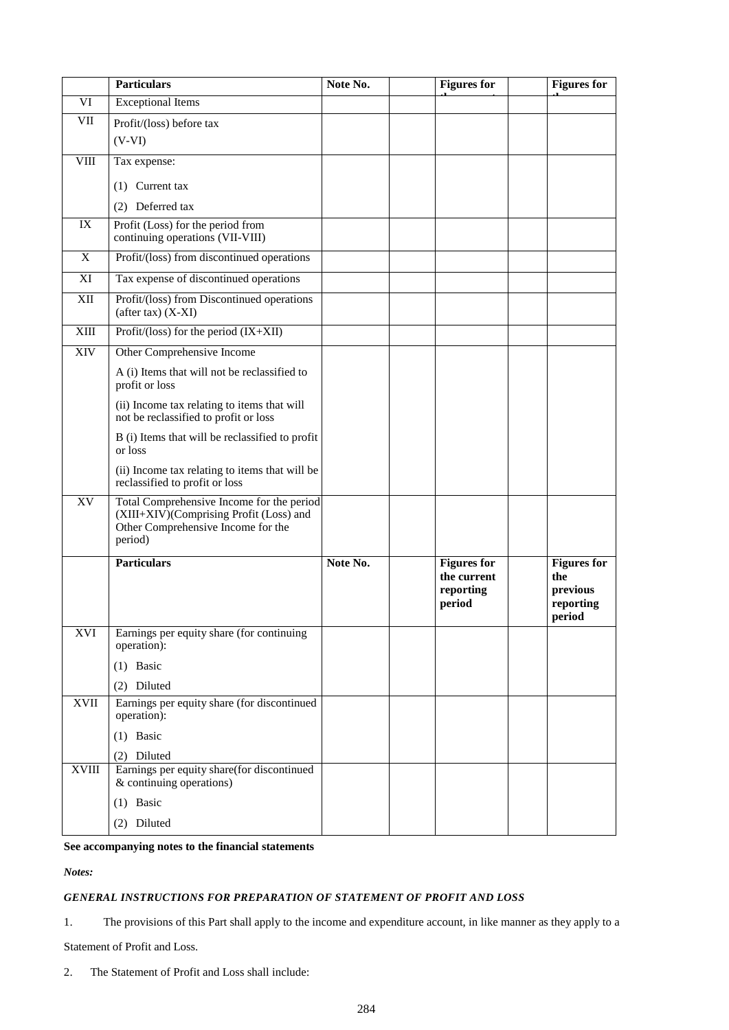| | Particulars | Note No. | | Figures for the current reporting period | | Figures for the previous reporting period |
|---|---|---|---|---|---|---|
| VI | Exceptional Items | | | | | |
| VII | Profit/(loss) before tax (V-VI) | | | | | |
| VIII | Tax expense:<br>(1) Current tax<br>(2) Deferred tax | | | | | |
| IX | Profit (Loss) for the period from continuing operations (VII-VIII) | | | | | |
| X | Profit/(loss) from discontinued operations | | | | | |
| XI | Tax expense of discontinued operations | | | | | |
| XII | Profit/(loss) from Discontinued operations (after tax) (X-XI) | | | | | |
| XIII | Profit/(loss) for the period (IX+XII) | | | | | |
| XIV | Other Comprehensive Income<br>A (i) Items that will not be reclassified to profit or loss<br>(ii) Income tax relating to items that will not be reclassified to profit or loss<br>B (i) Items that will be reclassified to profit or loss<br>(ii) Income tax relating to items that will be reclassified to profit or loss | | | | | |
| XV | Total Comprehensive Income for the period (XIII+XIV)(Comprising Profit (Loss) and Other Comprehensive Income for the period) | | | | | |
| | **Particulars** | **Note No.** | | **Figures for the current reporting period** | | **Figures for the previous reporting period** |
| XVI | Earnings per equity share (for continuing operation):<br>(1) Basic<br>(2) Diluted | | | | | |
| XVII | Earnings per equity share (for discontinued operation):<br>(1) Basic<br>(2) Diluted | | | | | |
| XVIII | Earnings per equity share(for discontinued & continuing operations)<br>(1) Basic<br>(2) Diluted | | | | | |

**See accompanying notes to the financial statements**

*Notes:*

***GENERAL INSTRUCTIONS FOR PREPARATION OF STATEMENT OF PROFIT AND LOSS***

1. The provisions of this Part shall apply to the income and expenditure account, in like manner as they apply to a Statement of Profit and Loss.

2. The Statement of Profit and Loss shall include: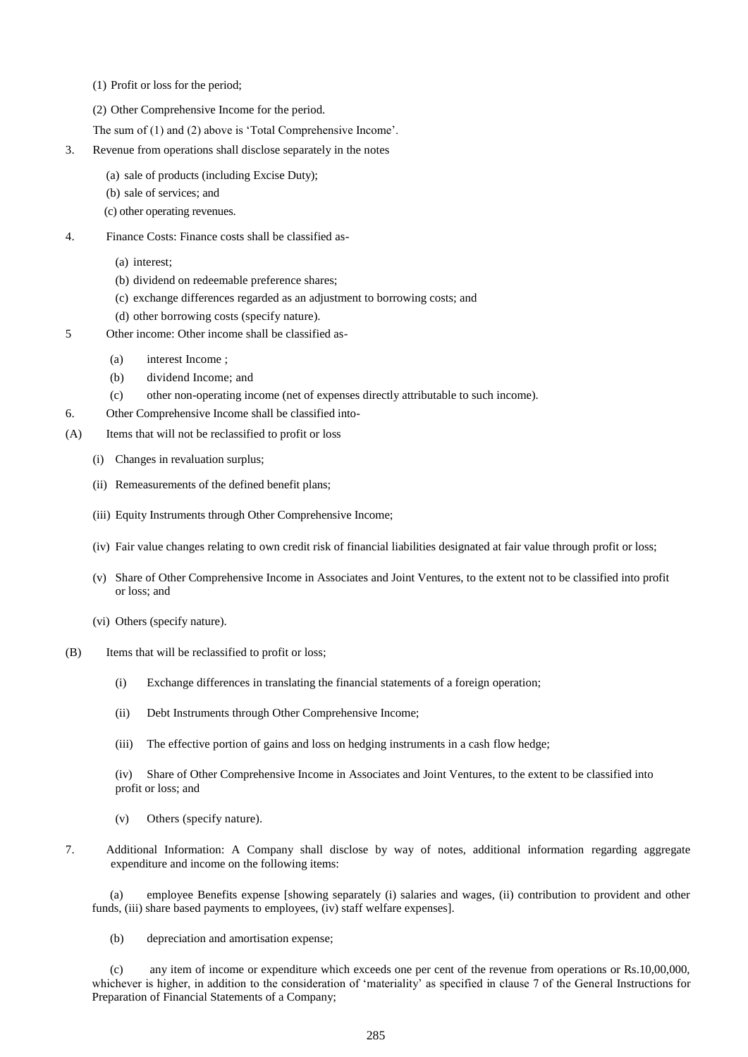(1) Profit or loss for the period;

(2) Other Comprehensive Income for the period.

The sum of (1) and (2) above is 'Total Comprehensive Income'.

3. Revenue from operations shall disclose separately in the notes

(a) sale of products (including Excise Duty);

(b) sale of services; and

(c) other operating revenues.

4. Finance Costs: Finance costs shall be classified as-

(a) interest;

(b) dividend on redeemable preference shares;

(c) exchange differences regarded as an adjustment to borrowing costs; and

(d) other borrowing costs (specify nature).

5 Other income: Other income shall be classified as-

(a) interest Income ;

(b) dividend Income; and

(c) other non-operating income (net of expenses directly attributable to such income).

6. Other Comprehensive Income shall be classified into-

(A) Items that will not be reclassified to profit or loss

(i) Changes in revaluation surplus;

(ii) Remeasurements of the defined benefit plans;

(iii) Equity Instruments through Other Comprehensive Income;

(iv) Fair value changes relating to own credit risk of financial liabilities designated at fair value through profit or loss;

(v) Share of Other Comprehensive Income in Associates and Joint Ventures, to the extent not to be classified into profit or loss; and

(vi) Others (specify nature).

(B) Items that will be reclassified to profit or loss;

(i) Exchange differences in translating the financial statements of a foreign operation;

(ii) Debt Instruments through Other Comprehensive Income;

(iii) The effective portion of gains and loss on hedging instruments in a cash flow hedge;

(iv) Share of Other Comprehensive Income in Associates and Joint Ventures, to the extent to be classified into profit or loss; and

(v) Others (specify nature).

7. Additional Information: A Company shall disclose by way of notes, additional information regarding aggregate expenditure and income on the following items:

(a) employee Benefits expense [showing separately (i) salaries and wages, (ii) contribution to provident and other funds, (iii) share based payments to employees, (iv) staff welfare expenses].

(b) depreciation and amortisation expense;

(c) any item of income or expenditure which exceeds one per cent of the revenue from operations or Rs.10,00,000, whichever is higher, in addition to the consideration of 'materiality' as specified in clause 7 of the General Instructions for Preparation of Financial Statements of a Company;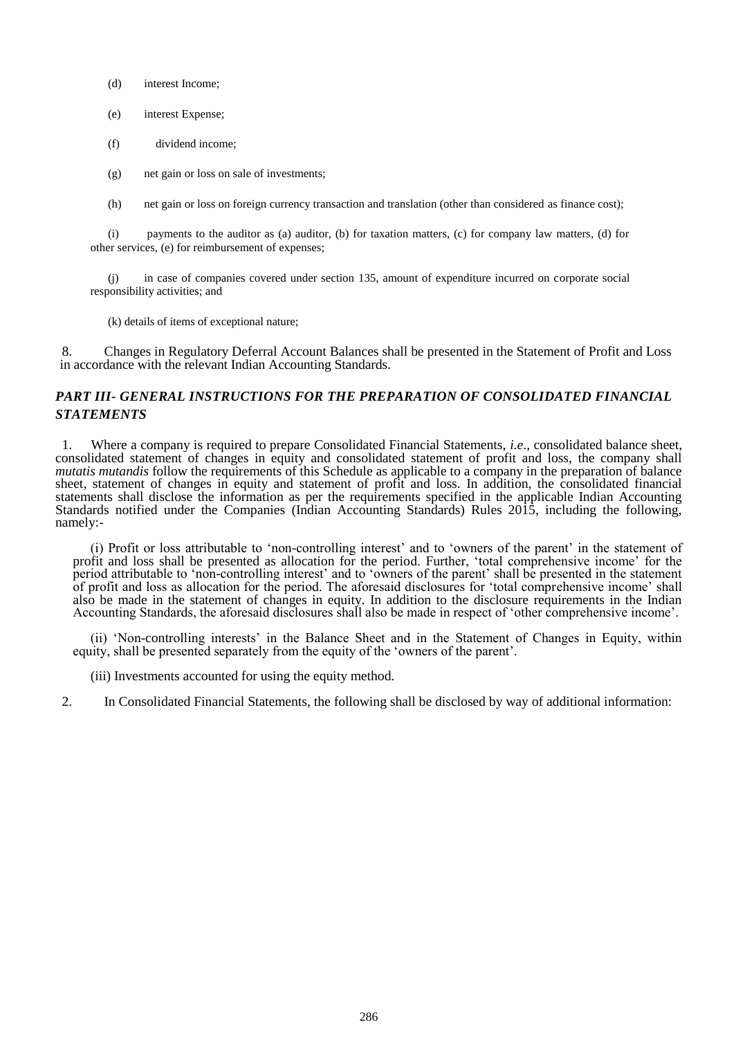(d) interest Income;

(e) interest Expense;

(f) dividend income;

(g) net gain or loss on sale of investments;

(h) net gain or loss on foreign currency transaction and translation (other than considered as finance cost);

(i) payments to the auditor as (a) auditor, (b) for taxation matters, (c) for company law matters, (d) for other services, (e) for reimbursement of expenses;

(j) in case of companies covered under section 135, amount of expenditure incurred on corporate social responsibility activities; and

(k) details of items of exceptional nature;

8. Changes in Regulatory Deferral Account Balances shall be presented in the Statement of Profit and Loss in accordance with the relevant Indian Accounting Standards.

### *PART III- GENERAL INSTRUCTIONS FOR THE PREPARATION OF CONSOLIDATED FINANCIAL STATEMENTS*

1. Where a company is required to prepare Consolidated Financial Statements, *i.e*., consolidated balance sheet, consolidated statement of changes in equity and consolidated statement of profit and loss, the company shall *mutatis mutandis* follow the requirements of this Schedule as applicable to a company in the preparation of balance sheet, statement of changes in equity and statement of profit and loss. In addition, the consolidated financial statements shall disclose the information as per the requirements specified in the applicable Indian Accounting Standards notified under the Companies (Indian Accounting Standards) Rules 2015, including the following, namely:-

(i) Profit or loss attributable to 'non-controlling interest' and to 'owners of the parent' in the statement of profit and loss shall be presented as allocation for the period. Further, 'total comprehensive income' for the period attributable to 'non-controlling interest' and to 'owners of the parent' shall be presented in the statement of profit and loss as allocation for the period. The aforesaid disclosures for 'total comprehensive income' shall also be made in the statement of changes in equity. In addition to the disclosure requirements in the Indian Accounting Standards, the aforesaid disclosures shall also be made in respect of 'other comprehensive income'.

(ii) 'Non-controlling interests' in the Balance Sheet and in the Statement of Changes in Equity, within equity, shall be presented separately from the equity of the 'owners of the parent'.

(iii) Investments accounted for using the equity method.

2. In Consolidated Financial Statements, the following shall be disclosed by way of additional information: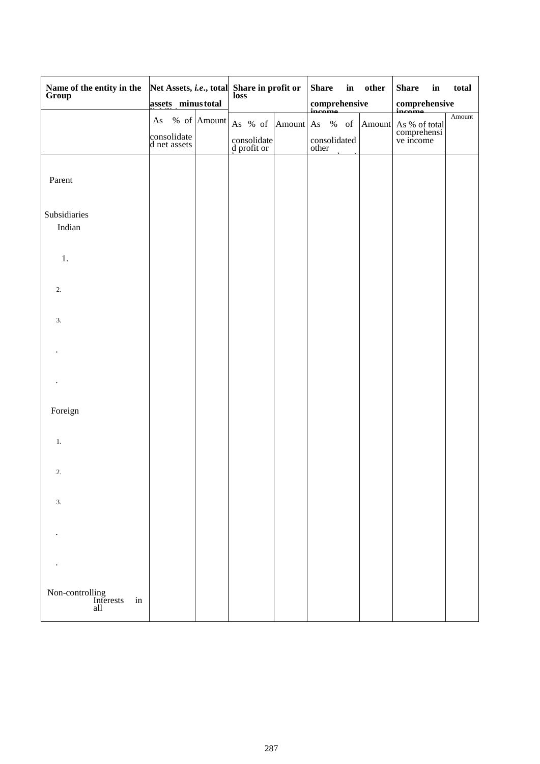| Name of the entity in the Group | Net Assets, *i.e.*, total assets minus total liabilities | | Share in profit or loss | | Share in other comprehensive income | | Share in total comprehensive income | |
|---|---|---|---|---|---|---|---|---|
| | As % of consolidated net assets | Amount | As % of consolidated profit or loss | Amount | As % of consolidated other comprehensive income | Amount | As % of total comprehensive income | Amount |
| Parent | | | | | | | | |
| Subsidiaries | | | | | | | | |
| Indian | | | | | | | | |
| 1. | | | | | | | | |
| 2. | | | | | | | | |
| 3. | | | | | | | | |
| . | | | | | | | | |
| . | | | | | | | | |
| Foreign | | | | | | | | |
| 1. | | | | | | | | |
| 2. | | | | | | | | |
| 3. | | | | | | | | |
| . | | | | | | | | |
| . | | | | | | | | |
| Non-controlling Interests in all | | | | | | | | |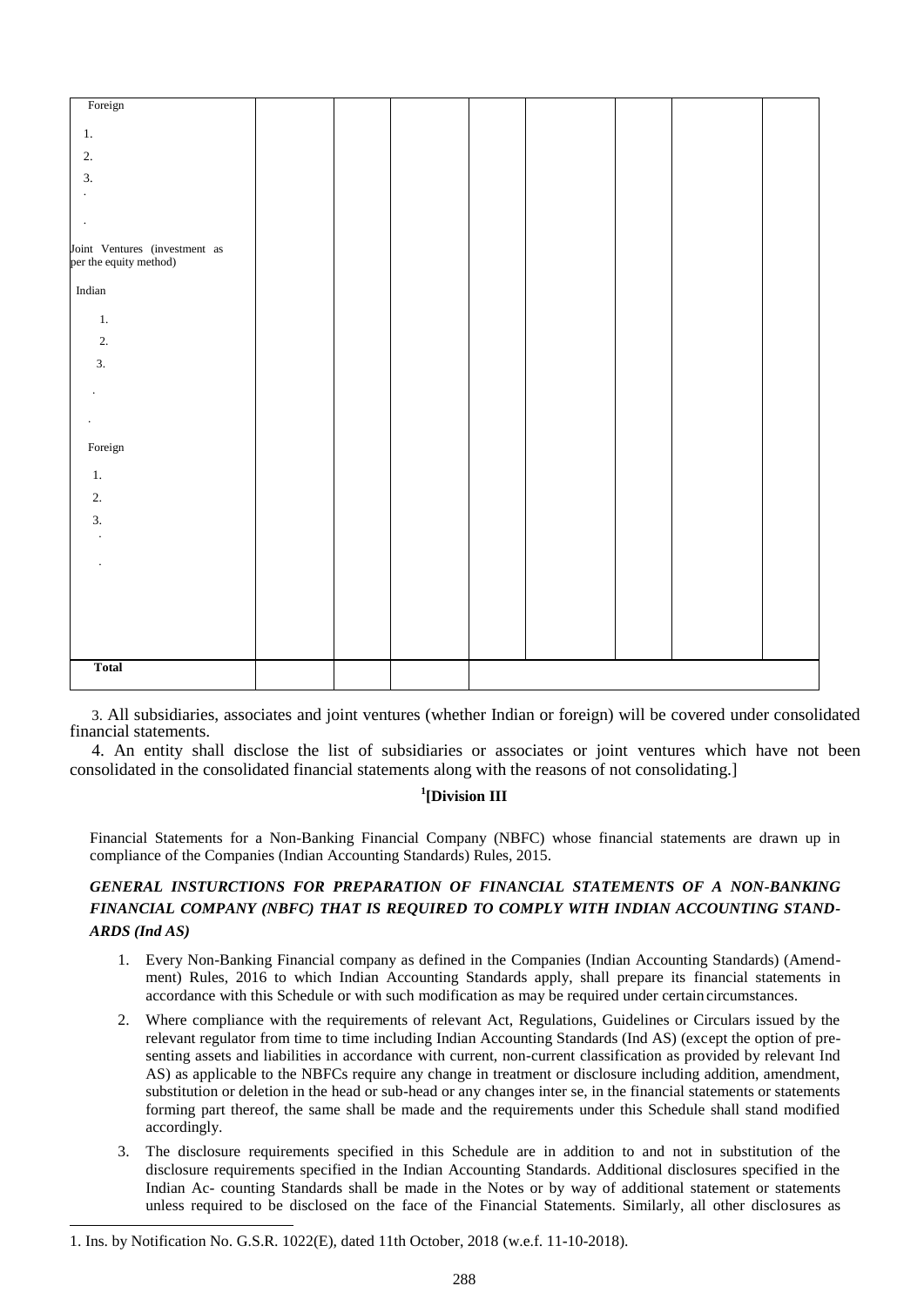| | | | | | | | | |
|---|---|---|---|---|---|---|---|---|
| Foreign | | | | | | | | |
| 1. | | | | | | | | |
| 2. | | | | | | | | |
| 3. | | | | | | | | |
| . | | | | | | | | |
| . | | | | | | | | |
| Joint Ventures (investment as per the equity method) | | | | | | | | |
| Indian | | | | | | | | |
| 1. | | | | | | | | |
| 2. | | | | | | | | |
| 3. | | | | | | | | |
| . | | | | | | | | |
| . | | | | | | | | |
| Foreign | | | | | | | | |
| 1. | | | | | | | | |
| 2. | | | | | | | | |
| 3. | | | | | | | | |
| . | | | | | | | | |
| . | | | | | | | | |
| **Total** | | | | | | | | |

3. All subsidiaries, associates and joint ventures (whether Indian or foreign) will be covered under consolidated financial statements.

4. An entity shall disclose the list of subsidiaries or associates or joint ventures which have not been consolidated in the consolidated financial statements along with the reasons of not consolidating.]

## [1][Division III

Financial Statements for a Non-Banking Financial Company (NBFC) whose financial statements are drawn up in compliance of the Companies (Indian Accounting Standards) Rules, 2015.

### *GENERAL INSTURCTIONS FOR PREPARATION OF FINANCIAL STATEMENTS OF A NON-BANKING FINANCIAL COMPANY (NBFC) THAT IS REQUIRED TO COMPLY WITH INDIAN ACCOUNTING STANDARDS (Ind AS)*

1. Every Non-Banking Financial company as defined in the Companies (Indian Accounting Standards) (Amendment) Rules, 2016 to which Indian Accounting Standards apply, shall prepare its financial statements in accordance with this Schedule or with such modification as may be required under certain circumstances.

2. Where compliance with the requirements of relevant Act, Regulations, Guidelines or Circulars issued by the relevant regulator from time to time including Indian Accounting Standards (Ind AS) (except the option of presenting assets and liabilities in accordance with current, non-current classification as provided by relevant Ind AS) as applicable to the NBFCs require any change in treatment or disclosure including addition, amendment, substitution or deletion in the head or sub-head or any changes inter se, in the financial statements or statements forming part thereof, the same shall be made and the requirements under this Schedule shall stand modified accordingly.

3. The disclosure requirements specified in this Schedule are in addition to and not in substitution of the disclosure requirements specified in the Indian Accounting Standards. Additional disclosures specified in the Indian Accounting Standards shall be made in the Notes or by way of additional statement or statements unless required to be disclosed on the face of the Financial Statements. Similarly, all other disclosures as

1. Ins. by Notification No. G.S.R. 1022(E), dated 11th October, 2018 (w.e.f. 11-10-2018).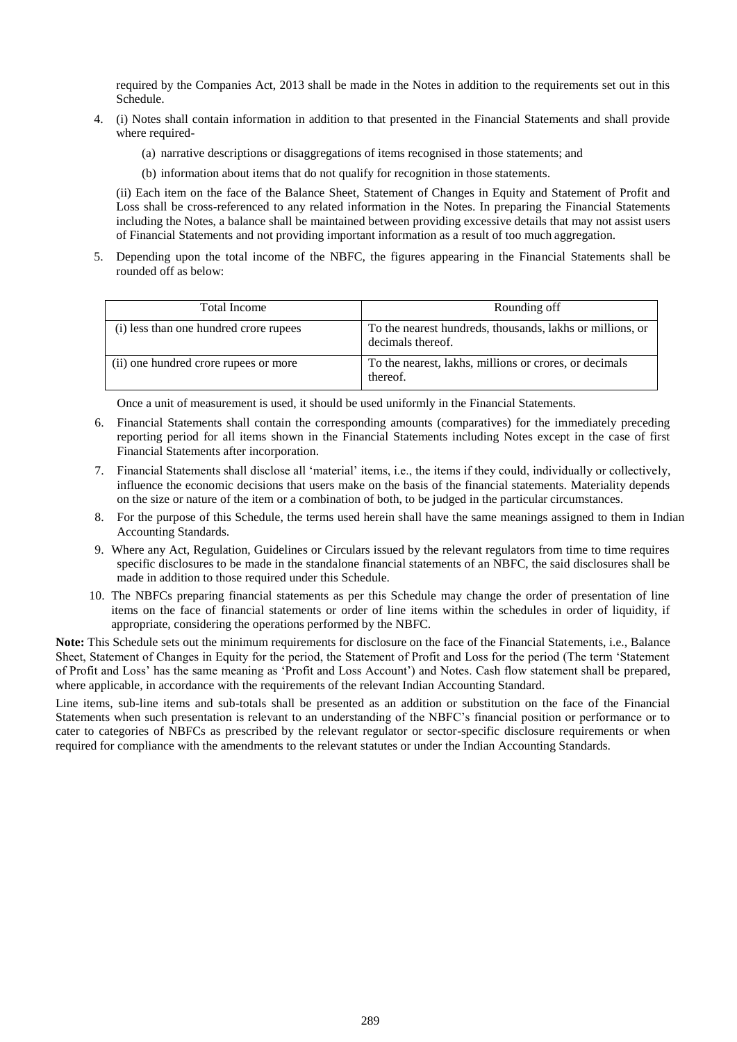required by the Companies Act, 2013 shall be made in the Notes in addition to the requirements set out in this Schedule.

4. (i) Notes shall contain information in addition to that presented in the Financial Statements and shall provide where required-

   (a) narrative descriptions or disaggregations of items recognised in those statements; and

   (b) information about items that do not qualify for recognition in those statements.

   (ii) Each item on the face of the Balance Sheet, Statement of Changes in Equity and Statement of Profit and Loss shall be cross-referenced to any related information in the Notes. In preparing the Financial Statements including the Notes, a balance shall be maintained between providing excessive details that may not assist users of Financial Statements and not providing important information as a result of too much aggregation.

5. Depending upon the total income of the NBFC, the figures appearing in the Financial Statements shall be rounded off as below:

| Total Income | Rounding off |
| --- | --- |
| (i) less than one hundred crore rupees | To the nearest hundreds, thousands, lakhs or millions, or decimals thereof. |
| (ii) one hundred crore rupees or more | To the nearest, lakhs, millions or crores, or decimals thereof. |

   Once a unit of measurement is used, it should be used uniformly in the Financial Statements.

6. Financial Statements shall contain the corresponding amounts (comparatives) for the immediately preceding reporting period for all items shown in the Financial Statements including Notes except in the case of first Financial Statements after incorporation.

7. Financial Statements shall disclose all 'material' items, i.e., the items if they could, individually or collectively, influence the economic decisions that users make on the basis of the financial statements. Materiality depends on the size or nature of the item or a combination of both, to be judged in the particular circumstances.

8. For the purpose of this Schedule, the terms used herein shall have the same meanings assigned to them in Indian Accounting Standards.

9. Where any Act, Regulation, Guidelines or Circulars issued by the relevant regulators from time to time requires specific disclosures to be made in the standalone financial statements of an NBFC, the said disclosures shall be made in addition to those required under this Schedule.

10. The NBFCs preparing financial statements as per this Schedule may change the order of presentation of line items on the face of financial statements or order of line items within the schedules in order of liquidity, if appropriate, considering the operations performed by the NBFC.

**Note:** This Schedule sets out the minimum requirements for disclosure on the face of the Financial Statements, i.e., Balance Sheet, Statement of Changes in Equity for the period, the Statement of Profit and Loss for the period (The term 'Statement of Profit and Loss' has the same meaning as 'Profit and Loss Account') and Notes. Cash flow statement shall be prepared, where applicable, in accordance with the requirements of the relevant Indian Accounting Standard.

Line items, sub-line items and sub-totals shall be presented as an addition or substitution on the face of the Financial Statements when such presentation is relevant to an understanding of the NBFC's financial position or performance or to cater to categories of NBFCs as prescribed by the relevant regulator or sector-specific disclosure requirements or when required for compliance with the amendments to the relevant statutes or under the Indian Accounting Standards.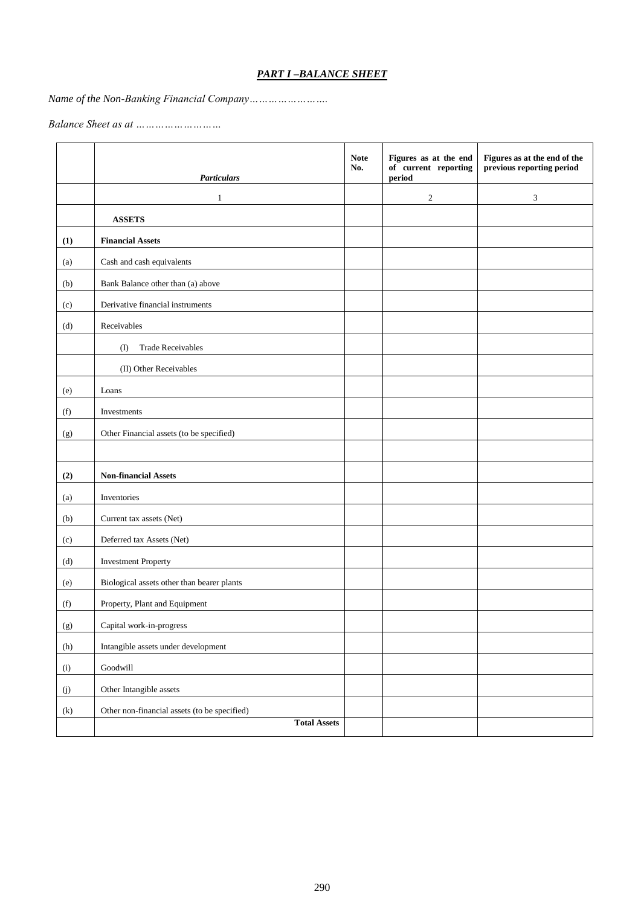## ***PART I –BALANCE SHEET***

*Name of the Non-Banking Financial Company…………………….*

*Balance Sheet as at ……………………*

| | ***Particulars*** | **Note No.** | **Figures as at the end of current reporting period** | **Figures as at the end of the previous reporting period** |
|---|---|---|---|---|
| | 1 | | 2 | 3 |
| | **ASSETS** | | | |
| **(1)** | **Financial Assets** | | | |
| (a) | Cash and cash equivalents | | | |
| (b) | Bank Balance other than (a) above | | | |
| (c) | Derivative financial instruments | | | |
| (d) | Receivables | | | |
| | (I) Trade Receivables | | | |
| | (II) Other Receivables | | | |
| (e) | Loans | | | |
| (f) | Investments | | | |
| (g) | Other Financial assets (to be specified) | | | |
| | | | | |
| **(2)** | **Non-financial Assets** | | | |
| (a) | Inventories | | | |
| (b) | Current tax assets (Net) | | | |
| (c) | Deferred tax Assets (Net) | | | |
| (d) | Investment Property | | | |
| (e) | Biological assets other than bearer plants | | | |
| (f) | Property, Plant and Equipment | | | |
| (g) | Capital work-in-progress | | | |
| (h) | Intangible assets under development | | | |
| (i) | Goodwill | | | |
| (j) | Other Intangible assets | | | |
| (k) | Other non-financial assets (to be specified) | | | |
| | **Total Assets** | | | |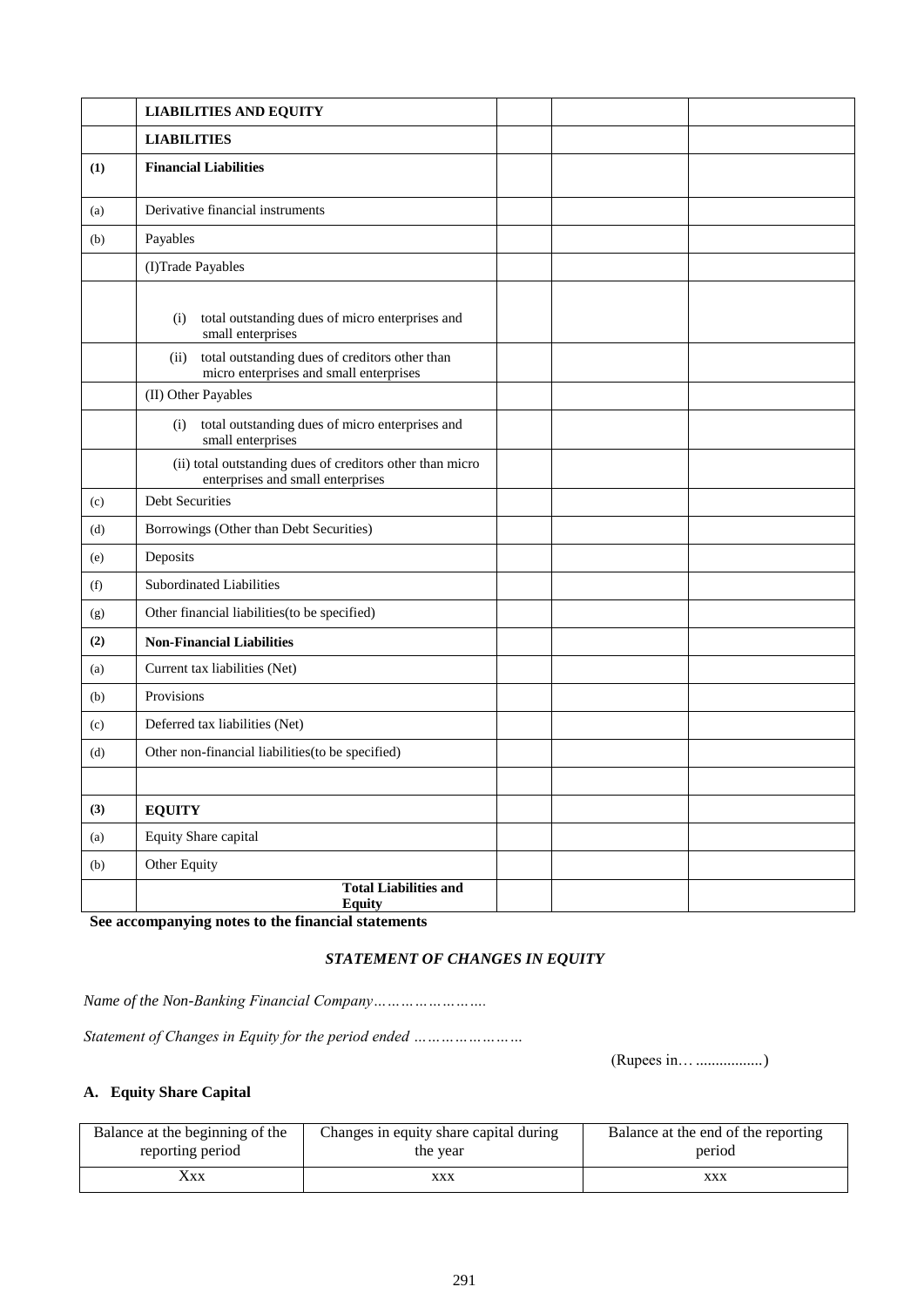| | LIABILITIES AND EQUITY | | | |
|---|---|---|---|---|
| | **LIABILITIES** | | | |
| **(1)** | **Financial Liabilities** | | | |
| (a) | Derivative financial instruments | | | |
| (b) | Payables | | | |
| | (I)Trade Payables | | | |
| | (i) total outstanding dues of micro enterprises and small enterprises | | | |
| | (ii) total outstanding dues of creditors other than micro enterprises and small enterprises | | | |
| | (II) Other Payables | | | |
| | (i) total outstanding dues of micro enterprises and small enterprises | | | |
| | (ii) total outstanding dues of creditors other than micro enterprises and small enterprises | | | |
| (c) | Debt Securities | | | |
| (d) | Borrowings (Other than Debt Securities) | | | |
| (e) | Deposits | | | |
| (f) | Subordinated Liabilities | | | |
| (g) | Other financial liabilities(to be specified) | | | |
| **(2)** | **Non-Financial Liabilities** | | | |
| (a) | Current tax liabilities (Net) | | | |
| (b) | Provisions | | | |
| (c) | Deferred tax liabilities (Net) | | | |
| (d) | Other non-financial liabilities(to be specified) | | | |
| | | | | |
| **(3)** | **EQUITY** | | | |
| (a) | Equity Share capital | | | |
| (b) | Other Equity | | | |
| | **Total Liabilities and Equity** | | | |

**See accompanying notes to the financial statements**

### *STATEMENT OF CHANGES IN EQUITY*

*Name of the Non-Banking Financial Company…………………….*

*Statement of Changes in Equity for the period ended ……………………*

(Rupees in… ................)

### A. Equity Share Capital

| Balance at the beginning of the reporting period | Changes in equity share capital during the year | Balance at the end of the reporting period |
|---|---|---|
| Xxx | xxx | xxx |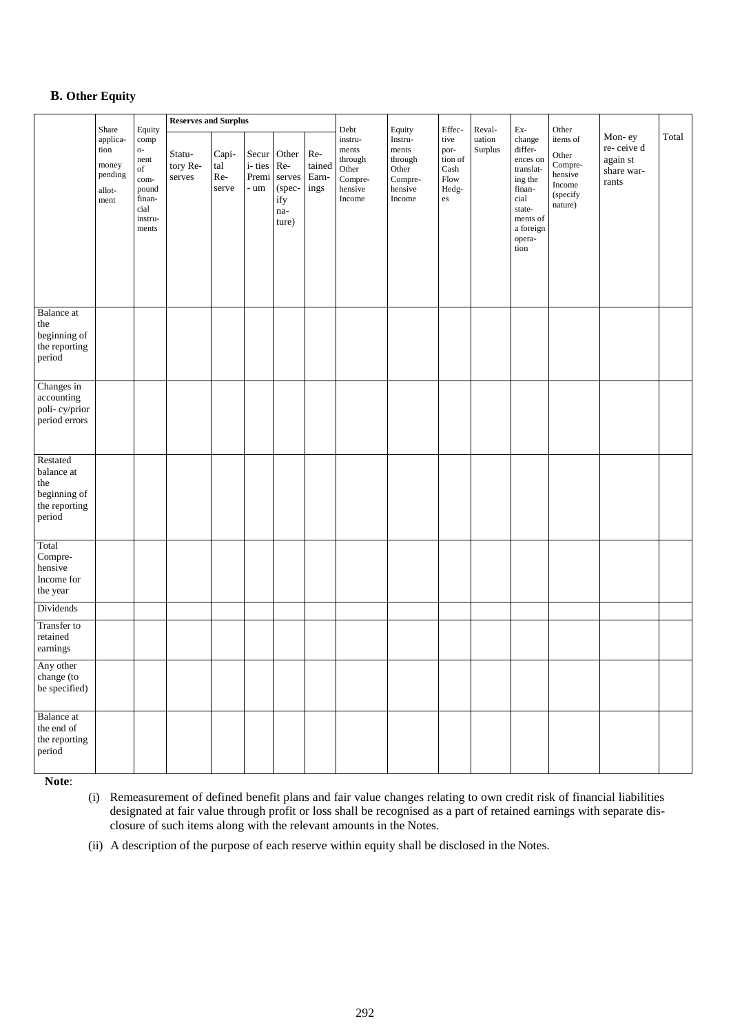## B. Other Equity

| | Share application money pending allotment | Equity component of compound financial instruments | Reserves and Surplus | | | | | Debt instruments through Other Comprehensive Income | Equity Instruments through Other Comprehensive Income | Effective portion of Cash Flow Hedges | Revaluation Surplus | Exchange differences on translating the financial statements of a foreign operation | Other items of Other Comprehensive Income (specify nature) | Money received against share warrants | Total |
|---|---|---|---|---|---|---|---|---|---|---|---|---|---|---|---|
| | | | Statutory Reserves | Capital Reserve | Securities Premium | Other Reserves (specify nature) | Retained Earnings | | | | | | | | |
| Balance at the beginning of the reporting period | | | | | | | | | | | | | | | |
| Changes in accounting policy/prior period errors | | | | | | | | | | | | | | | |
| Restated balance at the beginning of the reporting period | | | | | | | | | | | | | | | |
| Total Comprehensive Income for the year | | | | | | | | | | | | | | | |
| Dividends | | | | | | | | | | | | | | | |
| Transfer to retained earnings | | | | | | | | | | | | | | | |
| Any other change (to be specified) | | | | | | | | | | | | | | | |
| Balance at the end of the reporting period | | | | | | | | | | | | | | | |

**Note**:

(i) Remeasurement of defined benefit plans and fair value changes relating to own credit risk of financial liabilities designated at fair value through profit or loss shall be recognised as a part of retained earnings with separate disclosure of such items along with the relevant amounts in the Notes.

(ii) A description of the purpose of each reserve within equity shall be disclosed in the Notes.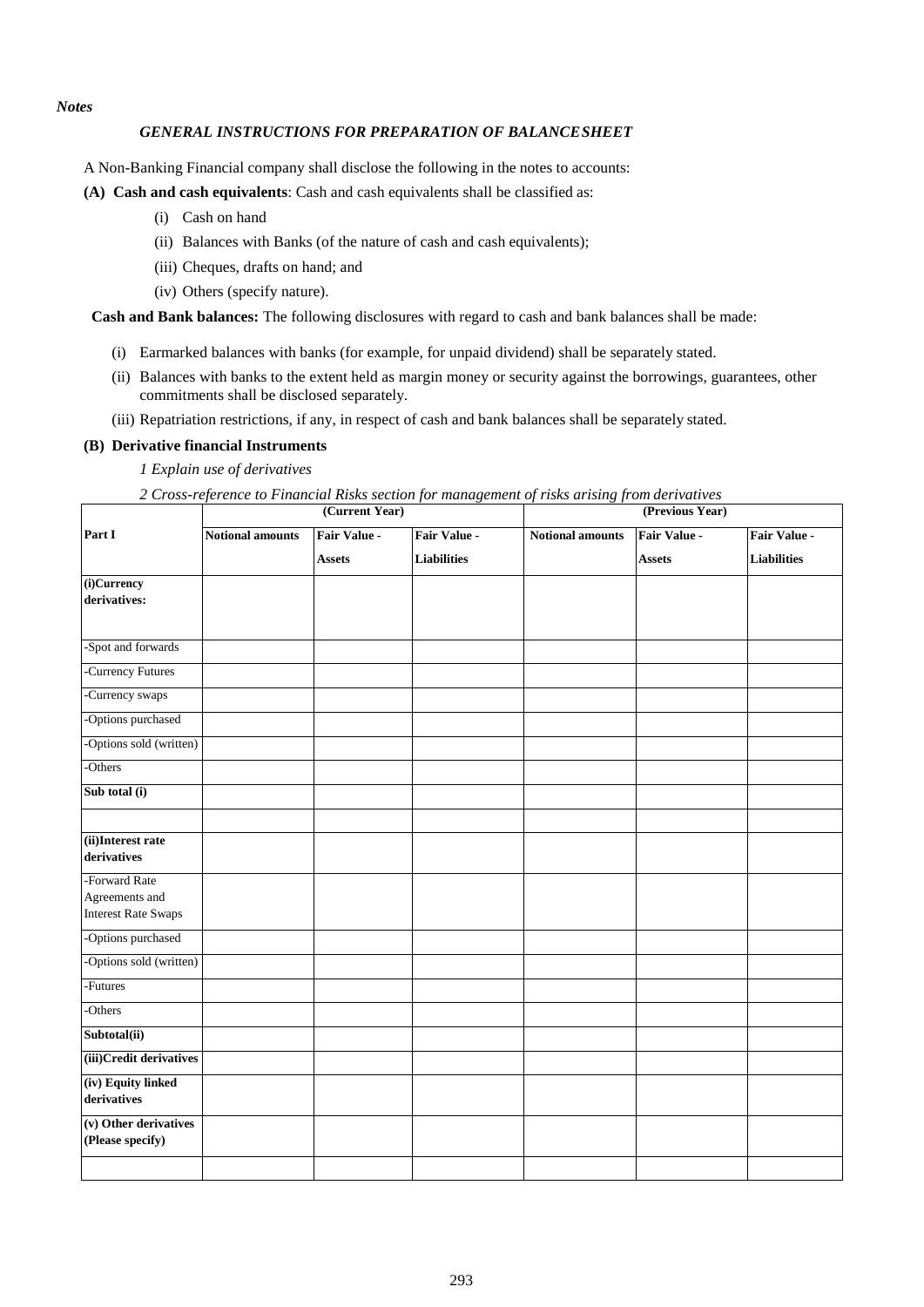*Notes*

### *GENERAL INSTRUCTIONS FOR PREPARATION OF BALANCESHEET*

A Non-Banking Financial company shall disclose the following in the notes to accounts:

**(A) Cash and cash equivalents**: Cash and cash equivalents shall be classified as:

- (i) Cash on hand
- (ii) Balances with Banks (of the nature of cash and cash equivalents);
- (iii) Cheques, drafts on hand; and
- (iv) Others (specify nature).

**Cash and Bank balances:** The following disclosures with regard to cash and bank balances shall be made:

- (i) Earmarked balances with banks (for example, for unpaid dividend) shall be separately stated.
- (ii) Balances with banks to the extent held as margin money or security against the borrowings, guarantees, other commitments shall be disclosed separately.
- (iii) Repatriation restrictions, if any, in respect of cash and bank balances shall be separately stated.

**(B) Derivative financial Instruments**

*1 Explain use of derivatives*

*2 Cross-reference to Financial Risks section for management of risks arising from derivatives*

| Part I | (Current Year) | | | (Previous Year) | | |
|---|---|---|---|---|---|---|
| | **Notional amounts** | **Fair Value - Assets** | **Fair Value - Liabilities** | **Notional amounts** | **Fair Value - Assets** | **Fair Value - Liabilities** |
| **(i)Currency derivatives:** | | | | | | |
| -Spot and forwards | | | | | | |
| -Currency Futures | | | | | | |
| -Currency swaps | | | | | | |
| -Options purchased | | | | | | |
| -Options sold (written) | | | | | | |
| -Others | | | | | | |
| **Sub total (i)** | | | | | | |
| | | | | | | |
| **(ii)Interest rate derivatives** | | | | | | |
| -Forward Rate Agreements and Interest Rate Swaps | | | | | | |
| -Options purchased | | | | | | |
| -Options sold (written) | | | | | | |
| -Futures | | | | | | |
| -Others | | | | | | |
| **Subtotal(ii)** | | | | | | |
| **(iii)Credit derivatives** | | | | | | |
| **(iv) Equity linked derivatives** | | | | | | |
| **(v) Other derivatives (Please specify)** | | | | | | |
| | | | | | | |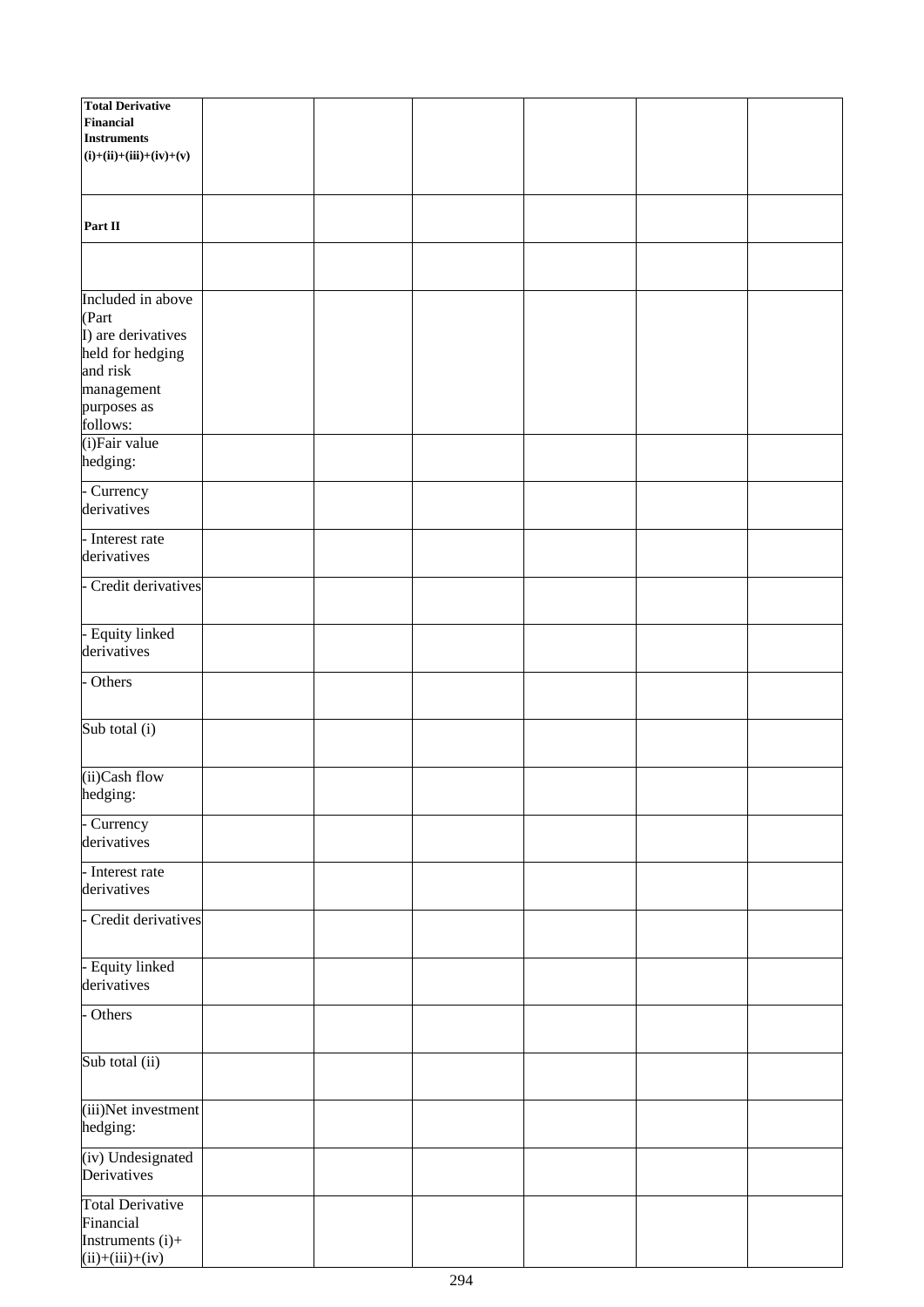| | | | | | | |
|---|---|---|---|---|---|---|
| **Total Derivative Financial Instruments (i)+(ii)+(iii)+(iv)+(v)** | | | | | | |
| **Part II** | | | | | | |
| | | | | | | |
| Included in above (Part I) are derivatives held for hedging and risk management purposes as follows: | | | | | | |
| (i)Fair value hedging: | | | | | | |
| - Currency derivatives | | | | | | |
| - Interest rate derivatives | | | | | | |
| - Credit derivatives | | | | | | |
| - Equity linked derivatives | | | | | | |
| - Others | | | | | | |
| Sub total (i) | | | | | | |
| (ii)Cash flow hedging: | | | | | | |
| - Currency derivatives | | | | | | |
| - Interest rate derivatives | | | | | | |
| - Credit derivatives | | | | | | |
| - Equity linked derivatives | | | | | | |
| - Others | | | | | | |
| Sub total (ii) | | | | | | |
| (iii)Net investment hedging: | | | | | | |
| (iv) Undesignated Derivatives | | | | | | |
| Total Derivative Financial Instruments (i)+(ii)+(iii)+(iv) | | | | | | |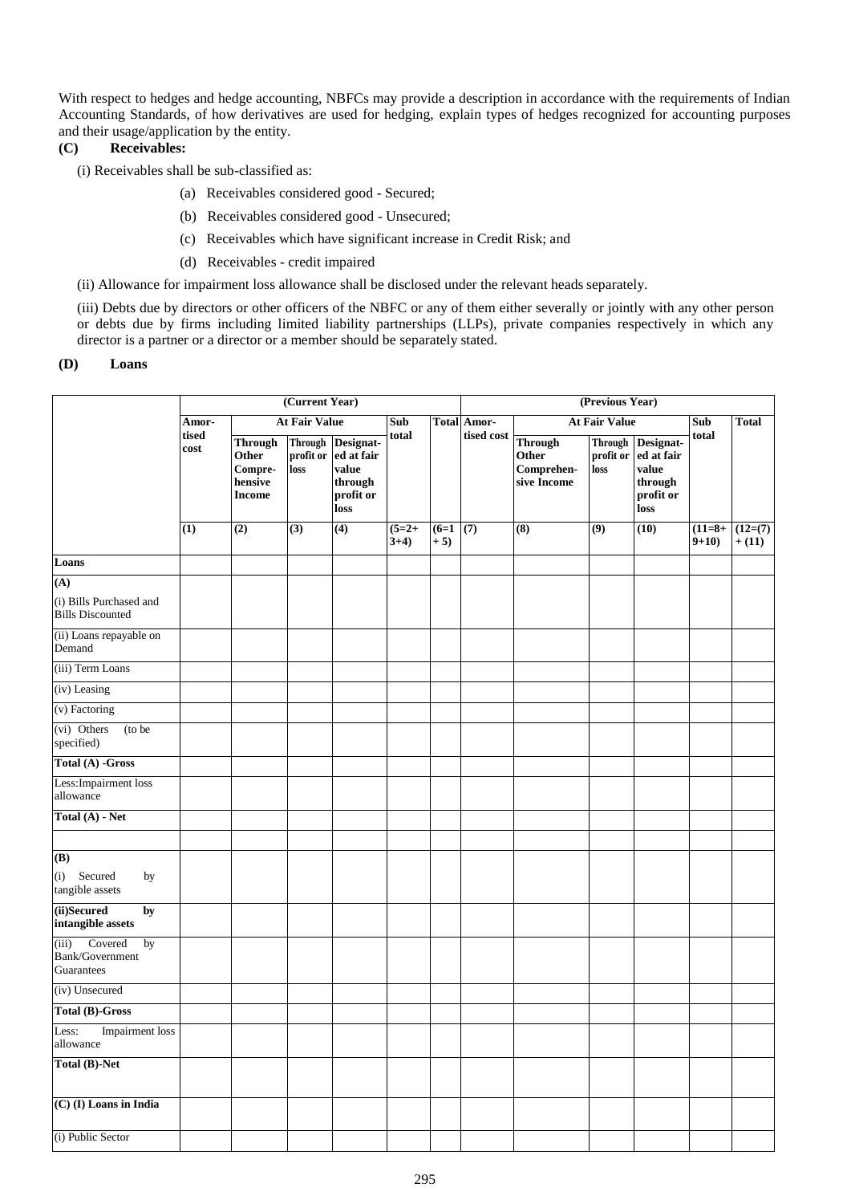With respect to hedges and hedge accounting, NBFCs may provide a description in accordance with the requirements of Indian Accounting Standards, of how derivatives are used for hedging, explain types of hedges recognized for accounting purposes and their usage/application by the entity.

**(C) Receivables:**

(i) Receivables shall be sub-classified as:

(a) Receivables considered good - Secured;

(b) Receivables considered good - Unsecured;

(c) Receivables which have significant increase in Credit Risk; and

(d) Receivables - credit impaired

(ii) Allowance for impairment loss allowance shall be disclosed under the relevant heads separately.

(iii) Debts due by directors or other officers of the NBFC or any of them either severally or jointly with any other person or debts due by firms including limited liability partnerships (LLPs), private companies respectively in which any director is a partner or a director or a member should be separately stated.

**(D) Loans**

| | (Current Year) | | | | | | (Previous Year) | | | | | |
|---|---|---|---|---|---|---|---|---|---|---|---|---|
| | Amortised cost | At Fair Value | | | Sub total | Total | Amortised cost | At Fair Value | | | Sub total | Total |
| | | Through Other Comprehensive Income | Through profit or loss | Designated at fair value through profit or loss | | | | Through Other Comprehensive Income | Through profit or loss | Designated at fair value through profit or loss | | |
| | (1) | (2) | (3) | (4) | (5=2+3+4) | (6=1+5) | (7) | (8) | (9) | (10) | (11=8+9+10) | (12=(7)+(11) |
| **Loans** | | | | | | | | | | | | |
| **(A)** (i) Bills Purchased and Bills Discounted | | | | | | | | | | | | |
| (ii) Loans repayable on Demand | | | | | | | | | | | | |
| (iii) Term Loans | | | | | | | | | | | | |
| (iv) Leasing | | | | | | | | | | | | |
| (v) Factoring | | | | | | | | | | | | |
| (vi) Others (to be specified) | | | | | | | | | | | | |
| **Total (A) -Gross** | | | | | | | | | | | | |
| Less:Impairment loss allowance | | | | | | | | | | | | |
| **Total (A) - Net** | | | | | | | | | | | | |
| | | | | | | | | | | | | |
| **(B)** (i) Secured by tangible assets | | | | | | | | | | | | |
| **(ii)Secured by intangible assets** | | | | | | | | | | | | |
| (iii) Covered by Bank/Government Guarantees | | | | | | | | | | | | |
| (iv) Unsecured | | | | | | | | | | | | |
| **Total (B)-Gross** | | | | | | | | | | | | |
| Less: Impairment loss allowance | | | | | | | | | | | | |
| **Total (B)-Net** | | | | | | | | | | | | |
| **(C) (I) Loans in India** | | | | | | | | | | | | |
| (i) Public Sector | | | | | | | | | | | | |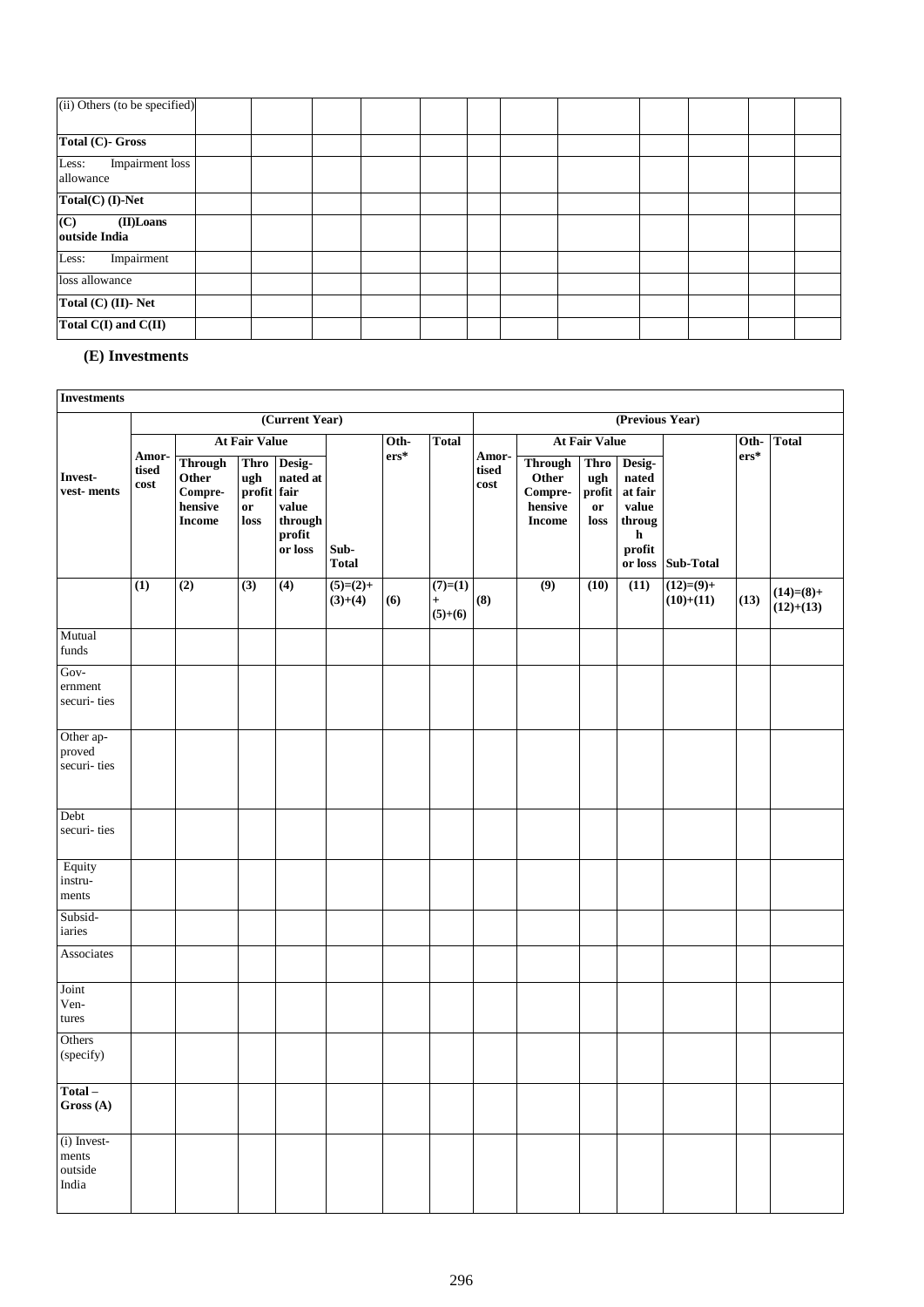| (ii) Others (to be specified) | | | | | | | | | | | |
|---|---|---|---|---|---|---|---|---|---|---|---|
| **Total (C)- Gross** | | | | | | | | | | | |
| Less: Impairment loss allowance | | | | | | | | | | | |
| **Total(C) (I)-Net** | | | | | | | | | | | |
| **(C) (II)Loans outside India** | | | | | | | | | | | |
| Less: Impairment | | | | | | | | | | | |
| loss allowance | | | | | | | | | | | |
| **Total (C) (II)- Net** | | | | | | | | | | | |
| **Total C(I) and C(II)** | | | | | | | | | | | |

## (E) Investments

| **Investments** | | | | | | | | | | | | | | |
|---|---|---|---|---|---|---|---|---|---|---|---|---|---|---|
| | **(Current Year)** | | | | | | | **(Previous Year)** | | | | | | |
| | | **At Fair Value** | | | | | | | **At Fair Value** | | | | | |
| **Invest-vest- ments** | **Amor-tised cost** | **Through Other Compre-hensive Income** | **Through profit or loss** | **Desig-nated at fair value through profit or loss** | **Sub-Total** | **Oth-ers*** | **Total** | **Amor-tised cost** | **Through Other Compre-hensive Income** | **Through profit or loss** | **Desig-nated at fair value through profit or loss** | **Sub-Total** | **Oth-ers*** | **Total** |
| | **(1)** | **(2)** | **(3)** | **(4)** | **(5)=(2)+(3)+(4)** | **(6)** | **(7)=(1)+(5)+(6)** | **(8)** | **(9)** | **(10)** | **(11)** | **(12)=(9)+(10)+(11)** | **(13)** | **(14)=(8)+(12)+(13)** |
| Mutual funds | | | | | | | | | | | | | | |
| Gov-ernment securi- ties | | | | | | | | | | | | | | |
| Other ap-proved securi- ties | | | | | | | | | | | | | | |
| Debt securi- ties | | | | | | | | | | | | | | |
| Equity instru-ments | | | | | | | | | | | | | | |
| Subsid-iaries | | | | | | | | | | | | | | |
| Associates | | | | | | | | | | | | | | |
| Joint Ven-tures | | | | | | | | | | | | | | |
| Others (specify) | | | | | | | | | | | | | | |
| **Total – Gross (A)** | | | | | | | | | | | | | | |
| (i) Invest-ments outside India | | | | | | | | | | | | | | |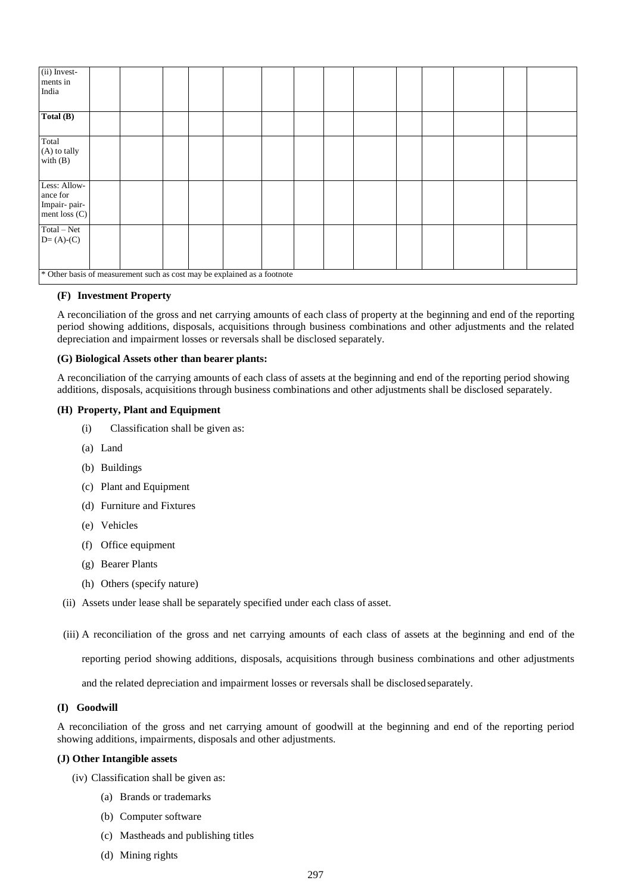| (ii) Investments in India | | | | | | | | | | | | | |
|---|---|---|---|---|---|---|---|---|---|---|---|---|---|
| **Total (B)** | | | | | | | | | | | | | |
| Total (A) to tally with (B) | | | | | | | | | | | | | |
| Less: Allowance for Impair- pairment loss (C) | | | | | | | | | | | | | |
| Total – Net D= (A)-(C) | | | | | | | | | | | | | |

* Other basis of measurement such as cost may be explained as a footnote

**(F) Investment Property**

A reconciliation of the gross and net carrying amounts of each class of property at the beginning and end of the reporting period showing additions, disposals, acquisitions through business combinations and other adjustments and the related depreciation and impairment losses or reversals shall be disclosed separately.

**(G) Biological Assets other than bearer plants:**

A reconciliation of the carrying amounts of each class of assets at the beginning and end of the reporting period showing additions, disposals, acquisitions through business combinations and other adjustments shall be disclosed separately.

**(H) Property, Plant and Equipment**

(i) Classification shall be given as:

(a) Land

(b) Buildings

(c) Plant and Equipment

(d) Furniture and Fixtures

(e) Vehicles

(f) Office equipment

(g) Bearer Plants

(h) Others (specify nature)

(ii) Assets under lease shall be separately specified under each class of asset.

(iii) A reconciliation of the gross and net carrying amounts of each class of assets at the beginning and end of the reporting period showing additions, disposals, acquisitions through business combinations and other adjustments and the related depreciation and impairment losses or reversals shall be disclosed separately.

**(I) Goodwill**

A reconciliation of the gross and net carrying amount of goodwill at the beginning and end of the reporting period showing additions, impairments, disposals and other adjustments.

**(J) Other Intangible assets**

(iv) Classification shall be given as:

(a) Brands or trademarks

(b) Computer software

(c) Mastheads and publishing titles

(d) Mining rights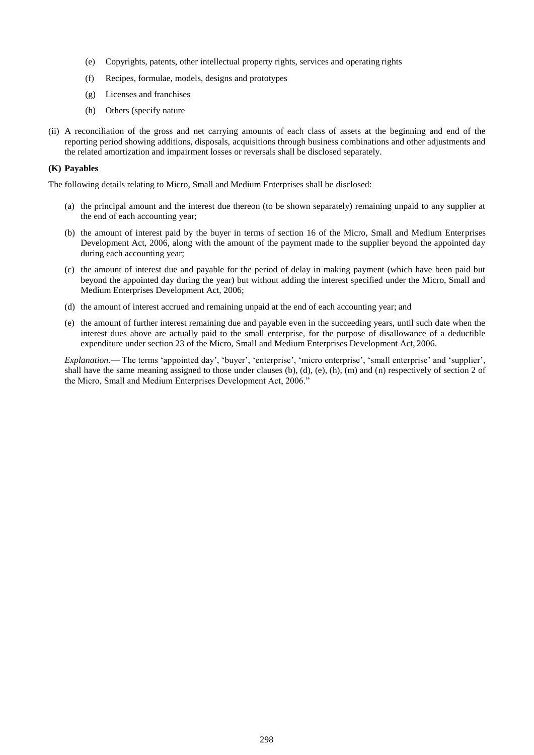(e) Copyrights, patents, other intellectual property rights, services and operating rights

(f) Recipes, formulae, models, designs and prototypes

(g) Licenses and franchises

(h) Others (specify nature

(ii) A reconciliation of the gross and net carrying amounts of each class of assets at the beginning and end of the reporting period showing additions, disposals, acquisitions through business combinations and other adjustments and the related amortization and impairment losses or reversals shall be disclosed separately.

**(K) Payables**

The following details relating to Micro, Small and Medium Enterprises shall be disclosed:

(a) the principal amount and the interest due thereon (to be shown separately) remaining unpaid to any supplier at the end of each accounting year;

(b) the amount of interest paid by the buyer in terms of section 16 of the Micro, Small and Medium Enterprises Development Act, 2006, along with the amount of the payment made to the supplier beyond the appointed day during each accounting year;

(c) the amount of interest due and payable for the period of delay in making payment (which have been paid but beyond the appointed day during the year) but without adding the interest specified under the Micro, Small and Medium Enterprises Development Act, 2006;

(d) the amount of interest accrued and remaining unpaid at the end of each accounting year; and

(e) the amount of further interest remaining due and payable even in the succeeding years, until such date when the interest dues above are actually paid to the small enterprise, for the purpose of disallowance of a deductible expenditure under section 23 of the Micro, Small and Medium Enterprises Development Act, 2006.

*Explanation*.— The terms 'appointed day', 'buyer', 'enterprise', 'micro enterprise', 'small enterprise' and 'supplier', shall have the same meaning assigned to those under clauses (b), (d), (e), (h), (m) and (n) respectively of section 2 of the Micro, Small and Medium Enterprises Development Act, 2006."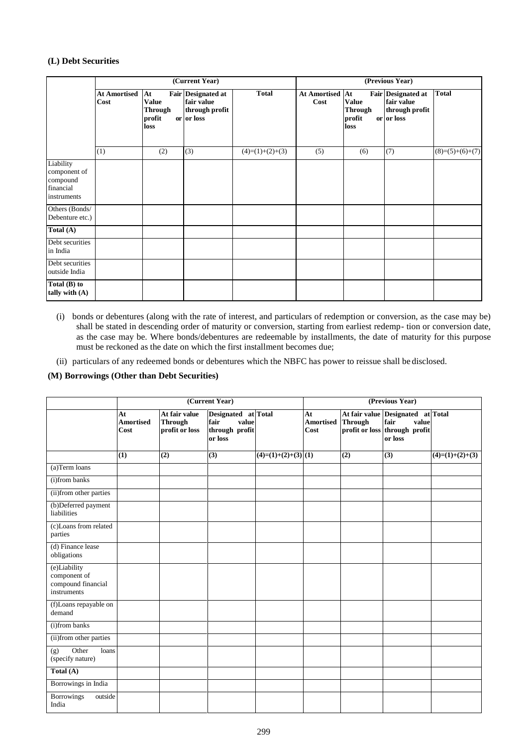**(L) Debt Securities**

| | (Current Year) | | | | (Previous Year) | | | |
|---|---|---|---|---|---|---|---|---|
| | At Amortised Cost | At Fair Value Through profit or loss | Designated at fair value through profit or loss | Total | At Amortised Cost | At Fair Value Through profit or loss | Designated at fair value through profit or loss | Total |
| | (1) | (2) | (3) | (4)=(1)+(2)+(3) | (5) | (6) | (7) | (8)=(5)+(6)+(7) |
| Liability component of compound financial instruments | | | | | | | | |
| Others (Bonds/ Debenture etc.) | | | | | | | | |
| **Total (A)** | | | | | | | | |
| Debt securities in India | | | | | | | | |
| Debt securities outside India | | | | | | | | |
| **Total (B) to tally with (A)** | | | | | | | | |

(i) bonds or debentures (along with the rate of interest, and particulars of redemption or conversion, as the case may be) shall be stated in descending order of maturity or conversion, starting from earliest redemp- tion or conversion date, as the case may be. Where bonds/debentures are redeemable by installments, the date of maturity for this purpose must be reckoned as the date on which the first installment becomes due;

(ii) particulars of any redeemed bonds or debentures which the NBFC has power to reissue shall be disclosed.

**(M) Borrowings (Other than Debt Securities)**

| | (Current Year) | | | | (Previous Year) | | | |
|---|---|---|---|---|---|---|---|---|
| | At Amortised Cost | At fair value Through profit or loss | Designated at fair value through profit or loss | Total | At Amortised Cost | At fair value Through profit or loss | Designated at fair value through profit or loss | Total |
| | (1) | (2) | (3) | (4)=(1)+(2)+(3) | (1) | (2) | (3) | (4)=(1)+(2)+(3) |
| (a)Term loans | | | | | | | | |
| (i)from banks | | | | | | | | |
| (ii)from other parties | | | | | | | | |
| (b)Deferred payment liabilities | | | | | | | | |
| (c)Loans from related parties | | | | | | | | |
| (d) Finance lease obligations | | | | | | | | |
| (e)Liability component of compound financial instruments | | | | | | | | |
| (f)Loans repayable on demand | | | | | | | | |
| (i)from banks | | | | | | | | |
| (ii)from other parties | | | | | | | | |
| (g) Other loans (specify nature) | | | | | | | | |
| **Total (A)** | | | | | | | | |
| Borrowings in India | | | | | | | | |
| Borrowings outside India | | | | | | | | |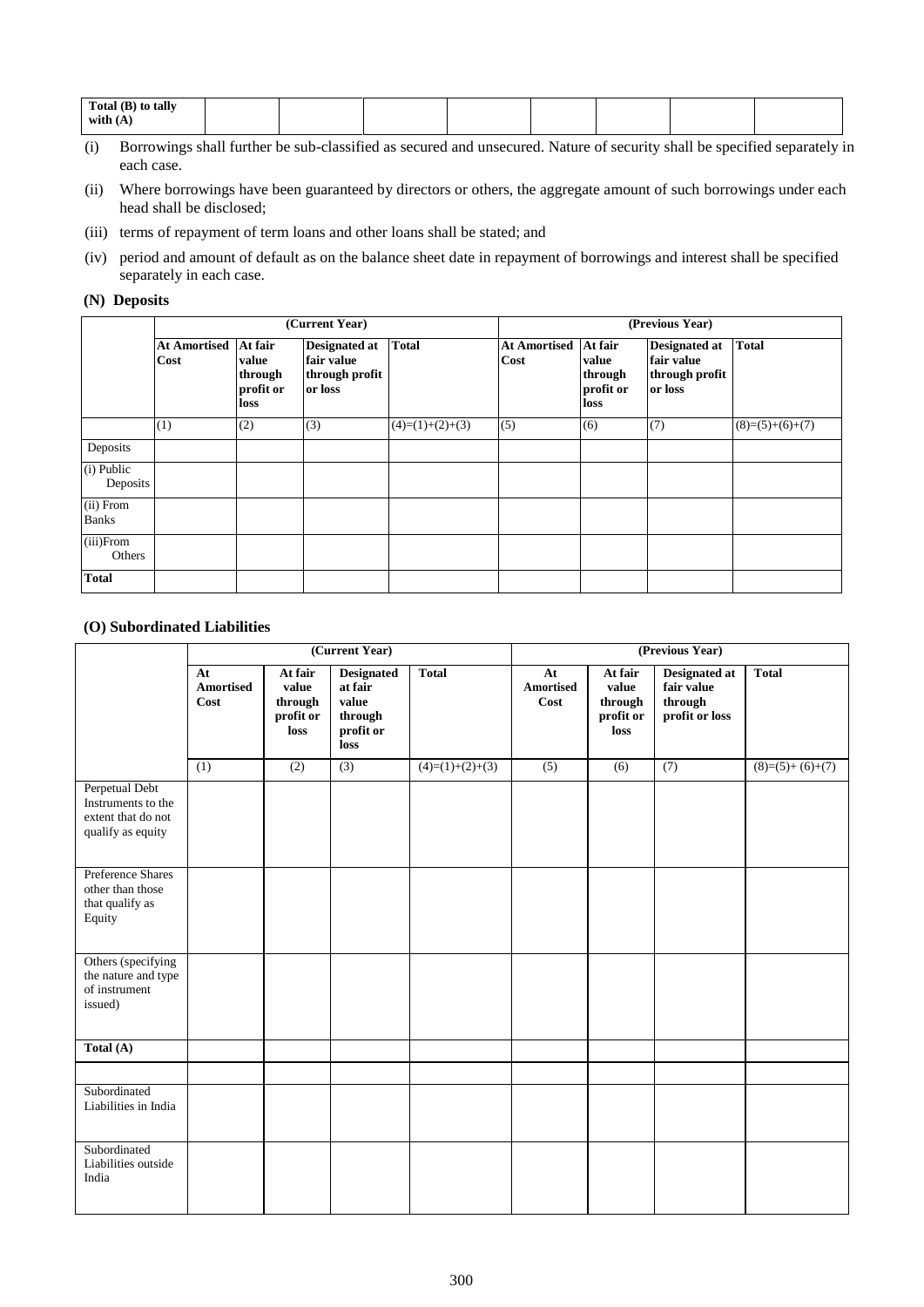| Total (B) to tally with (A) | | | | | | | | |
|---|---|---|---|---|---|---|---|---|

(i) Borrowings shall further be sub-classified as secured and unsecured. Nature of security shall be specified separately in each case.

(ii) Where borrowings have been guaranteed by directors or others, the aggregate amount of such borrowings under each head shall be disclosed;

(iii) terms of repayment of term loans and other loans shall be stated; and

(iv) period and amount of default as on the balance sheet date in repayment of borrowings and interest shall be specified separately in each case.

**(N) Deposits**

| | (Current Year) | | | | (Previous Year) | | | |
|---|---|---|---|---|---|---|---|---|
| | **At Amortised Cost** | **At fair value through profit or loss** | **Designated at fair value through profit or loss** | **Total** | **At Amortised Cost** | **At fair value through profit or loss** | **Designated at fair value through profit or loss** | **Total** |
| | (1) | (2) | (3) | (4)=(1)+(2)+(3) | (5) | (6) | (7) | (8)=(5)+(6)+(7) |
| Deposits | | | | | | | | |
| (i) Public Deposits | | | | | | | | |
| (ii) From Banks | | | | | | | | |
| (iii)From Others | | | | | | | | |
| **Total** | | | | | | | | |

**(O) Subordinated Liabilities**

| | (Current Year) | | | | (Previous Year) | | | |
|---|---|---|---|---|---|---|---|---|
| | **At Amortised Cost** | **At fair value through profit or loss** | **Designated at fair value through profit or loss** | **Total** | **At Amortised Cost** | **At fair value through profit or loss** | **Designated at fair value through profit or loss** | **Total** |
| | (1) | (2) | (3) | (4)=(1)+(2)+(3) | (5) | (6) | (7) | (8)=(5)+ (6)+(7) |
| Perpetual Debt Instruments to the extent that do not qualify as equity | | | | | | | | |
| Preference Shares other than those that qualify as Equity | | | | | | | | |
| Others (specifying the nature and type of instrument issued) | | | | | | | | |
| **Total (A)** | | | | | | | | |
| | | | | | | | | |
| Subordinated Liabilities in India | | | | | | | | |
| Subordinated Liabilities outside India | | | | | | | | |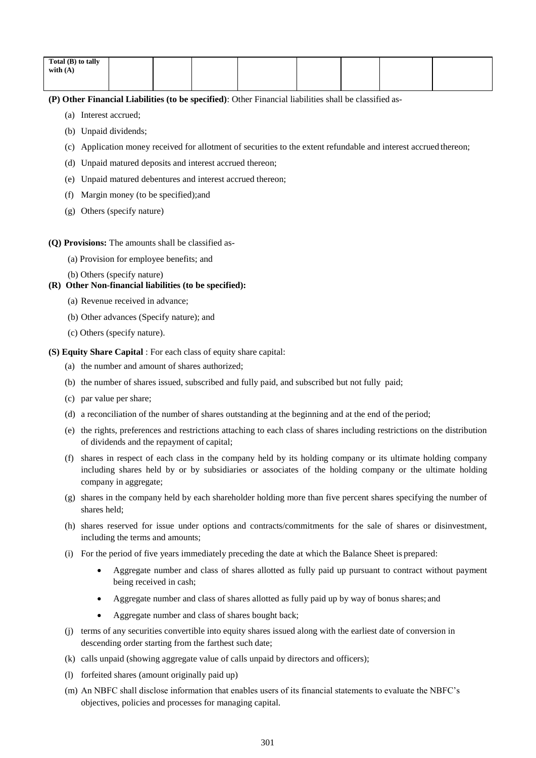| Total (B) to tally with (A) | | | | | | | |
|---|---|---|---|---|---|---|---|
| | | | | | | | |

**(P) Other Financial Liabilities (to be specified)**: Other Financial liabilities shall be classified as-

(a) Interest accrued;

(b) Unpaid dividends;

(c) Application money received for allotment of securities to the extent refundable and interest accrued thereon;

(d) Unpaid matured deposits and interest accrued thereon;

(e) Unpaid matured debentures and interest accrued thereon;

(f) Margin money (to be specified);and

(g) Others (specify nature)

**(Q) Provisions:** The amounts shall be classified as-

(a) Provision for employee benefits; and

(b) Others (specify nature)

**(R) Other Non-financial liabilities (to be specified):**

(a) Revenue received in advance;

(b) Other advances (Specify nature); and

(c) Others (specify nature).

**(S) Equity Share Capital** : For each class of equity share capital:

(a) the number and amount of shares authorized;

(b) the number of shares issued, subscribed and fully paid, and subscribed but not fully paid;

(c) par value per share;

(d) a reconciliation of the number of shares outstanding at the beginning and at the end of the period;

(e) the rights, preferences and restrictions attaching to each class of shares including restrictions on the distribution of dividends and the repayment of capital;

(f) shares in respect of each class in the company held by its holding company or its ultimate holding company including shares held by or by subsidiaries or associates of the holding company or the ultimate holding company in aggregate;

(g) shares in the company held by each shareholder holding more than five percent shares specifying the number of shares held;

(h) shares reserved for issue under options and contracts/commitments for the sale of shares or disinvestment, including the terms and amounts;

(i) For the period of five years immediately preceding the date at which the Balance Sheet is prepared:

- Aggregate number and class of shares allotted as fully paid up pursuant to contract without payment being received in cash;
- Aggregate number and class of shares allotted as fully paid up by way of bonus shares; and
- Aggregate number and class of shares bought back;

(j) terms of any securities convertible into equity shares issued along with the earliest date of conversion in descending order starting from the farthest such date;

(k) calls unpaid (showing aggregate value of calls unpaid by directors and officers);

(l) forfeited shares (amount originally paid up)

(m) An NBFC shall disclose information that enables users of its financial statements to evaluate the NBFC's objectives, policies and processes for managing capital.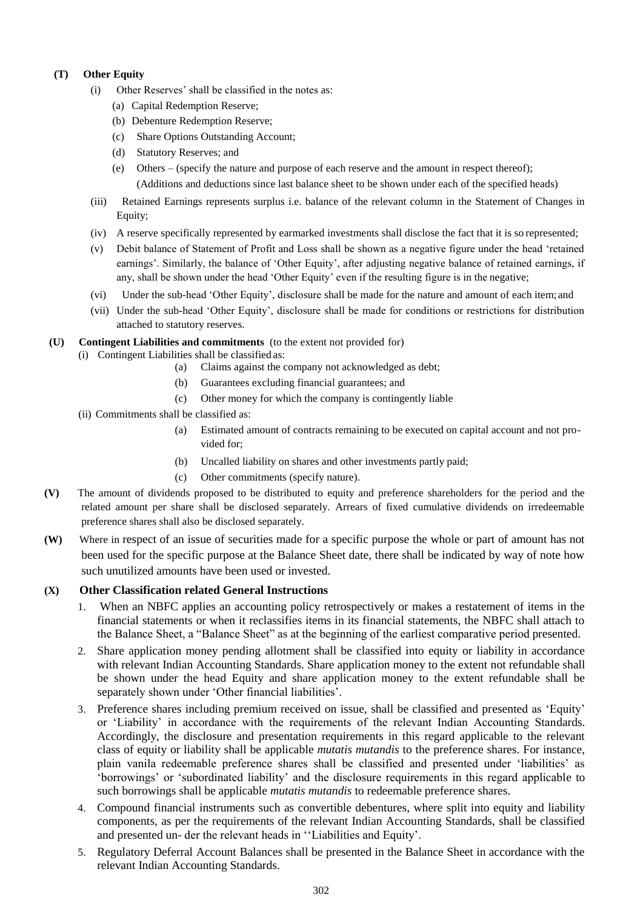**(T) Other Equity**

(i) Other Reserves' shall be classified in the notes as:

(a) Capital Redemption Reserve;

(b) Debenture Redemption Reserve;

(c) Share Options Outstanding Account;

(d) Statutory Reserves; and

(e) Others – (specify the nature and purpose of each reserve and the amount in respect thereof);

(Additions and deductions since last balance sheet to be shown under each of the specified heads)

(iii) Retained Earnings represents surplus i.e. balance of the relevant column in the Statement of Changes in Equity;

(iv) A reserve specifically represented by earmarked investments shall disclose the fact that it is so represented;

(v) Debit balance of Statement of Profit and Loss shall be shown as a negative figure under the head 'retained earnings'. Similarly, the balance of 'Other Equity', after adjusting negative balance of retained earnings, if any, shall be shown under the head 'Other Equity' even if the resulting figure is in the negative;

(vi) Under the sub-head 'Other Equity', disclosure shall be made for the nature and amount of each item; and

(vii) Under the sub-head 'Other Equity', disclosure shall be made for conditions or restrictions for distribution attached to statutory reserves.

**(U) Contingent Liabilities and commitments** (to the extent not provided for)

(i) Contingent Liabilities shall be classified as:

(a) Claims against the company not acknowledged as debt;

(b) Guarantees excluding financial guarantees; and

(c) Other money for which the company is contingently liable

(ii) Commitments shall be classified as:

(a) Estimated amount of contracts remaining to be executed on capital account and not provided for;

(b) Uncalled liability on shares and other investments partly paid;

(c) Other commitments (specify nature).

**(V)** The amount of dividends proposed to be distributed to equity and preference shareholders for the period and the related amount per share shall be disclosed separately. Arrears of fixed cumulative dividends on irredeemable preference shares shall also be disclosed separately.

**(W)** Where in respect of an issue of securities made for a specific purpose the whole or part of amount has not been used for the specific purpose at the Balance Sheet date, there shall be indicated by way of note how such unutilized amounts have been used or invested.

**(X) Other Classification related General Instructions**

1. When an NBFC applies an accounting policy retrospectively or makes a restatement of items in the financial statements or when it reclassifies items in its financial statements, the NBFC shall attach to the Balance Sheet, a "Balance Sheet" as at the beginning of the earliest comparative period presented.
2. Share application money pending allotment shall be classified into equity or liability in accordance with relevant Indian Accounting Standards. Share application money to the extent not refundable shall be shown under the head Equity and share application money to the extent refundable shall be separately shown under 'Other financial liabilities'.
3. Preference shares including premium received on issue, shall be classified and presented as 'Equity' or 'Liability' in accordance with the requirements of the relevant Indian Accounting Standards. Accordingly, the disclosure and presentation requirements in this regard applicable to the relevant class of equity or liability shall be applicable *mutatis mutandis* to the preference shares. For instance, plain vanila redeemable preference shares shall be classified and presented under 'liabilities' as 'borrowings' or 'subordinated liability' and the disclosure requirements in this regard applicable to such borrowings shall be applicable *mutatis mutandis* to redeemable preference shares.
4. Compound financial instruments such as convertible debentures, where split into equity and liability components, as per the requirements of the relevant Indian Accounting Standards, shall be classified and presented un- der the relevant heads in ''Liabilities and Equity'.
5. Regulatory Deferral Account Balances shall be presented in the Balance Sheet in accordance with the relevant Indian Accounting Standards.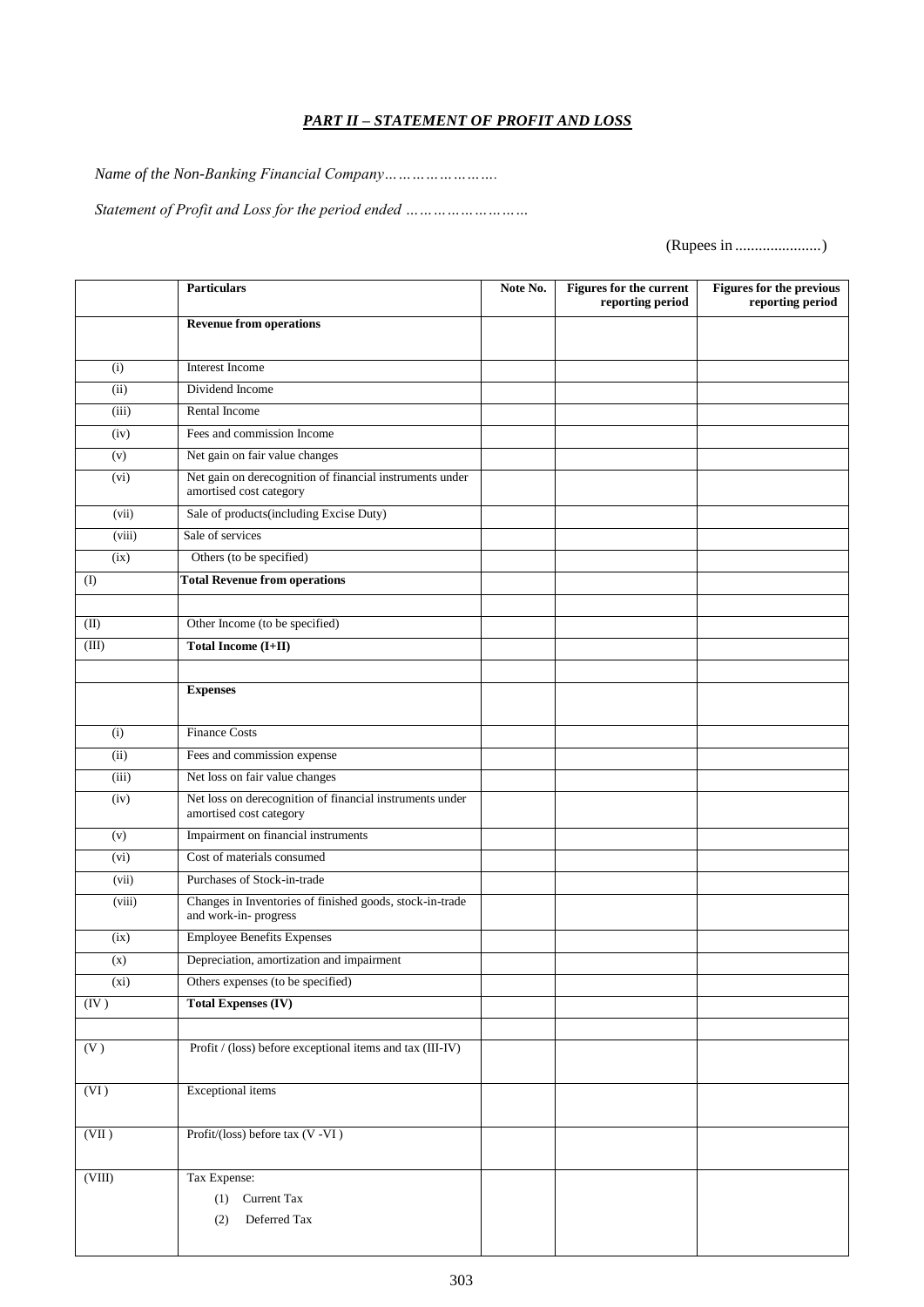## *PART II – STATEMENT OF PROFIT AND LOSS*

*Name of the Non-Banking Financial Company…………………….*

*Statement of Profit and Loss for the period ended ……………………*

(Rupees in .....................)

| | Particulars | Note No. | Figures for the current reporting period | Figures for the previous reporting period |
|---|---|---|---|---|
| | **Revenue from operations** | | | |
| (i) | Interest Income | | | |
| (ii) | Dividend Income | | | |
| (iii) | Rental Income | | | |
| (iv) | Fees and commission Income | | | |
| (v) | Net gain on fair value changes | | | |
| (vi) | Net gain on derecognition of financial instruments under amortised cost category | | | |
| (vii) | Sale of products(including Excise Duty) | | | |
| (viii) | Sale of services | | | |
| (ix) | Others (to be specified) | | | |
| (I) | **Total Revenue from operations** | | | |
| | | | | |
| (II) | Other Income (to be specified) | | | |
| (III) | **Total Income (I+II)** | | | |
| | | | | |
| | **Expenses** | | | |
| (i) | Finance Costs | | | |
| (ii) | Fees and commission expense | | | |
| (iii) | Net loss on fair value changes | | | |
| (iv) | Net loss on derecognition of financial instruments under amortised cost category | | | |
| (v) | Impairment on financial instruments | | | |
| (vi) | Cost of materials consumed | | | |
| (vii) | Purchases of Stock-in-trade | | | |
| (viii) | Changes in Inventories of finished goods, stock-in-trade and work-in- progress | | | |
| (ix) | Employee Benefits Expenses | | | |
| (x) | Depreciation, amortization and impairment | | | |
| (xi) | Others expenses (to be specified) | | | |
| (IV) | **Total Expenses (IV)** | | | |
| | | | | |
| (V) | Profit / (loss) before exceptional items and tax (III-IV) | | | |
| (VI) | Exceptional items | | | |
| (VII) | Profit/(loss) before tax (V -VI ) | | | |
| (VIII) | Tax Expense:<br>(1) Current Tax<br>(2) Deferred Tax | | | |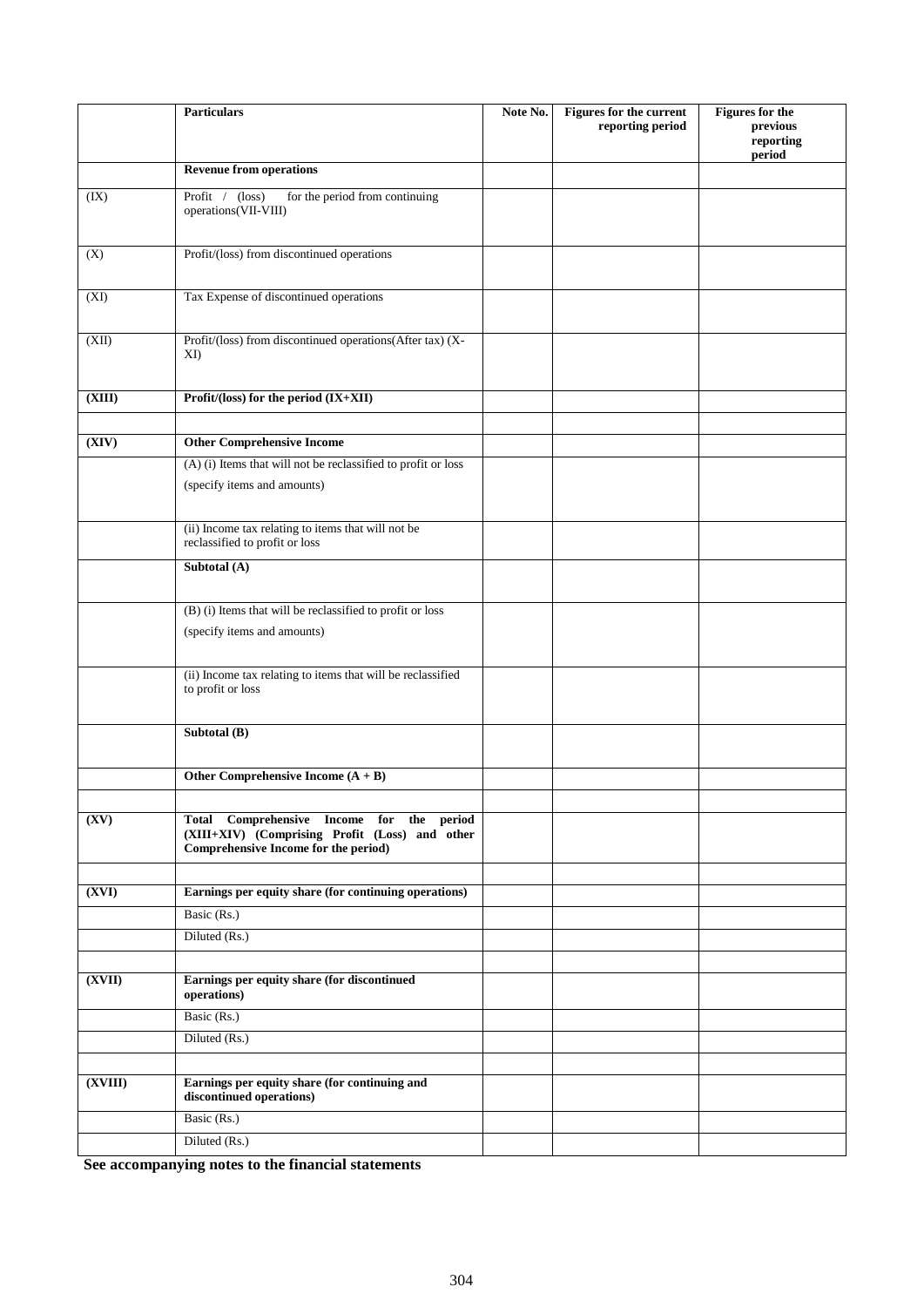| | **Particulars** | **Note No.** | **Figures for the current reporting period** | **Figures for the previous reporting period** |
|---|---|---|---|---|
| | **Revenue from operations** | | | |
| (IX) | Profit / (loss) for the period from continuing operations(VII-VIII) | | | |
| (X) | Profit/(loss) from discontinued operations | | | |
| (XI) | Tax Expense of discontinued operations | | | |
| (XII) | Profit/(loss) from discontinued operations(After tax) (X-XI) | | | |
| **(XIII)** | **Profit/(loss) for the period (IX+XII)** | | | |
| | | | | |
| **(XIV)** | **Other Comprehensive Income** | | | |
| | (A) (i) Items that will not be reclassified to profit or loss (specify items and amounts) | | | |
| | (ii) Income tax relating to items that will not be reclassified to profit or loss | | | |
| | **Subtotal (A)** | | | |
| | (B) (i) Items that will be reclassified to profit or loss (specify items and amounts) | | | |
| | (ii) Income tax relating to items that will be reclassified to profit or loss | | | |
| | **Subtotal (B)** | | | |
| | **Other Comprehensive Income (A + B)** | | | |
| | | | | |
| **(XV)** | **Total Comprehensive Income for the period (XIII+XIV) (Comprising Profit (Loss) and other Comprehensive Income for the period)** | | | |
| | | | | |
| **(XVI)** | **Earnings per equity share (for continuing operations)** | | | |
| | Basic (Rs.) | | | |
| | Diluted (Rs.) | | | |
| | | | | |
| **(XVII)** | **Earnings per equity share (for discontinued operations)** | | | |
| | Basic (Rs.) | | | |
| | Diluted (Rs.) | | | |
| | | | | |
| **(XVIII)** | **Earnings per equity share (for continuing and discontinued operations)** | | | |
| | Basic (Rs.) | | | |
| | Diluted (Rs.) | | | |

**See accompanying notes to the financial statements**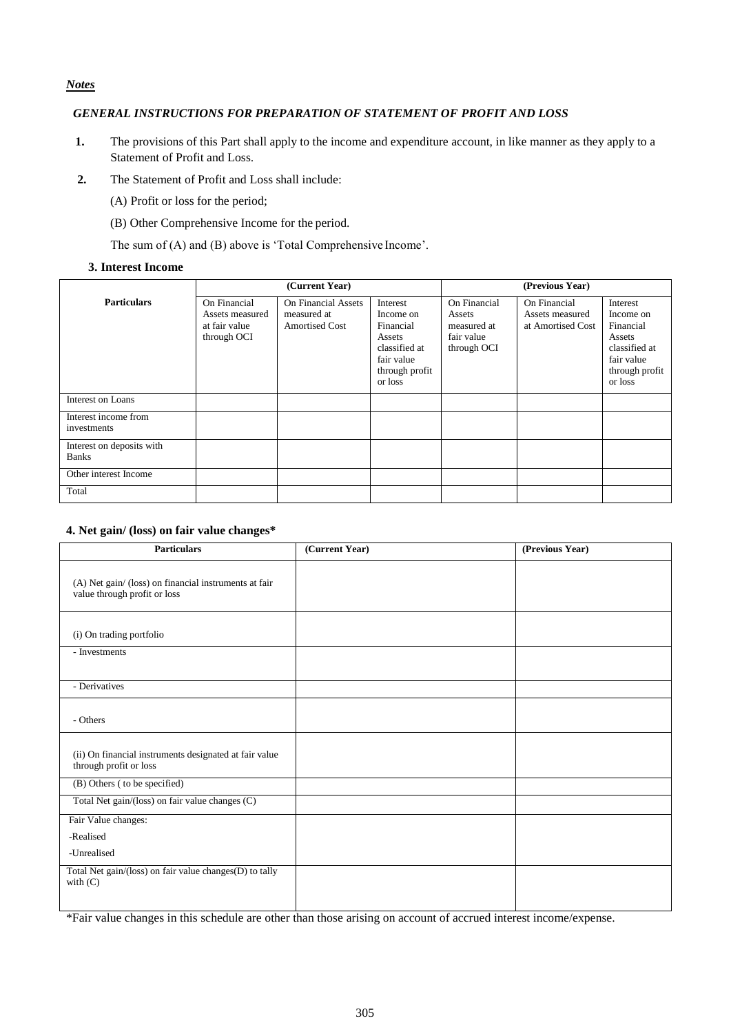***Notes***

***GENERAL INSTRUCTIONS FOR PREPARATION OF STATEMENT OF PROFIT AND LOSS***

**1.** The provisions of this Part shall apply to the income and expenditure account, in like manner as they apply to a Statement of Profit and Loss.

**2.** The Statement of Profit and Loss shall include:

(A) Profit or loss for the period;

(B) Other Comprehensive Income for the period.

The sum of (A) and (B) above is 'Total Comprehensive Income'.

**3. Interest Income**

| Particulars | (Current Year) | | | (Previous Year) | | |
|---|---|---|---|---|---|---|
| | On Financial Assets measured at fair value through OCI | On Financial Assets measured at Amortised Cost | Interest Income on Financial Assets classified at fair value through profit or loss | On Financial Assets measured at fair value through OCI | On Financial Assets measured at Amortised Cost | Interest Income on Financial Assets classified at fair value through profit or loss |
| Interest on Loans | | | | | | |
| Interest income from investments | | | | | | |
| Interest on deposits with Banks | | | | | | |
| Other interest Income | | | | | | |
| Total | | | | | | |

**4. Net gain/ (loss) on fair value changes***

| Particulars | (Current Year) | (Previous Year) |
|---|---|---|
| (A) Net gain/ (loss) on financial instruments at fair value through profit or loss | | |
| (i) On trading portfolio | | |
| - Investments | | |
| - Derivatives | | |
| - Others | | |
| (ii) On financial instruments designated at fair value through profit or loss | | |
| (B) Others ( to be specified) | | |
| Total Net gain/(loss) on fair value changes (C) | | |
| Fair Value changes:<br>-Realised<br>-Unrealised | | |
| Total Net gain/(loss) on fair value changes(D) to tally with (C) | | |

*Fair value changes in this schedule are other than those arising on account of accrued interest income/expense.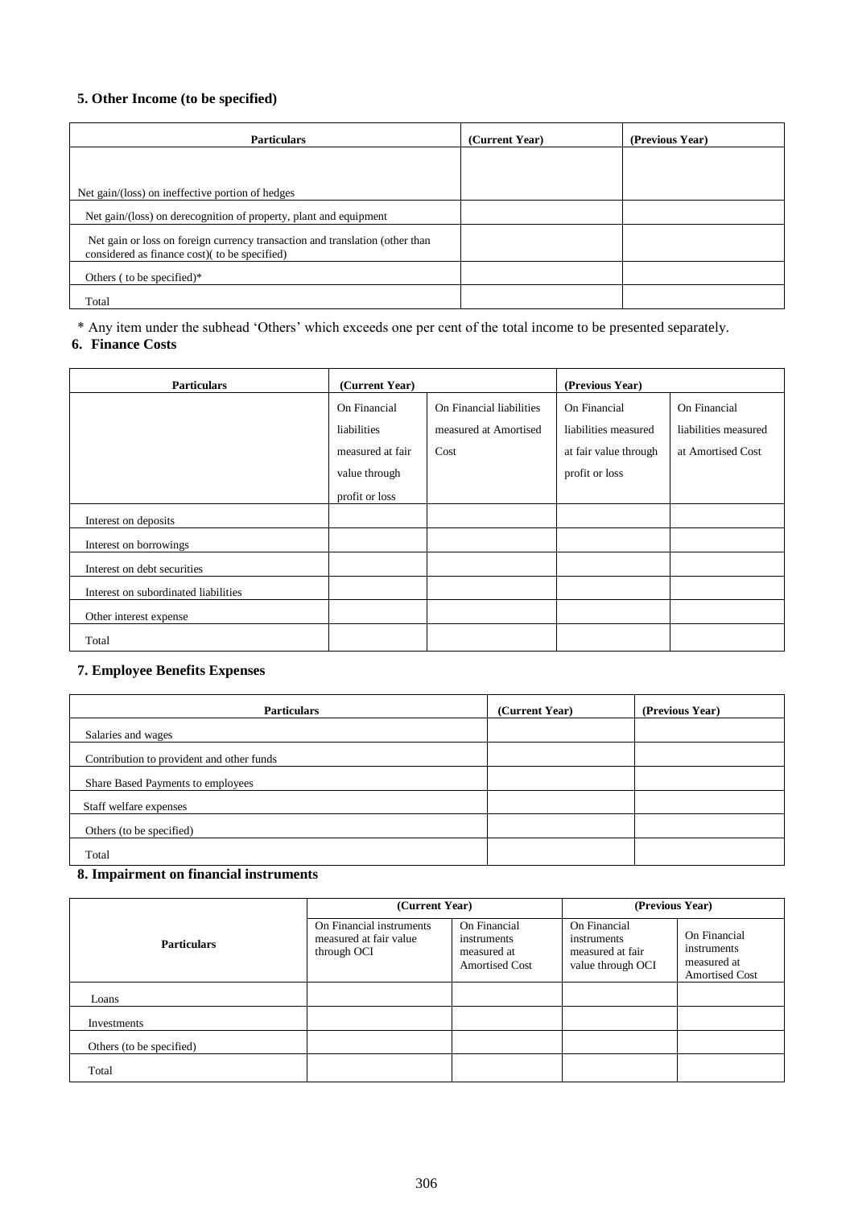### 5. Other Income (to be specified)

| Particulars | (Current Year) | (Previous Year) |
|---|---|---|
| Net gain/(loss) on ineffective portion of hedges | | |
| Net gain/(loss) on derecognition of property, plant and equipment | | |
| Net gain or loss on foreign currency transaction and translation (other than considered as finance cost)( to be specified) | | |
| Others ( to be specified)* | | |
| Total | | |

\* Any item under the subhead 'Others' which exceeds one per cent of the total income to be presented separately.

### 6. Finance Costs

| Particulars | (Current Year) | | (Previous Year) | |
|---|---|---|---|---|
| | On Financial liabilities measured at fair value through profit or loss | On Financial liabilities measured at Amortised Cost | On Financial liabilities measured at fair value through profit or loss | On Financial liabilities measured at Amortised Cost |
| Interest on deposits | | | | |
| Interest on borrowings | | | | |
| Interest on debt securities | | | | |
| Interest on subordinated liabilities | | | | |
| Other interest expense | | | | |
| Total | | | | |

### 7. Employee Benefits Expenses

| Particulars | (Current Year) | (Previous Year) |
|---|---|---|
| Salaries and wages | | |
| Contribution to provident and other funds | | |
| Share Based Payments to employees | | |
| Staff welfare expenses | | |
| Others (to be specified) | | |
| Total | | |

### 8. Impairment on financial instruments

| Particulars | (Current Year) | | (Previous Year) | |
|---|---|---|---|---|
| | On Financial instruments measured at fair value through OCI | On Financial instruments measured at Amortised Cost | On Financial instruments measured at fair value through OCI | On Financial instruments measured at Amortised Cost |
| Loans | | | | |
| Investments | | | | |
| Others (to be specified) | | | | |
| Total | | | | |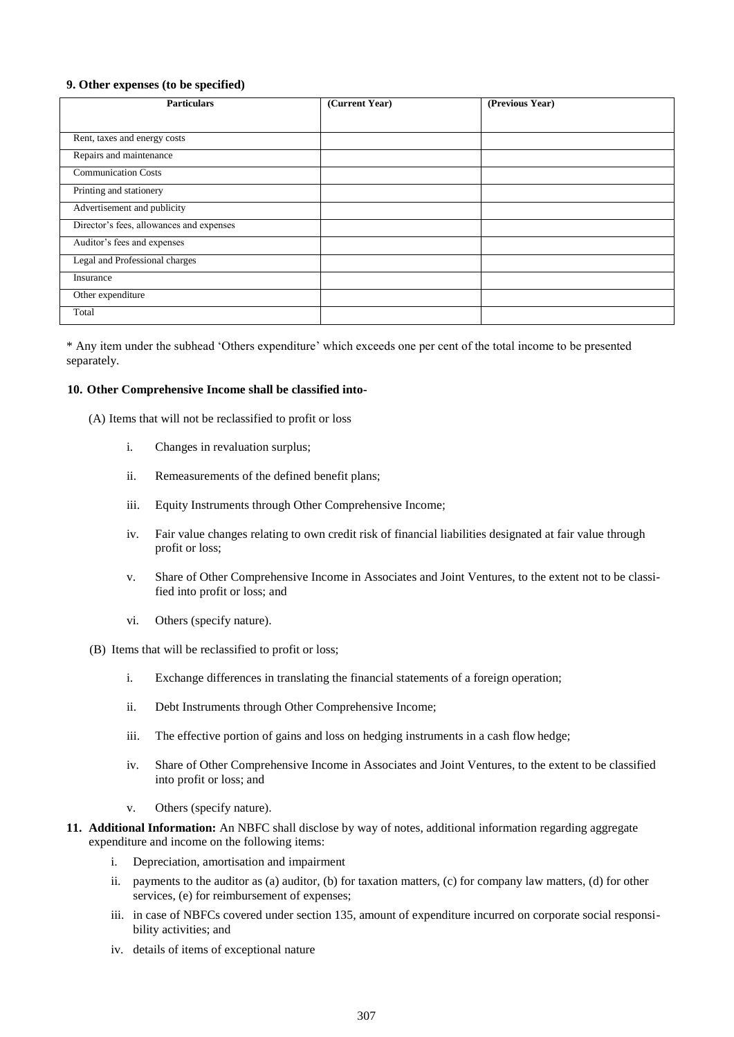**9. Other expenses (to be specified)**

| Particulars | (Current Year) | (Previous Year) |
|---|---|---|
| Rent, taxes and energy costs | | |
| Repairs and maintenance | | |
| Communication Costs | | |
| Printing and stationery | | |
| Advertisement and publicity | | |
| Director's fees, allowances and expenses | | |
| Auditor's fees and expenses | | |
| Legal and Professional charges | | |
| Insurance | | |
| Other expenditure | | |
| Total | | |

* Any item under the subhead 'Others expenditure' which exceeds one per cent of the total income to be presented separately.

**10. Other Comprehensive Income shall be classified into-**

(A) Items that will not be reclassified to profit or loss

i. Changes in revaluation surplus;

ii. Remeasurements of the defined benefit plans;

iii. Equity Instruments through Other Comprehensive Income;

iv. Fair value changes relating to own credit risk of financial liabilities designated at fair value through profit or loss;

v. Share of Other Comprehensive Income in Associates and Joint Ventures, to the extent not to be classified into profit or loss; and

vi. Others (specify nature).

(B) Items that will be reclassified to profit or loss;

i. Exchange differences in translating the financial statements of a foreign operation;

ii. Debt Instruments through Other Comprehensive Income;

iii. The effective portion of gains and loss on hedging instruments in a cash flow hedge;

iv. Share of Other Comprehensive Income in Associates and Joint Ventures, to the extent to be classified into profit or loss; and

v. Others (specify nature).

**11. Additional Information:** An NBFC shall disclose by way of notes, additional information regarding aggregate expenditure and income on the following items:

i. Depreciation, amortisation and impairment

ii. payments to the auditor as (a) auditor, (b) for taxation matters, (c) for company law matters, (d) for other services, (e) for reimbursement of expenses;

iii. in case of NBFCs covered under section 135, amount of expenditure incurred on corporate social responsibility activities; and

iv. details of items of exceptional nature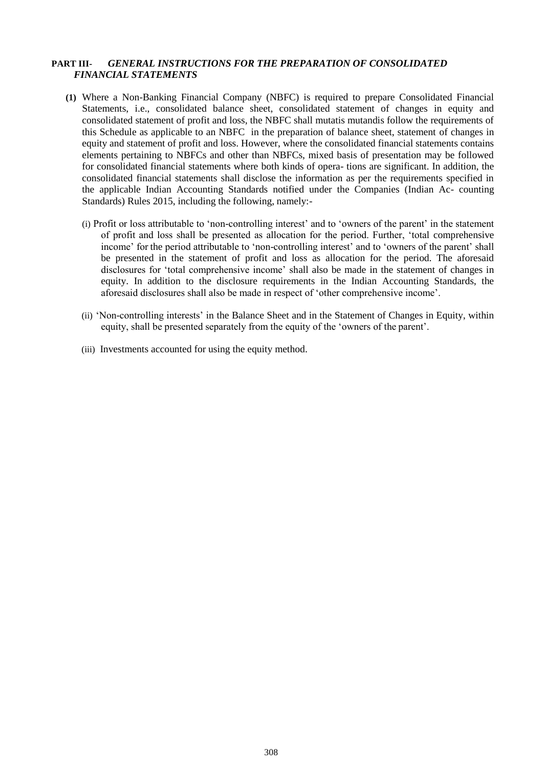## PART III- *GENERAL INSTRUCTIONS FOR THE PREPARATION OF CONSOLIDATED FINANCIAL STATEMENTS*

**(1)** Where a Non-Banking Financial Company (NBFC) is required to prepare Consolidated Financial Statements, i.e., consolidated balance sheet, consolidated statement of changes in equity and consolidated statement of profit and loss, the NBFC shall mutatis mutandis follow the requirements of this Schedule as applicable to an NBFC in the preparation of balance sheet, statement of changes in equity and statement of profit and loss. However, where the consolidated financial statements contains elements pertaining to NBFCs and other than NBFCs, mixed basis of presentation may be followed for consolidated financial statements where both kinds of opera- tions are significant. In addition, the consolidated financial statements shall disclose the information as per the requirements specified in the applicable Indian Accounting Standards notified under the Companies (Indian Ac- counting Standards) Rules 2015, including the following, namely:-

(i) Profit or loss attributable to 'non-controlling interest' and to 'owners of the parent' in the statement of profit and loss shall be presented as allocation for the period. Further, 'total comprehensive income' for the period attributable to 'non-controlling interest' and to 'owners of the parent' shall be presented in the statement of profit and loss as allocation for the period. The aforesaid disclosures for 'total comprehensive income' shall also be made in the statement of changes in equity. In addition to the disclosure requirements in the Indian Accounting Standards, the aforesaid disclosures shall also be made in respect of 'other comprehensive income'.

(ii) 'Non-controlling interests' in the Balance Sheet and in the Statement of Changes in Equity, within equity, shall be presented separately from the equity of the 'owners of the parent'.

(iii) Investments accounted for using the equity method.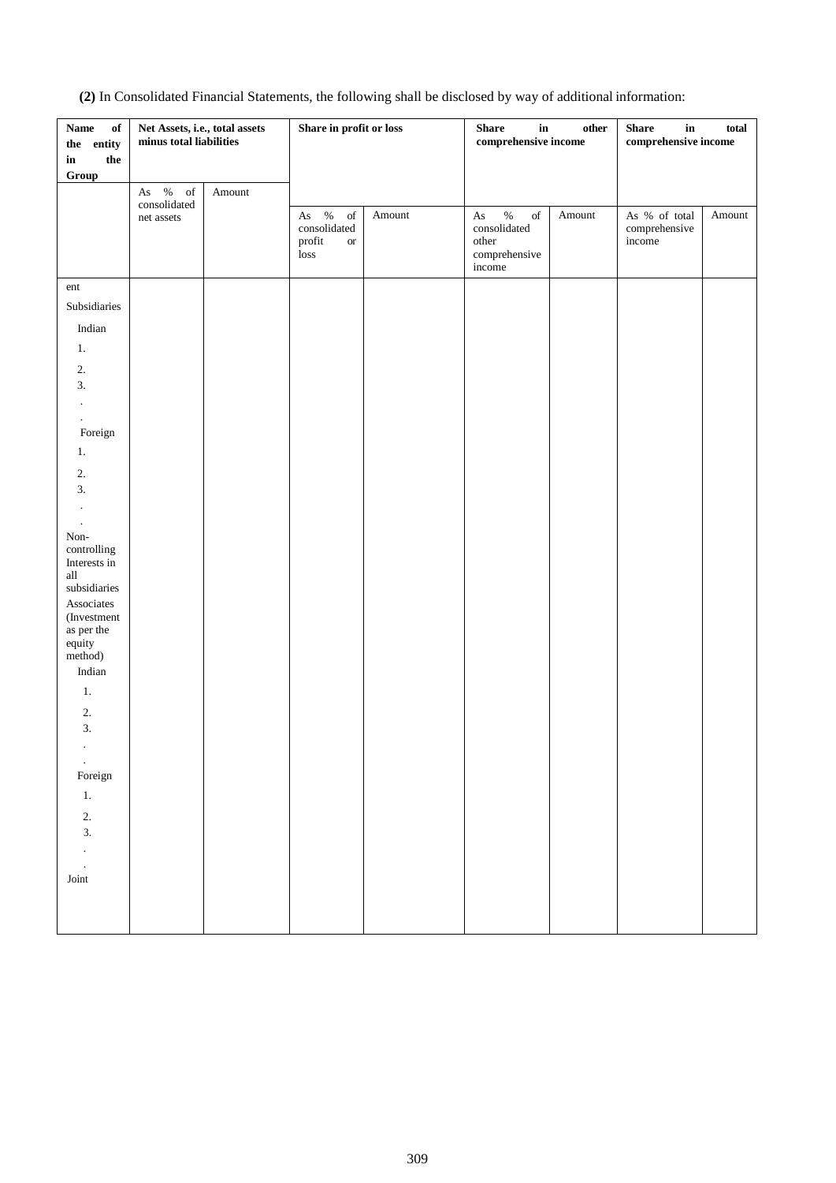**(2)** In Consolidated Financial Statements, the following shall be disclosed by way of additional information:

| Name of the entity in the Group | Net Assets, i.e., total assets minus total liabilities | | Share in profit or loss | | Share in other comprehensive income | | Share in total comprehensive income | |
|---|---|---|---|---|---|---|---|---|
| | As % of consolidated net assets | Amount | As % of consolidated profit or loss | Amount | As % of consolidated other comprehensive income | Amount | As % of total comprehensive income | Amount |
| ent | | | | | | | | |
| Subsidiaries | | | | | | | | |
| Indian | | | | | | | | |
| 1. | | | | | | | | |
| 2. | | | | | | | | |
| 3. | | | | | | | | |
| . | | | | | | | | |
| . | | | | | | | | |
| Foreign | | | | | | | | |
| 1. | | | | | | | | |
| 2. | | | | | | | | |
| 3. | | | | | | | | |
| . | | | | | | | | |
| . | | | | | | | | |
| Non-controlling Interests in all subsidiaries | | | | | | | | |
| Associates (Investment as per the equity method) | | | | | | | | |
| Indian | | | | | | | | |
| 1. | | | | | | | | |
| 2. | | | | | | | | |
| 3. | | | | | | | | |
| . | | | | | | | | |
| . | | | | | | | | |
| Foreign | | | | | | | | |
| 1. | | | | | | | | |
| 2. | | | | | | | | |
| 3. | | | | | | | | |
| . | | | | | | | | |
| . | | | | | | | | |
| Joint | | | | | | | | |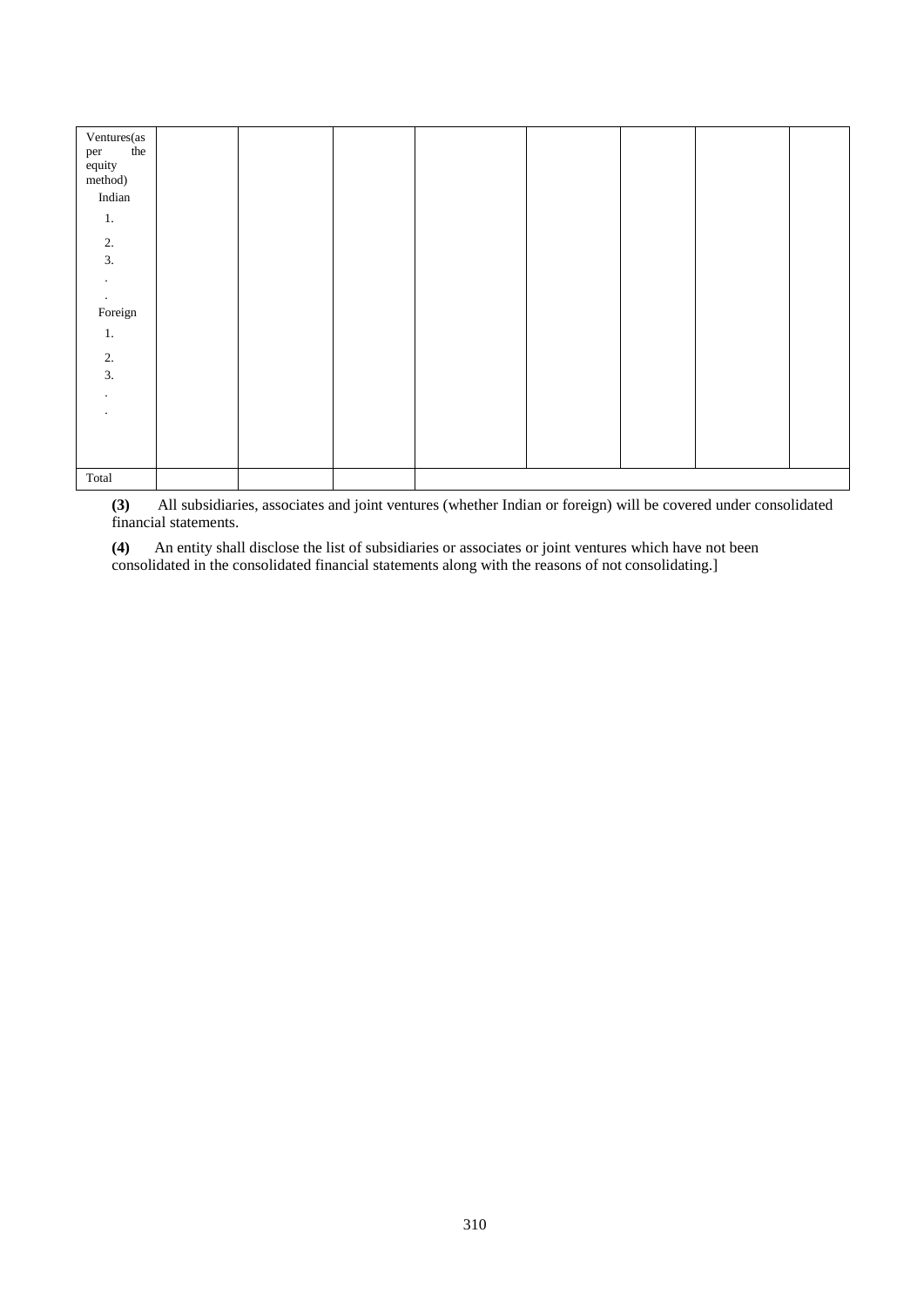| | | | | | | | | |
|---|---|---|---|---|---|---|---|---|
| Ventures(as per the equity method)<br>Indian<br>1.<br>2.<br>3.<br>.<br>.<br>Foreign<br>1.<br>2.<br>3.<br>.<br>. | | | | | | | | |
| Total | | | | | | | | |

**(3)** All subsidiaries, associates and joint ventures (whether Indian or foreign) will be covered under consolidated financial statements.

**(4)** An entity shall disclose the list of subsidiaries or associates or joint ventures which have not been consolidated in the consolidated financial statements along with the reasons of not consolidating.]